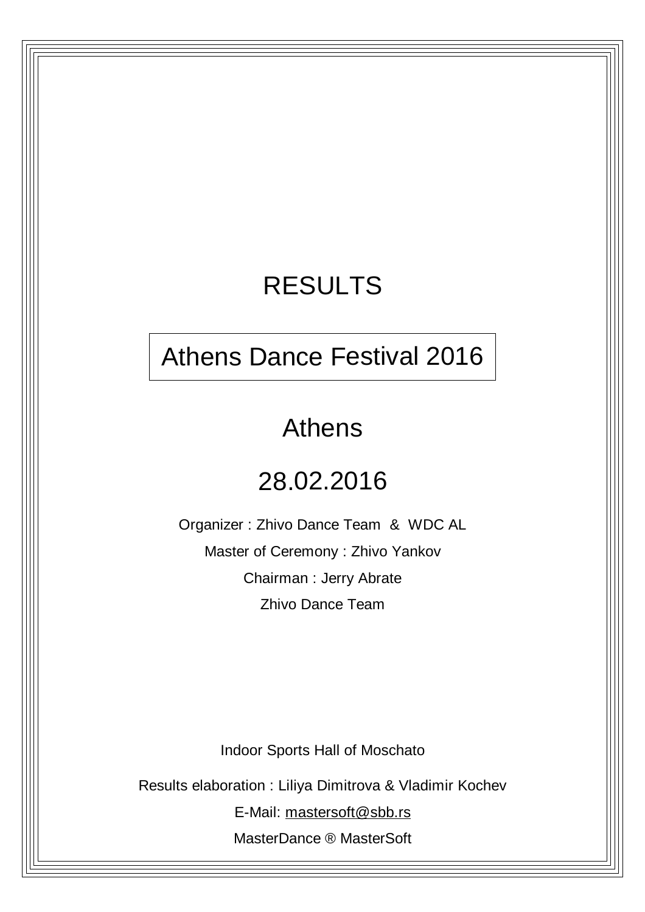# RESULTS

## Athens Dance Festival 2016

## Athens

## 28.02.2016

Organizer : Zhivo Dance Team & WDC AL

Master of Ceremony : Zhivo Yankov

Chairman : Jerry Abrate

Zhivo Dance Team

Indoor Sports Hall of Moschato

Results elaboration : Liliya Dimitrova & Vladimir Kochev

E-Mail: mastersoft@sbb.rs

MasterDance ® MasterSoft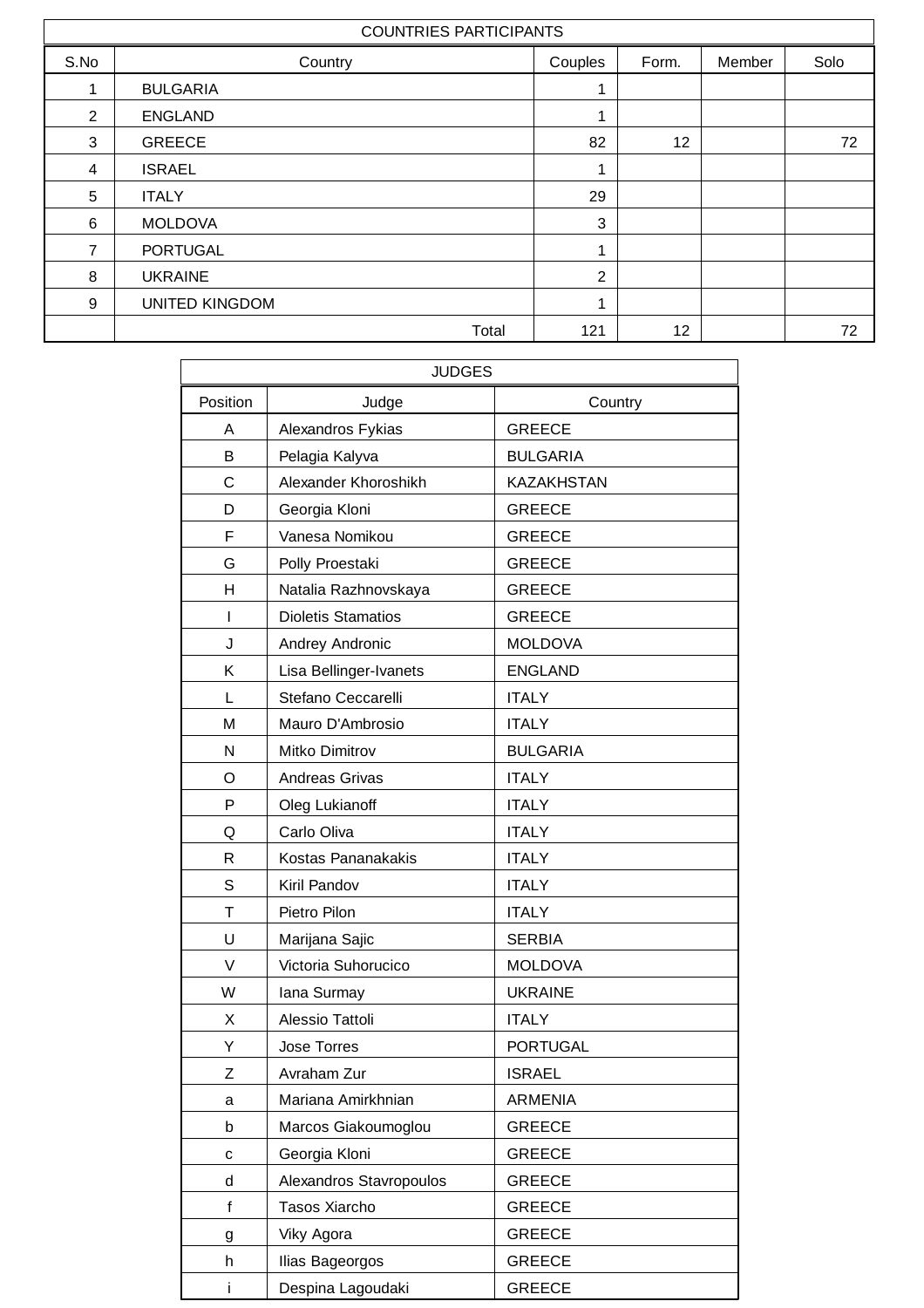| COUNTRIES PARTICIPANTS | | | | | |
|---|---|---|---|---|---|
| S.No | Country | Couples | Form. | Member | Solo |
| 1 | BULGARIA | 1 | | | |
| 2 | ENGLAND | 1 | | | |
| 3 | GREECE | 82 | 12 | | 72 |
| 4 | ISRAEL | 1 | | | |
| 5 | ITALY | 29 | | | |
| 6 | MOLDOVA | 3 | | | |
| 7 | PORTUGAL | 1 | | | |
| 8 | UKRAINE | 2 | | | |
| 9 | UNITED KINGDOM | 1 | | | |
| | Total | 121 | 12 | | 72 |

| JUDGES | | |
|---|---|---|
| Position | Judge | Country |
| A | Alexandros Fykias | GREECE |
| B | Pelagia Kalyva | BULGARIA |
| C | Alexander Khoroshikh | KAZAKHSTAN |
| D | Georgia Kloni | GREECE |
| F | Vanesa Nomikou | GREECE |
| G | Polly Proestaki | GREECE |
| H | Natalia Razhnovskaya | GREECE |
| I | Dioletis Stamatios | GREECE |
| J | Andrey Andronic | MOLDOVA |
| K | Lisa Bellinger-Ivanets | ENGLAND |
| L | Stefano Ceccarelli | ITALY |
| M | Mauro D'Ambrosio | ITALY |
| N | Mitko Dimitrov | BULGARIA |
| O | Andreas Grivas | ITALY |
| P | Oleg Lukianoff | ITALY |
| Q | Carlo Oliva | ITALY |
| R | Kostas Pananakakis | ITALY |
| S | Kiril Pandov | ITALY |
| T | Pietro Pilon | ITALY |
| U | Marijana Sajic | SERBIA |
| V | Victoria Suhorucico | MOLDOVA |
| W | Iana Surmay | UKRAINE |
| X | Alessio Tattoli | ITALY |
| Y | Jose Torres | PORTUGAL |
| Z | Avraham Zur | ISRAEL |
| a | Mariana Amirkhnian | ARMENIA |
| b | Marcos Giakoumoglou | GREECE |
| c | Georgia Kloni | GREECE |
| d | Alexandros Stavropoulos | GREECE |
| f | Tasos Xiarcho | GREECE |
| g | Viky Agora | GREECE |
| h | Ilias Bageorgos | GREECE |
| i | Despina Lagoudaki | GREECE |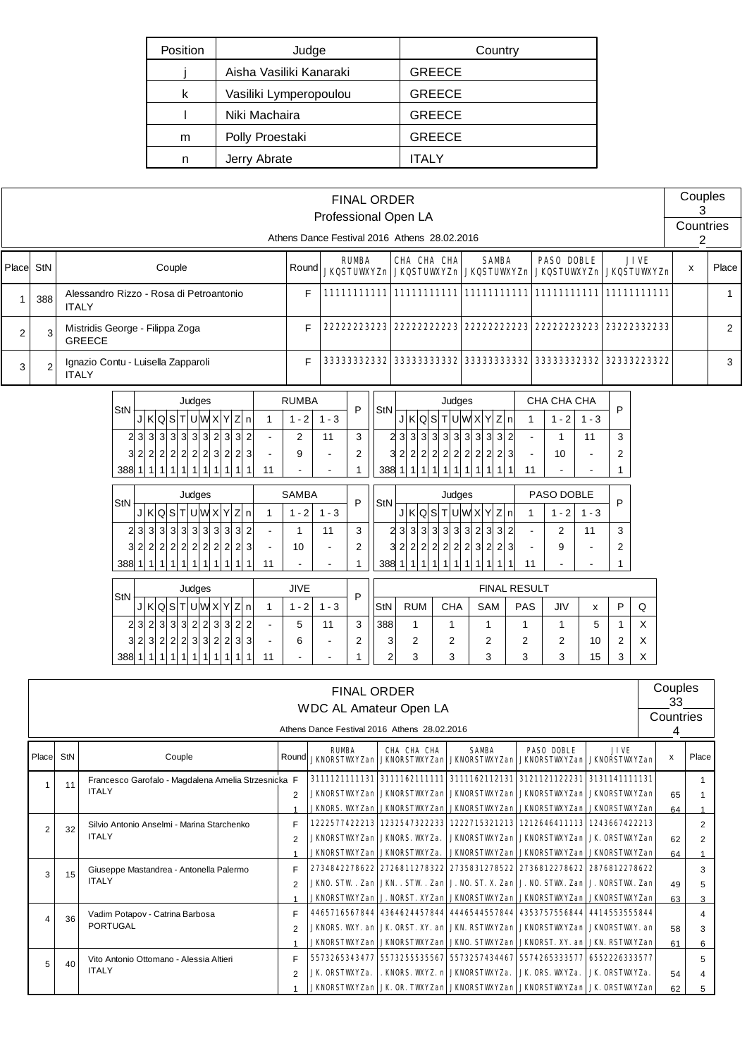| Position | Judge | Country |
|---|---|---|
| j | Aisha Vasiliki Kanaraki | GREECE |
| k | Vasiliki Lymperopoulou | GREECE |
| l | Niki Machaira | GREECE |
| m | Polly Proestaki | GREECE |
| n | Jerry Abrate | ITALY |

## FINAL ORDER
### Professional Open LA

Athens Dance Festival 2016 Athens 28.02.2016

Couples 3
Countries 2

| Place | StN | Couple | Round | RUMBA JKQSTUWXYZn | CHA CHA CHA JKQSTUWXYZn | SAMBA JKQSTUWXYZn | PASO DOBLE JKQSTUWXYZn | JIVE JKQSTUWXYZn | x | Place |
|---|---|---|---|---|---|---|---|---|---|---|
| 1 | 388 | Alessandro Rizzo - Rosa di Petroantonio ITALY | F | 11111111111 | 11111111111 | 11111111111 | 11111111111 | 11111111111 | | 1 |
| 2 | 3 | Mistridis George - Filippa Zoga GREECE | F | 22222223223 | 22222222223 | 22222222223 | 22222223223 | 23222332233 | | 2 |
| 3 | 2 | Ignazio Contu - Luisella Zapparoli ITALY | F | 33333332332 | 33333333332 | 33333333332 | 33333332332 | 32333223322 | | 3 |

| StN | J | K | Q | S | T | U | W | X | Y | Z | n | RUMBA 1 | 1 - 2 | 1 - 3 | P |
|---|---|---|---|---|---|---|---|---|---|---|---|---|---|---|---|
| 2 | 3 | 3 | 3 | 3 | 3 | 3 | 3 | 2 | 3 | 3 | 2 | - | 2 | 11 | 3 |
| 3 | 2 | 2 | 2 | 2 | 2 | 2 | 2 | 3 | 2 | 2 | 3 | - | 9 | - | 2 |
| 388 | 1 | 1 | 1 | 1 | 1 | 1 | 1 | 1 | 1 | 1 | 1 | 11 | - | - | 1 |

| StN | J | K | Q | S | T | U | W | X | Y | Z | n | CHA CHA CHA 1 | 1 - 2 | 1 - 3 | P |
|---|---|---|---|---|---|---|---|---|---|---|---|---|---|---|---|
| 2 | 3 | 3 | 3 | 3 | 3 | 3 | 3 | 3 | 3 | 3 | 2 | - | 1 | 11 | 3 |
| 3 | 2 | 2 | 2 | 2 | 2 | 2 | 2 | 2 | 2 | 2 | 3 | - | 10 | - | 2 |
| 388 | 1 | 1 | 1 | 1 | 1 | 1 | 1 | 1 | 1 | 1 | 1 | 11 | - | - | 1 |

| StN | J | K | Q | S | T | U | W | X | Y | Z | n | SAMBA 1 | 1 - 2 | 1 - 3 | P |
|---|---|---|---|---|---|---|---|---|---|---|---|---|---|---|---|
| 2 | 3 | 3 | 3 | 3 | 3 | 3 | 3 | 3 | 3 | 3 | 2 | - | 1 | 11 | 3 |
| 3 | 2 | 2 | 2 | 2 | 2 | 2 | 2 | 2 | 2 | 2 | 3 | - | 10 | - | 2 |
| 388 | 1 | 1 | 1 | 1 | 1 | 1 | 1 | 1 | 1 | 1 | 1 | 11 | - | - | 1 |

| StN | J | K | Q | S | T | U | W | X | Y | Z | n | PASO DOBLE 1 | 1 - 2 | 1 - 3 | P |
|---|---|---|---|---|---|---|---|---|---|---|---|---|---|---|---|
| 2 | 3 | 3 | 3 | 3 | 3 | 3 | 3 | 2 | 3 | 3 | 2 | - | 2 | 11 | 3 |
| 3 | 2 | 2 | 2 | 2 | 2 | 2 | 2 | 3 | 2 | 2 | 3 | - | 9 | - | 2 |
| 388 | 1 | 1 | 1 | 1 | 1 | 1 | 1 | 1 | 1 | 1 | 1 | 11 | - | - | 1 |

| StN | J | K | Q | S | T | U | W | X | Y | Z | n | JIVE 1 | 1 - 2 | 1 - 3 | P |
|---|---|---|---|---|---|---|---|---|---|---|---|---|---|---|---|
| 2 | 3 | 2 | 3 | 3 | 3 | 2 | 2 | 3 | 3 | 2 | 2 | - | 5 | 11 | 3 |
| 3 | 2 | 3 | 2 | 2 | 2 | 3 | 3 | 2 | 2 | 3 | 3 | - | 6 | - | 2 |
| 388 | 1 | 1 | 1 | 1 | 1 | 1 | 1 | 1 | 1 | 1 | 1 | 11 | - | - | 1 |

FINAL RESULT

| StN | RUM | CHA | SAM | PAS | JIV | x | P | Q |
|---|---|---|---|---|---|---|---|---|
| 388 | 1 | 1 | 1 | 1 | 1 | 5 | 1 | X |
| 3 | 2 | 2 | 2 | 2 | 2 | 10 | 2 | X |
| 2 | 3 | 3 | 3 | 3 | 3 | 15 | 3 | X |

## FINAL ORDER
### WDC AL Amateur Open LA

Athens Dance Festival 2016 Athens 28.02.2016

Couples 33
Countries 4

| Place | StN | Couple | Round | RUMBA JKNORSTWXYZan | CHA CHA CHA JKNORSTWXYZan | SAMBA JKNORSTWXYZan | PASO DOBLE JKNORSTWXYZan | JIVE JKNORSTWXYZan | x | Place |
|---|---|---|---|---|---|---|---|---|---|---|
| 1 | 11 | Francesco Garofalo - Magdalena Amelia Strzesnicka ITALY | F | 3111121111131 | 3111162111111 | 3111162112131 | 3121121122231 | 3131141111131 | | 1 |
| | | | 2 | JKNORSTWXYZan | JKNORSTWXYZan | JKNORSTWXYZan | JKNORSTWXYZan | JKNORSTWXYZan | 65 | 1 |
| | | | 1 | JKNORS. WXYZan | JKNORSTWXYZan | JKNORSTWXYZan | JKNORSTWXYZan | JKNORSTWXYZan | 64 | 1 |
| 2 | 32 | Silvio Antonio Anselmi - Marina Starchenko ITALY | F | 1222577422213 | 1232547322233 | 1222715321213 | 1212646411113 | 1243667422213 | | 2 |
| | | | 2 | JKNORSTWXYZan | JKNORS. WXYZa. | JKNORSTWXYZan | JKNORSTWXYZan | JK. ORSTWXYZan | 62 | 2 |
| | | | 1 | JKNORSTWXYZan | JKNORSTWXYZa. | JKNORSTWXYZan | JKNORSTWXYZan | JKNORSTWXYZan | 64 | 1 |
| 3 | 15 | Giuseppe Mastandrea - Antonella Palermo ITALY | F | 2734842278622 | 2726811278322 | 2735831278522 | 2736812278622 | 2876812278622 | | 3 |
| | | | 2 | JKNO. STW. . Zan | JKN. . STW. . Zan | J. NO. ST. X. Zan | J. NO. STWX. Zan | J. NORSTWX. Zan | 49 | 5 |
| | | | 1 | JKNORSTWXYZan | J. NORST. XYZan | JKNORSTWXYZan | JKNORSTWXYZan | JKNORSTWXYZan | 63 | 3 |
| 4 | 36 | Vadim Potapov - Catrina Barbosa PORTUGAL | F | 4465716567844 | 4364624457844 | 4446544557844 | 4353757556844 | 4414553555844 | | 4 |
| | | | 2 | JKNORS. WXY. an | JK. ORST. XY. an | JKN. RSTWXYZan | JKNORSTWXYZan | JKNORSTWXY. an | 58 | 3 |
| | | | 1 | JKNORSTWXYZan | JKNORSTWXYZan | JKNO. STWXYZan | JKNORST. XY. an | JKN. RSTWXYZan | 61 | 6 |
| 5 | 40 | Vito Antonio Ottomano - Alessia Altieri ITALY | F | 5573265343477 | 5573255535567 | 5573257434467 | 5574265333577 | 6552226333577 | | 5 |
| | | | 2 | JK. ORSTWXYZa. | . KNORS. WXYZ. n | JKNORSTWXYZa. | JK. ORS. WXYZa. | JK. ORSTWXYZa. | 54 | 4 |
| | | | 1 | JKNORSTWXYZan | JK. OR. TWXYZan | JKNORSTWXYZan | JKNORSTWXYZan | JK. ORSTWXYZan | 62 | 5 |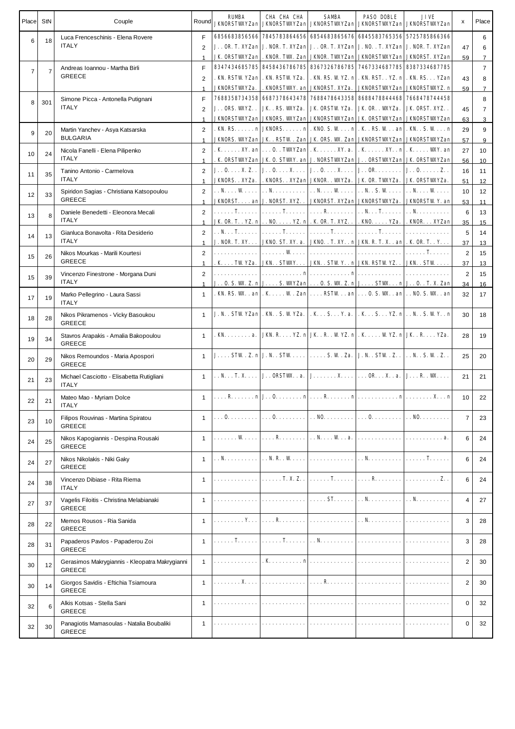| Place | StN | Couple | Round | RUMBA JKNORSTWXYZan | CHA CHA CHA JKNORSTWXYZan | SAMBA JKNORSTWXYZan | PASO DOBLE JKNORSTWXYZan | JIVE JKNORSTWXYZan | x | Place |
|---|---|---|---|---|---|---|---|---|---|---|
| 6 | 18 | Luca Frenceschinis - Elena Rovere ITALY | F | 6856683856566 | 7845783864656 | 6854683865676 | 6845583765356 | 5725785866366 | | 6 |
| | | | 2 | J...OR.T.XYZan | J.NOR.T.XYZan | J...OR.T.XYZan | J.NO..T.XYZan | J.NOR.T.XYZan | 47 | 6 |
| | | | 1 | JK.ORSTWXYZan | .KNOR.TWX.Zan | JKNOR.TWXYZan | JKNORSTWXYZan | JKNORST.XYZan | 59 | 7 |
| 7 | 7 | Andreas Ioannou - Martha Birli GREECE | F | 8347434685785 | 8458436786785 | 8367326786785 | 7467334687785 | 8387334687785 | | 7 |
| | | | 2 | .KN.RSTW.YZan | .KN.RSTW.YZa. | .KN.RS.W.YZ.n | .KN.RST..YZ.n | .KN.RS...YZan | 43 | 8 |
| | | | 1 | JKNORSTWXYZa. | .KNORSTWXY.an | JKNORST.XYZa. | JKNORSTWXYZan | JKNORSTWXYZ.n | 59 | 7 |
| 8 | 301 | Simone Picca - Antonella Putignani ITALY | F | 7688358734358 | 6687378643478 | 7688478643358 | 8688478844468 | 7668478744458 | | 8 |
| | | | 2 | J...ORS.WXYZ.. | JK..RS.WXYZa. | JK.ORSTW.YZa. | JK.OR..WXYZa. | JK.ORST.XYZ.. | 45 | 7 |
| | | | 1 | JKNORSTWXYZan | JKNORS.WXYZan | JKNORSTWXYZan | JK.ORSTWXYZan | JKNORSTWXYZan | 63 | 3 |
| 9 | 20 | Martin Yanchev - Asya Katsarska BULGARIA | 2 | .KN.RS......n | JKNORS......n | .KNO.S.W....n | .K..RS.W...an | .KN..S.W....n | 29 | 9 |
| | | | 1 | JKNORS.WXYZan | JK..RSTW..Zan | JK.ORS.WX.Zan | JKNORSTWXYZan | JKNORSTWXYZan | 57 | 9 |
| 10 | 24 | Nicola Fanelli - Elena Pilipenko ITALY | 2 | .K......XY.an | ...O..TWXYZan | .K......XY.a. | .K......XY..n | .K.....WXY.an | 27 | 10 |
| | | | 1 | .K.ORSTWXYZan | JK.O.STWXY.an | J.NORSTWXYZan | J...ORSTWXYZan | JK.ORSTWXYZan | 56 | 10 |
| 11 | 35 | Tanino Antonio - Carmelova ITALY | 2 | J..O....X.Z.. | J..O....X.... | J..O....X.... | J..OR........ | J..O......Z.. | 16 | 11 |
| | | | 1 | JKNORS..XYZa. | .KNORS..XYZan | JKNOR..WXYZa. | JK.OR.TWXYZa. | JK.ORSTWXYZa. | 51 | 12 |
| 12 | 33 | Spiridon Sagias - Christiana Katsopoulou GREECE | 2 | ..N....W..... | ..N.......... | ..N....W..... | ..N..S.W..... | ..N....W..... | 10 | 12 |
| | | | 1 | JKNORST....an | J.NORST.XYZ.. | JKNORST.XYZan | JKNORSTWXYZa. | JKNORSTW.Y.an | 53 | 11 |
| 13 | 8 | Daniele Benedetti - Eleonora Mecali ITALY | 2 | ......T...... | ......T...... | ....R........ | ..N...T...... | ..N.......... | 6 | 13 |
| | | | 1 | JK.OR.T..YZ.n | ..NO.....YZ.n | .K.OR.T.XYZ.. | .KNO.....YZa. | .KNOR....XYZan | 35 | 15 |
| 14 | 13 | Gianluca Bonavolta - Rita Desiderio ITALY | 2 | ..N...T...... | ......T...... | ......T...... | ......T...... | ............. | 5 | 14 |
| | | | 1 | J.NOR.T.XY... | JKNO.ST.XY.a. | JKNO..T.XY..n | JKN.R.T.X..an | .K.OR.T...Y... | 37 | 13 |
| 15 | 26 | Nikos Mourkas - Marili Kourtesi GREECE | 2 | ............. | .......W..... | ............. | ............. | ......T...... | 2 | 15 |
| | | | 1 | .K....TW.YZa. | JKN..STWXY... | JKN..STW.Y..n | JKN.RSTW.YZ.. | JKN..STW..... | 37 | 13 |
| 15 | 39 | Vincenzo Finestrone - Morgana Duni ITALY | 2 | ............. | ............n | ............n | ............. | ............. | 2 | 15 |
| | | | 1 | J..O.S.WX.Z.n | J....S.WXYZan | ...O.S.WX.Z.n | J....STWX...n | J..O..T.X.Zan | 34 | 16 |
| 17 | 19 | Marko Pellegrino - Laura Sassi ITALY | 1 | .KN.RS.WX..an | .K.....W..Zan | ....RSTW...an | ...O.S.WX..an | ...NO.S.WX..an | 32 | 17 |
| 18 | 28 | Nikos Pikramenos - Vicky Basoukou GREECE | 1 | J.N..STW.YZan | .KN..S.W.YZa. | .K...S...Y.a. | .K...S...YZ.n | ..N..S.W.Y..n | 30 | 18 |
| 19 | 34 | Stavros Arapakis - Amalia Bakopoulou GREECE | 1 | .KN........a. | JKN.R....YZ.n | JK..R..W.YZ.n | .K.....W.YZ.n | JK..R....YZa. | 28 | 19 |
| 20 | 29 | Nikos Remoundos - Maria Apospori GREECE | 1 | J....STW..Z.n | J.N..STW..... | .....S.W..Za. | J.N..STW..Z.. | ..N..S.W..Z.. | 25 | 20 |
| 21 | 23 | Michael Casciotto - Elisabetta Rutigliani ITALY | 1 | ..N...T.X.... | J...ORSTWX..a. | J.......X.... | ...OR...X..a. | J...R..WX.... | 21 | 21 |
| 22 | 21 | Mateo Mao - Myriam Dolce ITALY | 1 | ....R.......n | J..O........n | ....R.......n | ............n | ........X...n | 10 | 22 |
| 23 | 10 | Filipos Rouvinas - Martina Spiratou GREECE | 1 | ...O......... | ...O......... | ..NO......... | ...O......... | ..NO......... | 7 | 23 |
| 24 | 25 | Nikos Kapogiannis - Despina Rousaki GREECE | 1 | .......W..... | ....R........ | ..N....W...a. | ............. | ...........a. | 6 | 24 |
| 24 | 27 | Nikos Nikolakis - Niki Gaky GREECE | 1 | ..N.......... | ..N.R..W..... | ............. | ..N.......... | ......T...... | 6 | 24 |
| 24 | 38 | Vincenzo Dibiase - Rita Riema ITALY | 1 | ............. | ......T.X.Z.. | ......T...... | ....R........ | ..........Z.. | 6 | 24 |
| 27 | 37 | Vagelis Filoitis - Christina Melabianaki GREECE | 1 | ............. | ............. | .....ST...... | ..N.......... | ..N.......... | 4 | 27 |
| 28 | 22 | Memos Rousos - Ria Sanida GREECE | 1 | .........Y... | ....R........ | ............. | ..N.......... | ............. | 3 | 28 |
| 28 | 31 | Papaderos Pavlos - Papaderou Zoi GREECE | 1 | ......T...... | ......T...... | ..N.......... | ............. | ............. | 3 | 28 |
| 30 | 12 | Gerasimos Makrygiannis - Kleopatra Makrygianni GREECE | 1 | ............. | .K..........n | ............. | ............. | ............. | 2 | 30 |
| 30 | 14 | Giorgos Savidis - Eftichia Tsiamoura GREECE | 1 | ........X.... | ............. | ....R........ | ............. | ............. | 2 | 30 |
| 32 | 6 | Alkis Kotsas - Stella Sani GREECE | 1 | ............. | ............. | ............. | ............. | ............. | 0 | 32 |
| 32 | 30 | Panagiotis Mamasoulas - Natalia Boubaliki GREECE | 1 | ............. | ............. | ............. | ............. | ............. | 0 | 32 |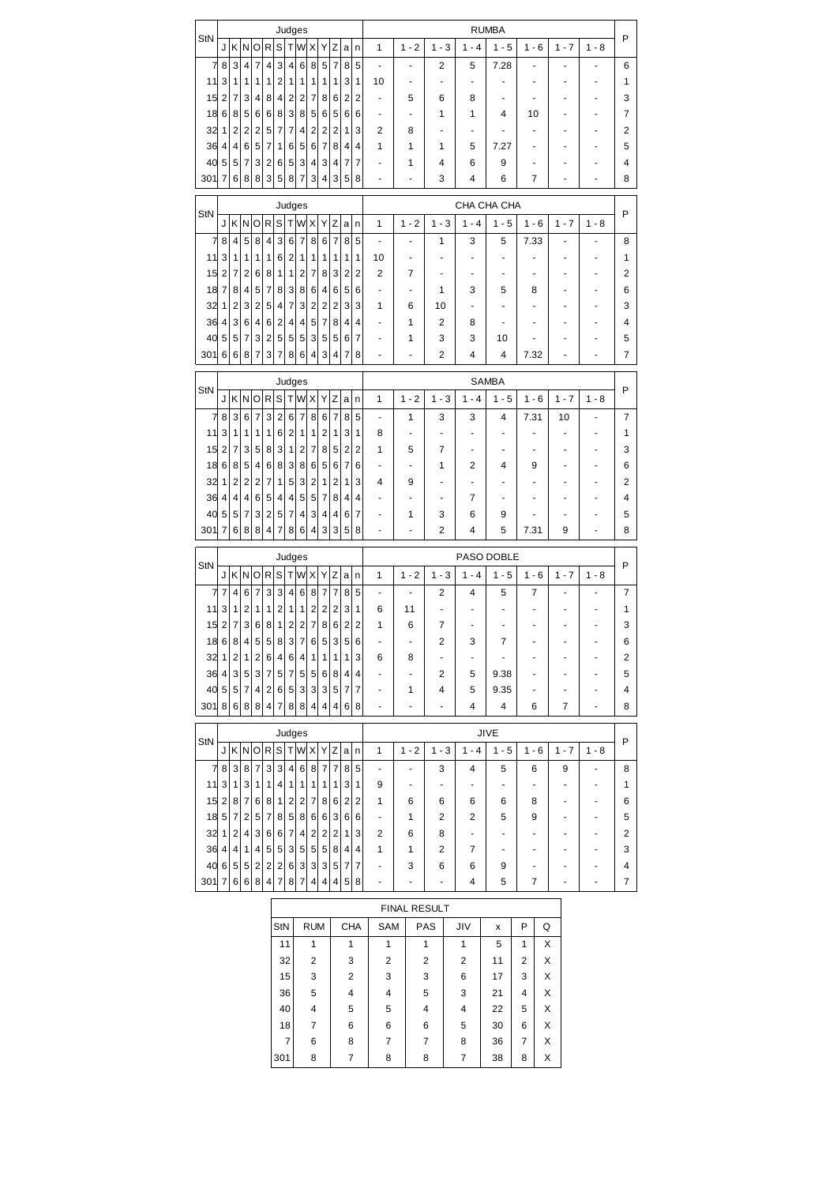| StN | J | K | N | O | R | S | T | W | X | Y | Z | a | n | 1 | 1 - 2 | 1 - 3 | 1 - 4 | 1 - 5 | 1 - 6 | 1 - 7 | 1 - 8 | P |
|---|---|---|---|---|---|---|---|---|---|---|---|---|---|---|---|---|---|---|---|---|---|---|
| | Judges | | | | | | | | | | | | | RUMBA | | | | | | | | |
| 7 | 8 | 3 | 4 | 7 | 4 | 3 | 4 | 6 | 8 | 5 | 7 | 8 | 5 | - | - | 2 | 5 | 7.28 | - | - | - | 6 |
| 11 | 3 | 1 | 1 | 1 | 1 | 2 | 1 | 1 | 1 | 1 | 1 | 3 | 1 | 10 | - | - | - | - | - | - | - | 1 |
| 15 | 2 | 7 | 3 | 4 | 8 | 4 | 2 | 2 | 7 | 8 | 6 | 2 | 2 | - | 5 | 6 | 8 | - | - | - | - | 3 |
| 18 | 6 | 8 | 5 | 6 | 6 | 8 | 3 | 8 | 5 | 6 | 5 | 6 | 6 | - | - | 1 | 1 | 4 | 10 | - | - | 7 |
| 32 | 1 | 2 | 2 | 2 | 5 | 7 | 7 | 4 | 2 | 2 | 2 | 1 | 3 | 2 | 8 | - | - | - | - | - | - | 2 |
| 36 | 4 | 4 | 6 | 5 | 7 | 1 | 6 | 5 | 6 | 7 | 8 | 4 | 4 | 1 | 1 | 1 | 5 | 7.27 | - | - | - | 5 |
| 40 | 5 | 5 | 7 | 3 | 2 | 6 | 5 | 3 | 4 | 3 | 4 | 7 | 7 | - | 1 | 4 | 6 | 9 | - | - | - | 4 |
| 301 | 7 | 6 | 8 | 8 | 3 | 5 | 8 | 7 | 3 | 4 | 3 | 5 | 8 | - | - | 3 | 4 | 6 | 7 | - | - | 8 |

| StN | J | K | N | O | R | S | T | W | X | Y | Z | a | n | 1 | 1 - 2 | 1 - 3 | 1 - 4 | 1 - 5 | 1 - 6 | 1 - 7 | 1 - 8 | P |
|---|---|---|---|---|---|---|---|---|---|---|---|---|---|---|---|---|---|---|---|---|---|---|
| | Judges | | | | | | | | | | | | | CHA CHA CHA | | | | | | | | |
| 7 | 8 | 4 | 5 | 8 | 4 | 3 | 6 | 7 | 8 | 6 | 7 | 8 | 5 | - | - | 1 | 3 | 5 | 7.33 | - | - | 8 |
| 11 | 3 | 1 | 1 | 1 | 1 | 6 | 2 | 1 | 1 | 1 | 1 | 1 | 1 | 10 | - | - | - | - | - | - | - | 1 |
| 15 | 2 | 7 | 2 | 6 | 8 | 1 | 1 | 2 | 7 | 8 | 3 | 2 | 2 | 2 | 7 | - | - | - | - | - | - | 2 |
| 18 | 7 | 8 | 4 | 5 | 7 | 8 | 3 | 8 | 6 | 4 | 6 | 5 | 6 | - | - | 1 | 3 | 5 | 8 | - | - | 6 |
| 32 | 1 | 2 | 3 | 2 | 5 | 4 | 7 | 3 | 2 | 2 | 2 | 3 | 3 | 1 | 6 | 10 | - | - | - | - | - | 3 |
| 36 | 4 | 3 | 6 | 4 | 6 | 2 | 4 | 4 | 5 | 7 | 8 | 4 | 4 | - | 1 | 2 | 8 | - | - | - | - | 4 |
| 40 | 5 | 5 | 7 | 3 | 2 | 5 | 5 | 5 | 3 | 5 | 5 | 6 | 7 | - | 1 | 3 | 3 | 10 | - | - | - | 5 |
| 301 | 6 | 6 | 8 | 7 | 3 | 7 | 8 | 6 | 4 | 3 | 4 | 7 | 8 | - | - | 2 | 4 | 4 | 7.32 | - | - | 7 |

| StN | J | K | N | O | R | S | T | W | X | Y | Z | a | n | 1 | 1 - 2 | 1 - 3 | 1 - 4 | 1 - 5 | 1 - 6 | 1 - 7 | 1 - 8 | P |
|---|---|---|---|---|---|---|---|---|---|---|---|---|---|---|---|---|---|---|---|---|---|---|
| | Judges | | | | | | | | | | | | | SAMBA | | | | | | | | |
| 7 | 8 | 3 | 6 | 7 | 3 | 2 | 6 | 7 | 8 | 6 | 7 | 8 | 5 | - | 1 | 3 | 3 | 4 | 7.31 | 10 | - | 7 |
| 11 | 3 | 1 | 1 | 1 | 1 | 6 | 2 | 1 | 1 | 2 | 1 | 3 | 1 | 8 | - | - | - | - | - | - | - | 1 |
| 15 | 2 | 7 | 3 | 5 | 8 | 3 | 1 | 2 | 7 | 8 | 5 | 2 | 2 | 1 | 5 | 7 | - | - | - | - | - | 3 |
| 18 | 6 | 8 | 5 | 4 | 6 | 8 | 3 | 8 | 6 | 5 | 6 | 7 | 6 | - | - | 1 | 2 | 4 | 9 | - | - | 6 |
| 32 | 1 | 2 | 2 | 2 | 7 | 1 | 5 | 3 | 2 | 1 | 2 | 1 | 3 | 4 | 9 | - | - | - | - | - | - | 2 |
| 36 | 4 | 4 | 4 | 6 | 5 | 4 | 4 | 5 | 5 | 7 | 8 | 4 | 4 | - | - | - | 7 | - | - | - | - | 4 |
| 40 | 5 | 5 | 7 | 3 | 2 | 5 | 7 | 4 | 3 | 4 | 4 | 6 | 7 | - | 1 | 3 | 6 | 9 | - | - | - | 5 |
| 301 | 7 | 6 | 8 | 8 | 4 | 7 | 8 | 6 | 4 | 3 | 3 | 5 | 8 | - | - | 2 | 4 | 5 | 7.31 | 9 | - | 8 |

| StN | J | K | N | O | R | S | T | W | X | Y | Z | a | n | 1 | 1 - 2 | 1 - 3 | 1 - 4 | 1 - 5 | 1 - 6 | 1 - 7 | 1 - 8 | P |
|---|---|---|---|---|---|---|---|---|---|---|---|---|---|---|---|---|---|---|---|---|---|---|
| | Judges | | | | | | | | | | | | | PASO DOBLE | | | | | | | | |
| 7 | 7 | 4 | 6 | 7 | 3 | 3 | 4 | 6 | 8 | 7 | 7 | 8 | 5 | - | - | 2 | 4 | 5 | 7 | - | - | 7 |
| 11 | 3 | 1 | 2 | 1 | 1 | 2 | 1 | 1 | 2 | 2 | 2 | 3 | 1 | 6 | 11 | - | - | - | - | - | - | 1 |
| 15 | 2 | 7 | 3 | 6 | 8 | 1 | 2 | 2 | 7 | 8 | 6 | 2 | 2 | 1 | 6 | 7 | - | - | - | - | - | 3 |
| 18 | 6 | 8 | 4 | 5 | 5 | 8 | 3 | 7 | 6 | 5 | 3 | 5 | 6 | - | - | 2 | 3 | 7 | - | - | - | 6 |
| 32 | 1 | 2 | 1 | 2 | 6 | 4 | 6 | 4 | 1 | 1 | 1 | 1 | 3 | 6 | 8 | - | - | - | - | - | - | 2 |
| 36 | 4 | 3 | 5 | 3 | 7 | 5 | 7 | 5 | 5 | 6 | 8 | 4 | 4 | - | - | 2 | 5 | 9.38 | - | - | - | 5 |
| 40 | 5 | 5 | 7 | 4 | 2 | 6 | 5 | 3 | 3 | 3 | 5 | 7 | 7 | - | 1 | 4 | 5 | 9.35 | - | - | - | 4 |
| 301 | 8 | 6 | 8 | 8 | 4 | 7 | 8 | 8 | 4 | 4 | 4 | 6 | 8 | - | - | - | 4 | 4 | 6 | 7 | - | 8 |

| StN | J | K | N | O | R | S | T | W | X | Y | Z | a | n | 1 | 1 - 2 | 1 - 3 | 1 - 4 | 1 - 5 | 1 - 6 | 1 - 7 | 1 - 8 | P |
|---|---|---|---|---|---|---|---|---|---|---|---|---|---|---|---|---|---|---|---|---|---|---|
| | Judges | | | | | | | | | | | | | JIVE | | | | | | | | |
| 7 | 8 | 3 | 8 | 7 | 3 | 3 | 4 | 6 | 8 | 7 | 7 | 8 | 5 | - | - | 3 | 4 | 5 | 6 | 9 | - | 8 |
| 11 | 3 | 1 | 3 | 1 | 1 | 4 | 1 | 1 | 1 | 1 | 1 | 3 | 1 | 9 | - | - | - | - | - | - | - | 1 |
| 15 | 2 | 8 | 7 | 6 | 8 | 1 | 2 | 2 | 7 | 8 | 6 | 2 | 2 | 1 | 6 | 6 | 6 | 6 | 8 | - | - | 6 |
| 18 | 5 | 7 | 2 | 5 | 7 | 8 | 5 | 8 | 6 | 6 | 3 | 6 | 6 | - | 1 | 2 | 2 | 5 | 9 | - | - | 5 |
| 32 | 1 | 2 | 4 | 3 | 6 | 6 | 7 | 4 | 2 | 2 | 2 | 1 | 3 | 2 | 6 | 8 | - | - | - | - | - | 2 |
| 36 | 4 | 4 | 1 | 4 | 5 | 5 | 3 | 5 | 5 | 5 | 8 | 4 | 4 | 1 | 1 | 2 | 7 | - | - | - | - | 3 |
| 40 | 6 | 5 | 5 | 2 | 2 | 2 | 6 | 3 | 3 | 3 | 5 | 7 | 7 | - | 3 | 6 | 6 | 9 | - | - | - | 4 |
| 301 | 7 | 6 | 6 | 8 | 4 | 7 | 8 | 7 | 4 | 4 | 4 | 5 | 8 | - | - | - | 4 | 5 | 7 | - | - | 7 |

| FINAL RESULT | | | | | | | | |
|---|---|---|---|---|---|---|---|---|
| StN | RUM | CHA | SAM | PAS | JIV | x | P | Q |
| 11 | 1 | 1 | 1 | 1 | 1 | 5 | 1 | X |
| 32 | 2 | 3 | 2 | 2 | 2 | 11 | 2 | X |
| 15 | 3 | 2 | 3 | 3 | 6 | 17 | 3 | X |
| 36 | 5 | 4 | 4 | 5 | 3 | 21 | 4 | X |
| 40 | 4 | 5 | 5 | 4 | 4 | 22 | 5 | X |
| 18 | 7 | 6 | 6 | 6 | 5 | 30 | 6 | X |
| 7 | 6 | 8 | 7 | 7 | 8 | 36 | 7 | X |
| 301 | 8 | 7 | 8 | 8 | 7 | 38 | 8 | X |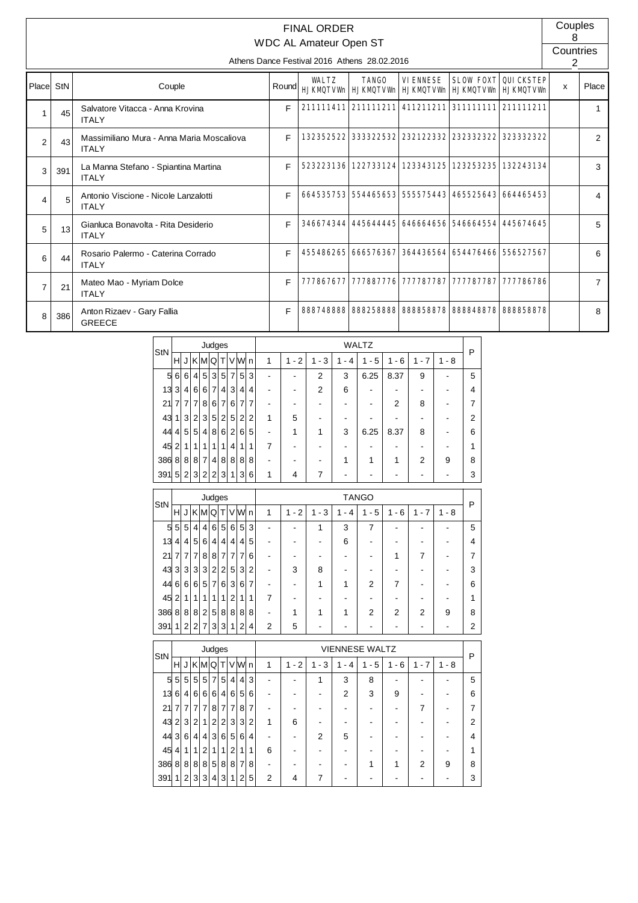# FINAL ORDER

## WDC AL Amateur Open ST

Athens Dance Festival 2016 Athens 28.02.2016

Couples: 8
Countries: 2

| Place | StN | Couple | Round | WALTZ HJKMQTVWn | TANGO HJKMQTVWn | VIENNESE HJKMQTVWn | SLOW FOXT HJKMQTVWn | QUICKSTEP HJKMQTVWn | x | Place |
|---|---|---|---|---|---|---|---|---|---|---|
| 1 | 45 | Salvatore Vitacca - Anna Krovina ITALY | F | 211111411 | 211111211 | 411211211 | 311111111 | 211111211 | | 1 |
| 2 | 43 | Massimiliano Mura - Anna Maria Moscaliova ITALY | F | 132352522 | 333322532 | 232122332 | 232332322 | 323332322 | | 2 |
| 3 | 391 | La Manna Stefano - Spiantina Martina ITALY | F | 523223136 | 122733124 | 123343125 | 123253235 | 132243134 | | 3 |
| 4 | 5 | Antonio Viscione - Nicole Lanzalotti ITALY | F | 664535753 | 554465653 | 555575443 | 465525643 | 664465453 | | 4 |
| 5 | 13 | Gianluca Bonavolta - Rita Desiderio ITALY | F | 346674344 | 445644445 | 646664656 | 546664554 | 445674645 | | 5 |
| 6 | 44 | Rosario Palermo - Caterina Corrado ITALY | F | 455486265 | 666576367 | 364436564 | 654476466 | 556527567 | | 6 |
| 7 | 21 | Mateo Mao - Myriam Dolce ITALY | F | 777867677 | 777887776 | 777787787 | 777787787 | 777786786 | | 7 |
| 8 | 386 | Anton Rizaev - Gary Fallia GREECE | F | 888748888 | 888258888 | 888858878 | 888848878 | 888858878 | | 8 |

| StN | H | J | K | M | Q | T | V | W | n | 1 | 1 - 2 | 1 - 3 | 1 - 4 | 1 - 5 | 1 - 6 | 1 - 7 | 1 - 8 | P |
|---|---|---|---|---|---|---|---|---|---|---|---|---|---|---|---|---|---|---|
| | Judges | | | | | | | | | WALTZ | | | | | | | | |
| 5 | 6 | 6 | 4 | 5 | 3 | 5 | 7 | 5 | 3 | - | - | 2 | 3 | 6.25 | 8.37 | 9 | - | 5 |
| 13 | 3 | 4 | 6 | 6 | 7 | 4 | 3 | 4 | 4 | - | - | 2 | 6 | - | - | - | - | 4 |
| 21 | 7 | 7 | 7 | 8 | 6 | 7 | 6 | 7 | 7 | - | - | - | - | - | 2 | 8 | - | 7 |
| 43 | 1 | 3 | 2 | 3 | 5 | 2 | 5 | 2 | 2 | 1 | 5 | - | - | - | - | - | - | 2 |
| 44 | 4 | 5 | 5 | 4 | 8 | 6 | 2 | 6 | 5 | - | 1 | 1 | 3 | 6.25 | 8.37 | 8 | - | 6 |
| 45 | 2 | 1 | 1 | 1 | 1 | 1 | 4 | 1 | 1 | 7 | - | - | - | - | - | - | - | 1 |
| 386 | 8 | 8 | 8 | 7 | 4 | 8 | 8 | 8 | 8 | - | - | - | 1 | 1 | 1 | 2 | 9 | 8 |
| 391 | 5 | 2 | 3 | 2 | 2 | 3 | 1 | 3 | 6 | 1 | 4 | 7 | - | - | - | - | - | 3 |

| StN | H | J | K | M | Q | T | V | W | n | 1 | 1 - 2 | 1 - 3 | 1 - 4 | 1 - 5 | 1 - 6 | 1 - 7 | 1 - 8 | P |
|---|---|---|---|---|---|---|---|---|---|---|---|---|---|---|---|---|---|---|
| | Judges | | | | | | | | | TANGO | | | | | | | | |
| 5 | 5 | 5 | 4 | 4 | 6 | 5 | 6 | 5 | 3 | - | - | 1 | 3 | 7 | - | - | - | 5 |
| 13 | 4 | 4 | 5 | 6 | 4 | 4 | 4 | 4 | 5 | - | - | - | 6 | - | - | - | - | 4 |
| 21 | 7 | 7 | 7 | 8 | 8 | 7 | 7 | 7 | 6 | - | - | - | - | - | 1 | 7 | - | 7 |
| 43 | 3 | 3 | 3 | 3 | 2 | 2 | 5 | 3 | 2 | - | 3 | 8 | - | - | - | - | - | 3 |
| 44 | 6 | 6 | 6 | 5 | 7 | 6 | 3 | 6 | 7 | - | - | 1 | 1 | 2 | 7 | - | - | 6 |
| 45 | 2 | 1 | 1 | 1 | 1 | 1 | 2 | 1 | 1 | 7 | - | - | - | - | - | - | - | 1 |
| 386 | 8 | 8 | 8 | 2 | 5 | 8 | 8 | 8 | 8 | - | 1 | 1 | 1 | 2 | 2 | 2 | 9 | 8 |
| 391 | 1 | 2 | 2 | 7 | 3 | 3 | 1 | 2 | 4 | 2 | 5 | - | - | - | - | - | - | 2 |

| StN | H | J | K | M | Q | T | V | W | n | 1 | 1 - 2 | 1 - 3 | 1 - 4 | 1 - 5 | 1 - 6 | 1 - 7 | 1 - 8 | P |
|---|---|---|---|---|---|---|---|---|---|---|---|---|---|---|---|---|---|---|
| | Judges | | | | | | | | | VIENNESE WALTZ | | | | | | | | |
| 5 | 5 | 5 | 5 | 5 | 7 | 5 | 4 | 4 | 3 | - | - | 1 | 3 | 8 | - | - | - | 5 |
| 13 | 6 | 4 | 6 | 6 | 6 | 4 | 6 | 5 | 6 | - | - | - | 2 | 3 | 9 | - | - | 6 |
| 21 | 7 | 7 | 7 | 7 | 8 | 7 | 7 | 8 | 7 | - | - | - | - | - | - | 7 | - | 7 |
| 43 | 2 | 3 | 2 | 1 | 2 | 2 | 3 | 3 | 2 | 1 | 6 | - | - | - | - | - | - | 2 |
| 44 | 3 | 6 | 4 | 4 | 3 | 6 | 5 | 6 | 4 | - | - | 2 | 5 | - | - | - | - | 4 |
| 45 | 4 | 1 | 1 | 2 | 1 | 1 | 2 | 1 | 1 | 6 | - | - | - | - | - | - | - | 1 |
| 386 | 8 | 8 | 8 | 8 | 5 | 8 | 8 | 7 | 8 | - | - | - | - | 1 | 1 | 2 | 9 | 8 |
| 391 | 1 | 2 | 3 | 3 | 4 | 3 | 1 | 2 | 5 | 2 | 4 | 7 | - | - | - | - | - | 3 |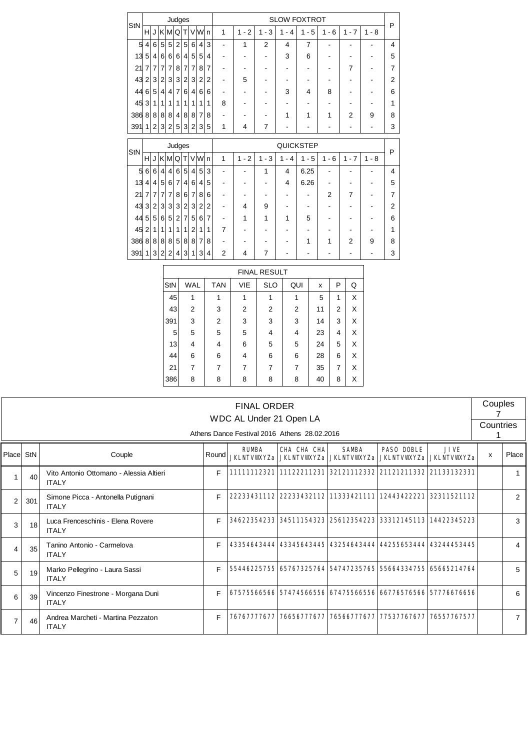| StN | Judges | | | | | | | | | SLOW FOXTROT | | | | | | | | P |
|---|---|---|---|---|---|---|---|---|---|---|---|---|---|---|---|---|---|---|
| | H | J | K | M | Q | T | V | W | n | 1 | 1 - 2 | 1 - 3 | 1 - 4 | 1 - 5 | 1 - 6 | 1 - 7 | 1 - 8 | |
| 5 | 4 | 6 | 5 | 5 | 2 | 5 | 6 | 4 | 3 | - | 1 | 2 | 4 | 7 | - | - | - | 4 |
| 13 | 5 | 4 | 6 | 6 | 6 | 4 | 5 | 5 | 4 | - | - | - | 3 | 6 | - | - | - | 5 |
| 21 | 7 | 7 | 7 | 7 | 8 | 7 | 7 | 8 | 7 | - | - | - | - | - | - | 7 | - | 7 |
| 43 | 2 | 3 | 2 | 3 | 3 | 2 | 3 | 2 | 2 | - | 5 | - | - | - | - | - | - | 2 |
| 44 | 6 | 5 | 4 | 4 | 7 | 6 | 4 | 6 | 6 | - | - | - | 3 | 4 | 8 | - | - | 6 |
| 45 | 3 | 1 | 1 | 1 | 1 | 1 | 1 | 1 | 1 | 8 | - | - | - | - | - | - | - | 1 |
| 386 | 8 | 8 | 8 | 8 | 4 | 8 | 8 | 7 | 8 | - | - | - | 1 | 1 | 1 | 2 | 9 | 8 |
| 391 | 1 | 2 | 3 | 2 | 5 | 3 | 2 | 3 | 5 | 1 | 4 | 7 | - | - | - | - | - | 3 |

| StN | Judges | | | | | | | | | QUICKSTEP | | | | | | | | P |
|---|---|---|---|---|---|---|---|---|---|---|---|---|---|---|---|---|---|---|
| | H | J | K | M | Q | T | V | W | n | 1 | 1 - 2 | 1 - 3 | 1 - 4 | 1 - 5 | 1 - 6 | 1 - 7 | 1 - 8 | |
| 5 | 6 | 6 | 4 | 4 | 6 | 5 | 4 | 5 | 3 | - | - | 1 | 4 | 6.25 | - | - | - | 4 |
| 13 | 4 | 4 | 5 | 6 | 7 | 4 | 6 | 4 | 5 | - | - | - | 4 | 6.26 | - | - | - | 5 |
| 21 | 7 | 7 | 7 | 7 | 8 | 6 | 7 | 8 | 6 | - | - | - | - | - | 2 | 7 | - | 7 |
| 43 | 3 | 2 | 3 | 3 | 3 | 2 | 3 | 2 | 2 | - | 4 | 9 | - | - | - | - | - | 2 |
| 44 | 5 | 5 | 6 | 5 | 2 | 7 | 5 | 6 | 7 | - | 1 | 1 | 1 | 5 | - | - | - | 6 |
| 45 | 2 | 1 | 1 | 1 | 1 | 1 | 2 | 1 | 1 | 7 | - | - | - | - | - | - | - | 1 |
| 386 | 8 | 8 | 8 | 8 | 5 | 8 | 8 | 7 | 8 | - | - | - | - | 1 | 1 | 2 | 9 | 8 |
| 391 | 1 | 3 | 2 | 2 | 4 | 3 | 1 | 3 | 4 | 2 | 4 | 7 | - | - | - | - | - | 3 |

| FINAL RESULT | | | | | | | | |
|---|---|---|---|---|---|---|---|---|
| StN | WAL | TAN | VIE | SLO | QUI | x | P | Q |
| 45 | 1 | 1 | 1 | 1 | 1 | 5 | 1 | X |
| 43 | 2 | 3 | 2 | 2 | 2 | 11 | 2 | X |
| 391 | 3 | 2 | 3 | 3 | 3 | 14 | 3 | X |
| 5 | 5 | 5 | 5 | 4 | 4 | 23 | 4 | X |
| 13 | 4 | 4 | 6 | 5 | 5 | 24 | 5 | X |
| 44 | 6 | 6 | 4 | 6 | 6 | 28 | 6 | X |
| 21 | 7 | 7 | 7 | 7 | 7 | 35 | 7 | X |
| 386 | 8 | 8 | 8 | 8 | 8 | 40 | 8 | X |

# FINAL ORDER

## WDC AL Under 21 Open LA

Athens Dance Festival 2016 Athens 28.02.2016

Couples: 7
Countries: 1

| Place | StN | Couple | Round | RUMBA JKLNTVWXYZa | CHA CHA CHA JKLNTVWXYZa | SAMBA JKLNTVWXYZa | PASO DOBLE JKLNTVWXYZa | JIVE JKLNTVWXYZa | x | Place |
|---|---|---|---|---|---|---|---|---|---|---|
| 1 | 40 | Vito Antonio Ottomano - Alessia Altieri ITALY | F | 11111112321 | 11122211231 | 32121112332 | 21121211332 | 21133132331 | | 1 |
| 2 | 301 | Simone Picca - Antonella Putignani ITALY | F | 22233431112 | 22233432112 | 11333421111 | 12443422221 | 32311521112 | | 2 |
| 3 | 18 | Luca Frenceschinis - Elena Rovere ITALY | F | 34622354233 | 34511154323 | 25612354223 | 33312145113 | 14422345223 | | 3 |
| 4 | 35 | Tanino Antonio - Carmelova ITALY | F | 43354643444 | 43345643445 | 43254643444 | 44255653444 | 43244453445 | | 4 |
| 5 | 19 | Marko Pellegrino - Laura Sassi ITALY | F | 55446225755 | 65767325764 | 54747235765 | 55664334755 | 65665214764 | | 5 |
| 6 | 39 | Vincenzo Finestrone - Morgana Duni ITALY | F | 67575566566 | 57474566556 | 67475566556 | 66776576566 | 57776676656 | | 6 |
| 7 | 46 | Andrea Marcheti - Martina Pezzaton ITALY | F | 76767777677 | 76656777677 | 76566777677 | 77537767677 | 76557767577 | | 7 |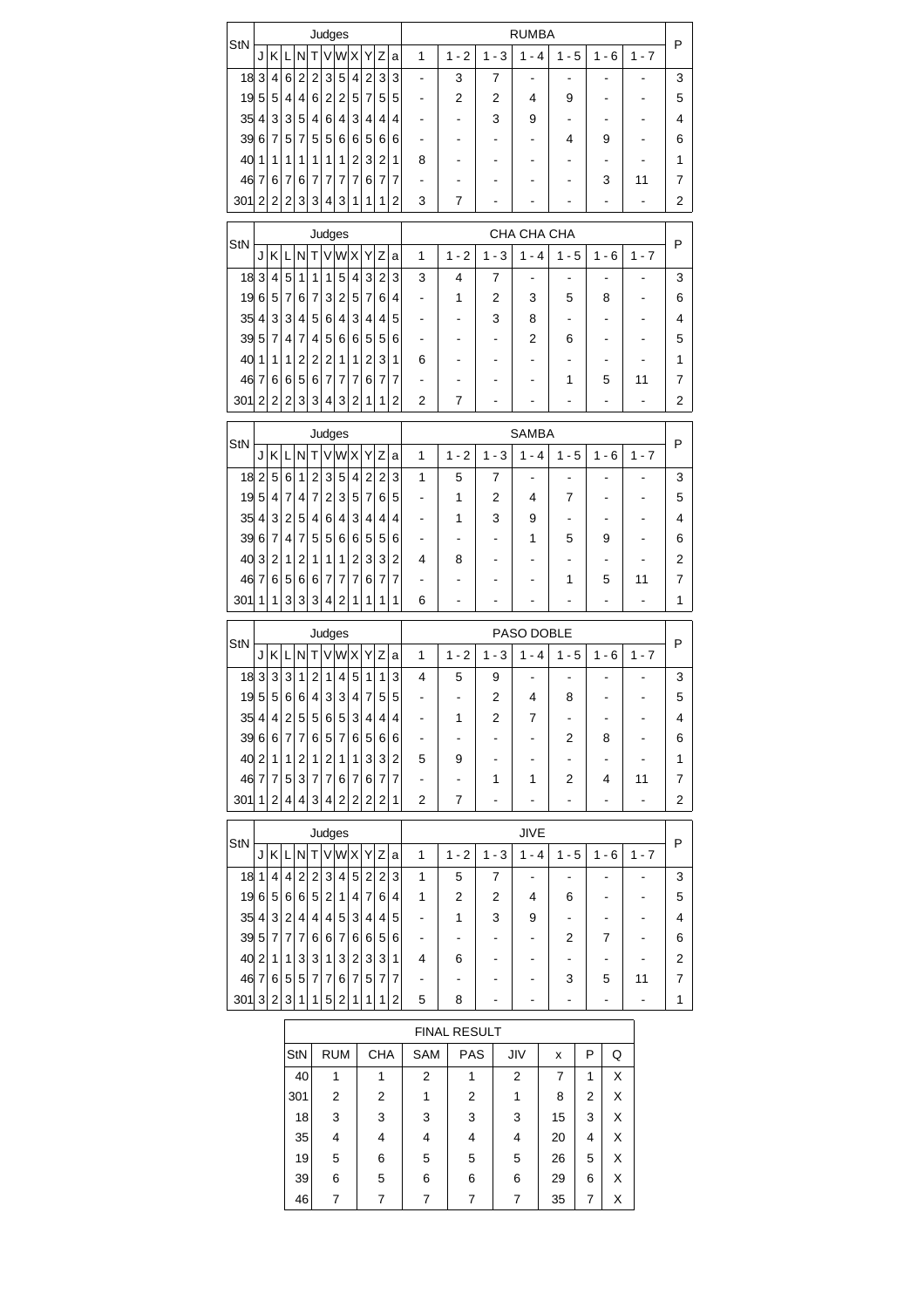| StN | Judges | | | | | | | | | | RUMBA | | | | | | | P |
|---|---|---|---|---|---|---|---|---|---|---|---|---|---|---|---|---|---|---|
| | J | K | L | N | T | V | W | X | Y | Z | a | 1 | 1 - 2 | 1 - 3 | 1 - 4 | 1 - 5 | 1 - 6 | 1 - 7 | |
| 18 | 3 | 4 | 6 | 2 | 2 | 3 | 5 | 4 | 2 | 3 | 3 | - | 3 | 7 | - | - | - | - | 3 |
| 19 | 5 | 5 | 4 | 4 | 6 | 2 | 2 | 5 | 7 | 5 | 5 | - | 2 | 2 | 4 | 9 | - | - | 5 |
| 35 | 4 | 3 | 3 | 5 | 4 | 6 | 4 | 3 | 4 | 4 | 4 | - | - | 3 | 9 | - | - | - | 4 |
| 39 | 6 | 7 | 5 | 7 | 5 | 5 | 6 | 6 | 5 | 6 | 6 | - | - | - | - | 4 | 9 | - | 6 |
| 40 | 1 | 1 | 1 | 1 | 1 | 1 | 1 | 2 | 3 | 2 | 1 | 8 | - | - | - | - | - | - | 1 |
| 46 | 7 | 6 | 7 | 6 | 7 | 7 | 7 | 7 | 6 | 7 | 7 | - | - | - | - | - | 3 | 11 | 7 |
| 301 | 2 | 2 | 2 | 3 | 3 | 4 | 3 | 1 | 1 | 1 | 2 | 3 | 7 | - | - | - | - | - | 2 |

| StN | Judges | | | | | | | | | | | CHA CHA CHA | | | | | | | P |
|---|---|---|---|---|---|---|---|---|---|---|---|---|---|---|---|---|---|---|---|
| | J | K | L | N | T | V | W | X | Y | Z | a | 1 | 1 - 2 | 1 - 3 | 1 - 4 | 1 - 5 | 1 - 6 | 1 - 7 | |
| 18 | 3 | 4 | 5 | 1 | 1 | 1 | 5 | 4 | 3 | 2 | 3 | 3 | 4 | 7 | - | - | - | - | 3 |
| 19 | 6 | 5 | 7 | 6 | 7 | 3 | 2 | 5 | 7 | 6 | 4 | - | 1 | 2 | 3 | 5 | 8 | - | 6 |
| 35 | 4 | 3 | 3 | 4 | 5 | 6 | 4 | 3 | 4 | 4 | 5 | - | - | 3 | 8 | - | - | - | 4 |
| 39 | 5 | 7 | 4 | 7 | 4 | 5 | 6 | 6 | 5 | 5 | 6 | - | - | - | 2 | 6 | - | - | 5 |
| 40 | 1 | 1 | 1 | 2 | 2 | 2 | 1 | 1 | 2 | 3 | 1 | 6 | - | - | - | - | - | - | 1 |
| 46 | 7 | 6 | 6 | 5 | 6 | 7 | 7 | 7 | 6 | 7 | 7 | - | - | - | - | 1 | 5 | 11 | 7 |
| 301 | 2 | 2 | 2 | 3 | 3 | 4 | 3 | 2 | 1 | 1 | 2 | 2 | 7 | - | - | - | - | - | 2 |

| StN | Judges | | | | | | | | | | | SAMBA | | | | | | | P |
|---|---|---|---|---|---|---|---|---|---|---|---|---|---|---|---|---|---|---|---|
| | J | K | L | N | T | V | W | X | Y | Z | a | 1 | 1 - 2 | 1 - 3 | 1 - 4 | 1 - 5 | 1 - 6 | 1 - 7 | |
| 18 | 2 | 5 | 6 | 1 | 2 | 3 | 5 | 4 | 2 | 2 | 3 | 1 | 5 | 7 | - | - | - | - | 3 |
| 19 | 5 | 4 | 7 | 4 | 7 | 2 | 3 | 5 | 7 | 6 | 5 | - | 1 | 2 | 4 | 7 | - | - | 5 |
| 35 | 4 | 3 | 2 | 5 | 4 | 6 | 4 | 3 | 4 | 4 | 4 | - | 1 | 3 | 9 | - | - | - | 4 |
| 39 | 6 | 7 | 4 | 7 | 5 | 5 | 6 | 6 | 5 | 5 | 6 | - | - | - | 1 | 5 | 9 | - | 6 |
| 40 | 3 | 2 | 1 | 2 | 1 | 1 | 1 | 2 | 3 | 3 | 2 | 4 | 8 | - | - | - | - | - | 2 |
| 46 | 7 | 6 | 5 | 6 | 6 | 7 | 7 | 7 | 6 | 7 | 7 | - | - | - | - | 1 | 5 | 11 | 7 |
| 301 | 1 | 1 | 3 | 3 | 3 | 4 | 2 | 1 | 1 | 1 | 1 | 6 | - | - | - | - | - | - | 1 |

| StN | Judges | | | | | | | | | | | PASO DOBLE | | | | | | | P |
|---|---|---|---|---|---|---|---|---|---|---|---|---|---|---|---|---|---|---|---|
| | J | K | L | N | T | V | W | X | Y | Z | a | 1 | 1 - 2 | 1 - 3 | 1 - 4 | 1 - 5 | 1 - 6 | 1 - 7 | |
| 18 | 3 | 3 | 3 | 1 | 2 | 1 | 4 | 5 | 1 | 1 | 3 | 4 | 5 | 9 | - | - | - | - | 3 |
| 19 | 5 | 5 | 6 | 6 | 4 | 3 | 3 | 4 | 7 | 5 | 5 | - | - | 2 | 4 | 8 | - | - | 5 |
| 35 | 4 | 4 | 2 | 5 | 5 | 6 | 5 | 3 | 4 | 4 | 4 | - | 1 | 2 | 7 | - | - | - | 4 |
| 39 | 6 | 6 | 7 | 7 | 6 | 5 | 7 | 6 | 5 | 6 | 6 | - | - | - | - | 2 | 8 | - | 6 |
| 40 | 2 | 1 | 1 | 2 | 1 | 2 | 1 | 1 | 3 | 3 | 2 | 5 | 9 | - | - | - | - | - | 1 |
| 46 | 7 | 7 | 5 | 3 | 7 | 7 | 6 | 7 | 6 | 7 | 7 | - | - | 1 | 1 | 2 | 4 | 11 | 7 |
| 301 | 1 | 2 | 4 | 4 | 3 | 4 | 2 | 2 | 2 | 2 | 1 | 2 | 7 | - | - | - | - | - | 2 |

| StN | Judges | | | | | | | | | | | JIVE | | | | | | | P |
|---|---|---|---|---|---|---|---|---|---|---|---|---|---|---|---|---|---|---|---|
| | J | K | L | N | T | V | W | X | Y | Z | a | 1 | 1 - 2 | 1 - 3 | 1 - 4 | 1 - 5 | 1 - 6 | 1 - 7 | |
| 18 | 1 | 4 | 4 | 2 | 2 | 3 | 4 | 5 | 2 | 2 | 3 | 1 | 5 | 7 | - | - | - | - | 3 |
| 19 | 6 | 5 | 6 | 6 | 5 | 2 | 1 | 4 | 7 | 6 | 4 | 1 | 2 | 2 | 4 | 6 | - | - | 5 |
| 35 | 4 | 3 | 2 | 4 | 4 | 4 | 5 | 3 | 4 | 4 | 5 | - | 1 | 3 | 9 | - | - | - | 4 |
| 39 | 5 | 7 | 7 | 7 | 6 | 6 | 7 | 6 | 6 | 5 | 6 | - | - | - | - | 2 | 7 | - | 6 |
| 40 | 2 | 1 | 1 | 3 | 3 | 1 | 3 | 2 | 3 | 3 | 1 | 4 | 6 | - | - | - | - | - | 2 |
| 46 | 7 | 6 | 5 | 5 | 7 | 7 | 6 | 7 | 5 | 7 | 7 | - | - | - | - | 3 | 5 | 11 | 7 |
| 301 | 3 | 2 | 3 | 1 | 1 | 5 | 2 | 1 | 1 | 1 | 2 | 5 | 8 | - | - | - | - | - | 1 |

| FINAL RESULT | | | | | | | | |
|---|---|---|---|---|---|---|---|---|
| StN | RUM | CHA | SAM | PAS | JIV | x | P | Q |
| 40 | 1 | 1 | 2 | 1 | 2 | 7 | 1 | X |
| 301 | 2 | 2 | 1 | 2 | 1 | 8 | 2 | X |
| 18 | 3 | 3 | 3 | 3 | 3 | 15 | 3 | X |
| 35 | 4 | 4 | 4 | 4 | 4 | 20 | 4 | X |
| 19 | 5 | 6 | 5 | 5 | 5 | 26 | 5 | X |
| 39 | 6 | 5 | 6 | 6 | 6 | 29 | 6 | X |
| 46 | 7 | 7 | 7 | 7 | 7 | 35 | 7 | X |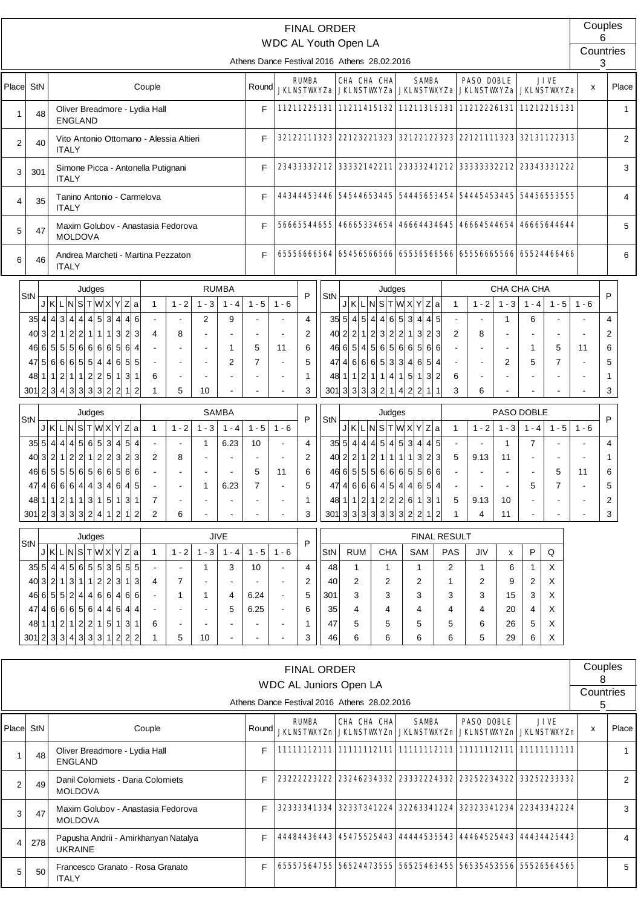# FINAL ORDER

## WDC AL Youth Open LA

Athens Dance Festival 2016 Athens 28.02.2016

Couples: 6
Countries: 3

| Place | StN | Couple | Round | RUMBA JKLNSTWXYZa | CHA CHA CHA JKLNSTWXYZa | SAMBA JKLNSTWXYZa | PASO DOBLE JKLNSTWXYZa | JIVE JKLNSTWXYZa | x | Place |
|---|---|---|---|---|---|---|---|---|---|---|
| 1 | 48 | Oliver Breadmore - Lydia Hall ENGLAND | F | 11211225131 | 11211415132 | 11211315131 | 11212226131 | 11212215131 | | 1 |
| 2 | 40 | Vito Antonio Ottomano - Alessia Altieri ITALY | F | 32122111323 | 22123221323 | 32122122323 | 22121111323 | 32131122313 | | 2 |
| 3 | 301 | Simone Picca - Antonella Putignani ITALY | F | 23433332212 | 33332142211 | 23333241212 | 33333332212 | 23343331222 | | 3 |
| 4 | 35 | Tanino Antonio - Carmelova ITALY | F | 44344453446 | 54544653445 | 54445653454 | 54445453445 | 54456553555 | | 4 |
| 5 | 47 | Maxim Golubov - Anastasia Fedorova MOLDOVA | F | 56665544655 | 46665334654 | 46664434645 | 46664544654 | 46665644644 | | 5 |
| 6 | 46 | Andrea Marcheti - Martina Pezzaton ITALY | F | 65556666564 | 65456566566 | 65556566566 | 65556665566 | 65524466466 | | 6 |

### RUMBA

| StN | J | K | L | N | S | T | W | X | Y | Z | a | 1 | 1 - 2 | 1 - 3 | 1 - 4 | 1 - 5 | 1 - 6 | P |
|---|---|---|---|---|---|---|---|---|---|---|---|---|---|---|---|---|---|---|
| 35 | 4 | 4 | 3 | 4 | 4 | 4 | 5 | 3 | 4 | 4 | 6 | - | - | 2 | 9 | - | - | 4 |
| 40 | 3 | 2 | 1 | 2 | 2 | 1 | 1 | 1 | 3 | 2 | 3 | 4 | 8 | - | - | - | - | 2 |
| 46 | 6 | 5 | 5 | 5 | 6 | 6 | 6 | 6 | 5 | 6 | 4 | - | - | - | 1 | 5 | 11 | 6 |
| 47 | 5 | 6 | 6 | 6 | 5 | 5 | 4 | 4 | 6 | 5 | 5 | - | - | - | 2 | 7 | - | 5 |
| 48 | 1 | 1 | 2 | 1 | 1 | 2 | 2 | 5 | 1 | 3 | 1 | 6 | - | - | - | - | - | 1 |
| 301 | 2 | 3 | 4 | 3 | 3 | 3 | 3 | 2 | 2 | 1 | 2 | 1 | 5 | 10 | - | - | - | 3 |

### CHA CHA CHA

| StN | J | K | L | N | S | T | W | X | Y | Z | a | 1 | 1 - 2 | 1 - 3 | 1 - 4 | 1 - 5 | 1 - 6 | P |
|---|---|---|---|---|---|---|---|---|---|---|---|---|---|---|---|---|---|---|
| 35 | 5 | 4 | 5 | 4 | 4 | 6 | 5 | 3 | 4 | 4 | 5 | - | - | 1 | 6 | - | - | 4 |
| 40 | 2 | 2 | 1 | 2 | 3 | 2 | 2 | 1 | 3 | 2 | 3 | 2 | 8 | - | - | - | - | 2 |
| 46 | 6 | 5 | 4 | 5 | 6 | 5 | 6 | 6 | 5 | 6 | 6 | - | - | - | 1 | 5 | 11 | 6 |
| 47 | 4 | 6 | 6 | 6 | 5 | 3 | 3 | 4 | 6 | 5 | 4 | - | - | 2 | 5 | 7 | - | 5 |
| 48 | 1 | 1 | 2 | 1 | 1 | 4 | 1 | 5 | 1 | 3 | 2 | 6 | - | - | - | - | - | 1 |
| 301 | 3 | 3 | 3 | 3 | 2 | 1 | 4 | 2 | 2 | 1 | 1 | 3 | 6 | - | - | - | - | 3 |

### SAMBA

| StN | J | K | L | N | S | T | W | X | Y | Z | a | 1 | 1 - 2 | 1 - 3 | 1 - 4 | 1 - 5 | 1 - 6 | P |
|---|---|---|---|---|---|---|---|---|---|---|---|---|---|---|---|---|---|---|
| 35 | 5 | 4 | 4 | 4 | 5 | 6 | 5 | 3 | 4 | 5 | 4 | - | - | 1 | 6.23 | 10 | - | 4 |
| 40 | 3 | 2 | 1 | 2 | 2 | 1 | 2 | 2 | 3 | 2 | 3 | 2 | 8 | - | - | - | - | 2 |
| 46 | 6 | 5 | 5 | 5 | 6 | 5 | 6 | 6 | 5 | 6 | 6 | - | - | - | - | 5 | 11 | 6 |
| 47 | 4 | 6 | 6 | 6 | 4 | 4 | 3 | 4 | 6 | 4 | 5 | - | - | 1 | 6.23 | 7 | - | 5 |
| 48 | 1 | 1 | 2 | 1 | 1 | 3 | 1 | 5 | 1 | 3 | 1 | 7 | - | - | - | - | - | 1 |
| 301 | 2 | 3 | 3 | 3 | 3 | 2 | 4 | 1 | 2 | 1 | 2 | 2 | 6 | - | - | - | - | 3 |

### PASO DOBLE

| StN | J | K | L | N | S | T | W | X | Y | Z | a | 1 | 1 - 2 | 1 - 3 | 1 - 4 | 1 - 5 | 1 - 6 | P |
|---|---|---|---|---|---|---|---|---|---|---|---|---|---|---|---|---|---|---|
| 35 | 5 | 4 | 4 | 4 | 5 | 4 | 5 | 3 | 4 | 4 | 5 | - | - | 1 | 7 | - | - | 4 |
| 40 | 2 | 2 | 1 | 2 | 1 | 1 | 1 | 1 | 3 | 2 | 3 | 5 | 9.13 | 11 | - | - | - | 1 |
| 46 | 6 | 5 | 5 | 5 | 6 | 6 | 6 | 5 | 5 | 6 | 6 | - | - | - | - | 5 | 11 | 6 |
| 47 | 4 | 6 | 6 | 6 | 4 | 5 | 4 | 4 | 6 | 5 | 4 | - | - | - | 5 | 7 | - | 5 |
| 48 | 1 | 1 | 2 | 1 | 2 | 2 | 2 | 6 | 1 | 3 | 1 | 5 | 9.13 | 10 | - | - | - | 2 |
| 301 | 3 | 3 | 3 | 3 | 3 | 3 | 3 | 2 | 2 | 1 | 2 | 1 | 4 | 11 | - | - | - | 3 |

### JIVE

| StN | J | K | L | N | S | T | W | X | Y | Z | a | 1 | 1 - 2 | 1 - 3 | 1 - 4 | 1 - 5 | 1 - 6 | P |
|---|---|---|---|---|---|---|---|---|---|---|---|---|---|---|---|---|---|---|
| 35 | 5 | 4 | 4 | 5 | 6 | 5 | 5 | 3 | 5 | 5 | 5 | - | - | 1 | 3 | 10 | - | 4 |
| 40 | 3 | 2 | 1 | 3 | 1 | 1 | 2 | 2 | 3 | 1 | 3 | 4 | 7 | - | - | - | - | 2 |
| 46 | 6 | 5 | 5 | 2 | 4 | 4 | 6 | 6 | 4 | 6 | 6 | - | 1 | 1 | 4 | 6.24 | - | 5 |
| 47 | 4 | 6 | 6 | 6 | 5 | 6 | 4 | 4 | 6 | 4 | 4 | - | - | - | 5 | 6.25 | - | 6 |
| 48 | 1 | 1 | 2 | 1 | 2 | 2 | 1 | 5 | 1 | 3 | 1 | 6 | - | - | - | - | - | 1 |
| 301 | 2 | 3 | 3 | 4 | 3 | 3 | 3 | 1 | 2 | 2 | 2 | 1 | 5 | 10 | - | - | - | 3 |

### FINAL RESULT

| StN | RUM | CHA | SAM | PAS | JIV | x | P | Q |
|---|---|---|---|---|---|---|---|---|
| 48 | 1 | 1 | 1 | 2 | 1 | 6 | 1 | X |
| 40 | 2 | 2 | 2 | 1 | 2 | 9 | 2 | X |
| 301 | 3 | 3 | 3 | 3 | 3 | 15 | 3 | X |
| 35 | 4 | 4 | 4 | 4 | 4 | 20 | 4 | X |
| 47 | 5 | 5 | 5 | 5 | 6 | 26 | 5 | X |
| 46 | 6 | 6 | 6 | 6 | 5 | 29 | 6 | X |

# FINAL ORDER

## WDC AL Juniors Open LA

Athens Dance Festival 2016 Athens 28.02.2016

Couples: 8
Countries: 5

| Place | StN | Couple | Round | RUMBA JKLNSTWXYZn | CHA CHA CHA JKLNSTWXYZn | SAMBA JKLNSTWXYZn | PASO DOBLE JKLNSTWXYZn | JIVE JKLNSTWXYZn | x | Place |
|---|---|---|---|---|---|---|---|---|---|---|
| 1 | 48 | Oliver Breadmore - Lydia Hall ENGLAND | F | 11111112111 | 11111112111 | 11111112111 | 11111112111 | 11111111111 | | 1 |
| 2 | 49 | Danil Colomiets - Daria Colomiets MOLDOVA | F | 23222223222 | 23246234332 | 23332224332 | 23252234322 | 33252233332 | | 2 |
| 3 | 47 | Maxim Golubov - Anastasia Fedorova MOLDOVA | F | 32333341334 | 32337341224 | 32263341224 | 32323341234 | 22343342224 | | 3 |
| 4 | 278 | Papusha Andrii - Amirkhanyan Natalya UKRAINE | F | 44484436443 | 45475525443 | 44444535543 | 44464525443 | 44434425443 | | 4 |
| 5 | 50 | Francesco Granato - Rosa Granato ITALY | F | 65557564755 | 56524473555 | 56525463455 | 56535453556 | 55526564565 | | 5 |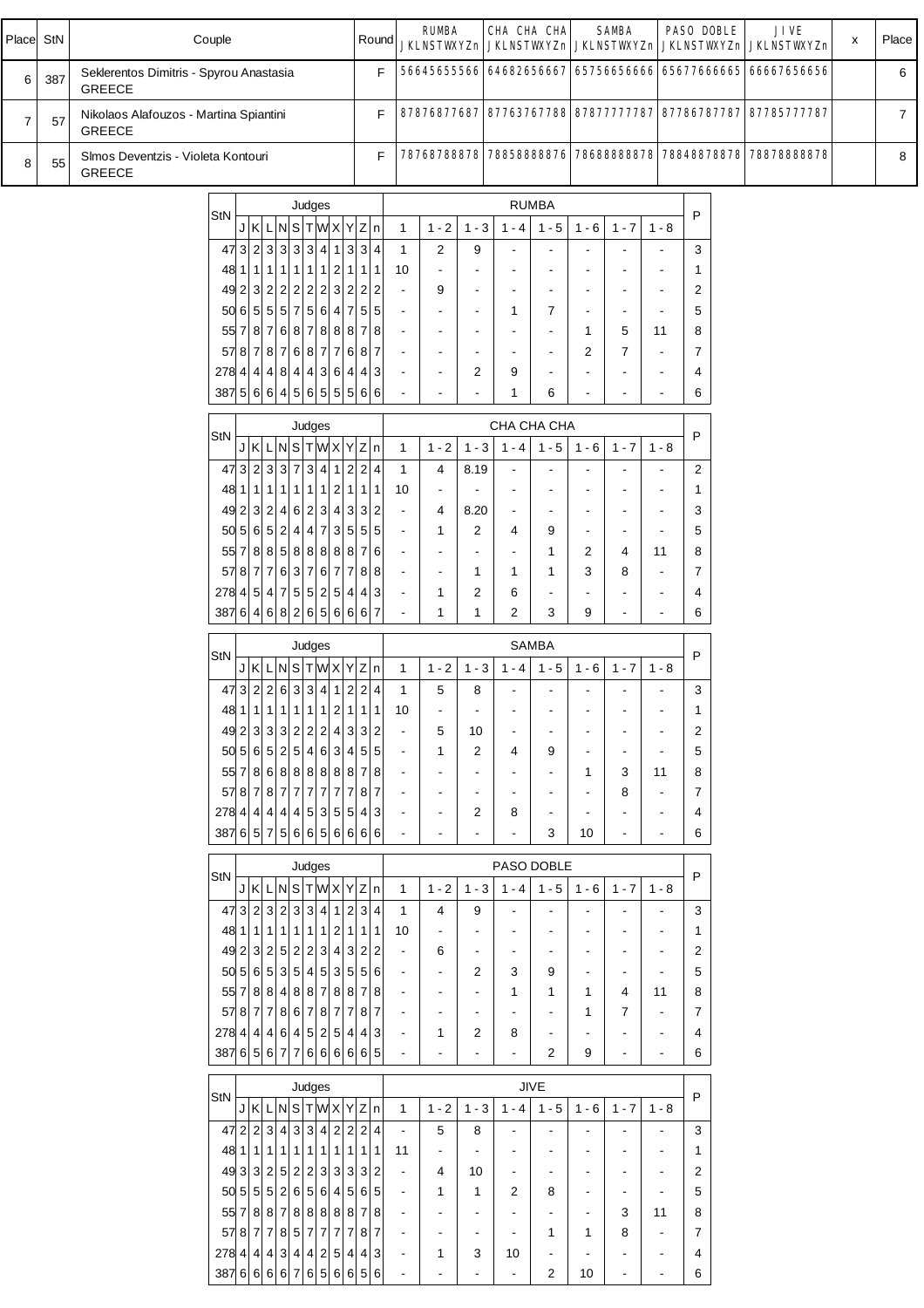| Place | StN | Couple | Round | RUMBA JKLNSTWXYZn | CHA CHA CHA JKLNSTWXYZn | SAMBA JKLNSTWXYZn | PASO DOBLE JKLNSTWXYZn | JIVE JKLNSTWXYZn | x | Place |
|---|---|---|---|---|---|---|---|---|---|---|
| 6 | 387 | Seklerentos Dimitris - Spyrou Anastasia GREECE | F | 56645655566 | 64682656667 | 65756656666 | 65677666665 | 66667656656 | | 6 |
| 7 | 57 | Nikolaos Alafouzos - Martina Spiantini GREECE | F | 87876877687 | 87763767788 | 87877777787 | 87786787787 | 87785777787 | | 7 |
| 8 | 55 | SImos Deventzis - Violeta Kontouri GREECE | F | 78768788878 | 78858888876 | 78688888878 | 78848878878 | 78878888878 | | 8 |

| StN | J | K | L | N | S | T | W | X | Y | Z | n | 1 | 1 - 2 | 1 - 3 | 1 - 4 | 1 - 5 | 1 - 6 | 1 - 7 | 1 - 8 | P |
|---|---|---|---|---|---|---|---|---|---|---|---|---|---|---|---|---|---|---|---|---|
| | | | | | | Judges | | | | | | | | | RUMBA | | | | | |
| 47 | 3 | 2 | 3 | 3 | 3 | 3 | 4 | 1 | 3 | 3 | 4 | 1 | 2 | 9 | - | - | - | - | - | 3 |
| 48 | 1 | 1 | 1 | 1 | 1 | 1 | 1 | 2 | 1 | 1 | 1 | 10 | - | - | - | - | - | - | - | 1 |
| 49 | 2 | 3 | 2 | 2 | 2 | 2 | 2 | 3 | 2 | 2 | 2 | - | 9 | - | - | - | - | - | - | 2 |
| 50 | 6 | 5 | 5 | 5 | 7 | 5 | 6 | 4 | 7 | 5 | 5 | - | - | - | 1 | 7 | - | - | - | 5 |
| 55 | 7 | 8 | 7 | 6 | 8 | 7 | 8 | 8 | 8 | 7 | 8 | - | - | - | - | - | 1 | 5 | 11 | 8 |
| 57 | 8 | 7 | 8 | 7 | 6 | 8 | 7 | 7 | 6 | 8 | 7 | - | - | - | - | - | 2 | 7 | - | 7 |
| 278 | 4 | 4 | 4 | 8 | 4 | 4 | 3 | 6 | 4 | 4 | 3 | - | - | 2 | 9 | - | - | - | - | 4 |
| 387 | 5 | 6 | 6 | 4 | 5 | 6 | 5 | 5 | 5 | 6 | 6 | - | - | - | 1 | 6 | - | - | - | 6 |

| StN | J | K | L | N | S | T | W | X | Y | Z | n | 1 | 1 - 2 | 1 - 3 | 1 - 4 | 1 - 5 | 1 - 6 | 1 - 7 | 1 - 8 | P |
|---|---|---|---|---|---|---|---|---|---|---|---|---|---|---|---|---|---|---|---|---|
| | | | | | | Judges | | | | | | | | | CHA CHA CHA | | | | | |
| 47 | 3 | 2 | 3 | 3 | 7 | 3 | 4 | 1 | 2 | 2 | 4 | 1 | 4 | 8.19 | - | - | - | - | - | 2 |
| 48 | 1 | 1 | 1 | 1 | 1 | 1 | 1 | 2 | 1 | 1 | 1 | 10 | - | - | - | - | - | - | - | 1 |
| 49 | 2 | 3 | 2 | 4 | 6 | 2 | 3 | 4 | 3 | 3 | 2 | - | 4 | 8.20 | - | - | - | - | - | 3 |
| 50 | 5 | 6 | 5 | 2 | 4 | 4 | 7 | 3 | 5 | 5 | 5 | - | 1 | 2 | 4 | 9 | - | - | - | 5 |
| 55 | 7 | 8 | 8 | 5 | 8 | 8 | 8 | 8 | 8 | 7 | 6 | - | - | - | - | 1 | 2 | 4 | 11 | 8 |
| 57 | 8 | 7 | 7 | 6 | 3 | 7 | 6 | 7 | 7 | 8 | 8 | - | - | 1 | 1 | 1 | 3 | 8 | - | 7 |
| 278 | 4 | 5 | 4 | 7 | 5 | 5 | 2 | 5 | 4 | 4 | 3 | - | 1 | 2 | 6 | - | - | - | - | 4 |
| 387 | 6 | 4 | 6 | 8 | 2 | 6 | 5 | 6 | 6 | 6 | 7 | - | 1 | 1 | 2 | 3 | 9 | - | - | 6 |

| StN | J | K | L | N | S | T | W | X | Y | Z | n | 1 | 1 - 2 | 1 - 3 | 1 - 4 | 1 - 5 | 1 - 6 | 1 - 7 | 1 - 8 | P |
|---|---|---|---|---|---|---|---|---|---|---|---|---|---|---|---|---|---|---|---|---|
| | | | | | | Judges | | | | | | | | | SAMBA | | | | | |
| 47 | 3 | 2 | 2 | 6 | 3 | 3 | 4 | 1 | 2 | 2 | 4 | 1 | 5 | 8 | - | - | - | - | - | 3 |
| 48 | 1 | 1 | 1 | 1 | 1 | 1 | 1 | 2 | 1 | 1 | 1 | 10 | - | - | - | - | - | - | - | 1 |
| 49 | 2 | 3 | 3 | 3 | 2 | 2 | 2 | 4 | 3 | 3 | 2 | - | 5 | 10 | - | - | - | - | - | 2 |
| 50 | 5 | 6 | 5 | 2 | 5 | 4 | 6 | 3 | 4 | 5 | 5 | - | 1 | 2 | 4 | 9 | - | - | - | 5 |
| 55 | 7 | 8 | 6 | 8 | 8 | 8 | 8 | 8 | 8 | 7 | 8 | - | - | - | - | - | 1 | 3 | 11 | 8 |
| 57 | 8 | 7 | 8 | 7 | 7 | 7 | 7 | 7 | 7 | 8 | 7 | - | - | - | - | - | - | 8 | - | 7 |
| 278 | 4 | 4 | 4 | 4 | 4 | 5 | 3 | 5 | 5 | 4 | 3 | - | - | 2 | 8 | - | - | - | - | 4 |
| 387 | 6 | 5 | 7 | 5 | 6 | 6 | 5 | 6 | 6 | 6 | 6 | - | - | - | - | 3 | 10 | - | - | 6 |

| StN | J | K | L | N | S | T | W | X | Y | Z | n | 1 | 1 - 2 | 1 - 3 | 1 - 4 | 1 - 5 | 1 - 6 | 1 - 7 | 1 - 8 | P |
|---|---|---|---|---|---|---|---|---|---|---|---|---|---|---|---|---|---|---|---|---|
| | | | | | | Judges | | | | | | | | | PASO DOBLE | | | | | |
| 47 | 3 | 2 | 3 | 2 | 3 | 3 | 4 | 1 | 2 | 3 | 4 | 1 | 4 | 9 | - | - | - | - | - | 3 |
| 48 | 1 | 1 | 1 | 1 | 1 | 1 | 1 | 2 | 1 | 1 | 1 | 10 | - | - | - | - | - | - | - | 1 |
| 49 | 2 | 3 | 2 | 5 | 2 | 2 | 3 | 4 | 3 | 2 | 2 | - | 6 | - | - | - | - | - | - | 2 |
| 50 | 5 | 6 | 5 | 3 | 5 | 4 | 5 | 3 | 5 | 5 | 6 | - | - | 2 | 3 | 9 | - | - | - | 5 |
| 55 | 7 | 8 | 8 | 4 | 8 | 8 | 7 | 8 | 8 | 7 | 8 | - | - | - | 1 | 1 | 1 | 4 | 11 | 8 |
| 57 | 8 | 7 | 7 | 8 | 6 | 7 | 8 | 7 | 7 | 8 | 7 | - | - | - | - | - | 1 | 7 | - | 7 |
| 278 | 4 | 4 | 4 | 6 | 4 | 5 | 2 | 5 | 4 | 4 | 3 | - | 1 | 2 | 8 | - | - | - | - | 4 |
| 387 | 6 | 5 | 6 | 7 | 7 | 6 | 6 | 6 | 6 | 6 | 5 | - | - | - | - | 2 | 9 | - | - | 6 |

| StN | J | K | L | N | S | T | W | X | Y | Z | n | 1 | 1 - 2 | 1 - 3 | 1 - 4 | 1 - 5 | 1 - 6 | 1 - 7 | 1 - 8 | P |
|---|---|---|---|---|---|---|---|---|---|---|---|---|---|---|---|---|---|---|---|---|
| | | | | | | Judges | | | | | | | | | JIVE | | | | | |
| 47 | 2 | 2 | 3 | 4 | 3 | 3 | 4 | 2 | 2 | 2 | 4 | - | 5 | 8 | - | - | - | - | - | 3 |
| 48 | 1 | 1 | 1 | 1 | 1 | 1 | 1 | 1 | 1 | 1 | 1 | 11 | - | - | - | - | - | - | - | 1 |
| 49 | 3 | 3 | 2 | 5 | 2 | 2 | 3 | 3 | 3 | 3 | 2 | - | 4 | 10 | - | - | - | - | - | 2 |
| 50 | 5 | 5 | 5 | 2 | 6 | 5 | 6 | 4 | 5 | 6 | 5 | - | 1 | 1 | 2 | 8 | - | - | - | 5 |
| 55 | 7 | 8 | 8 | 7 | 8 | 8 | 8 | 8 | 8 | 7 | 8 | - | - | - | - | - | - | 3 | 11 | 8 |
| 57 | 8 | 7 | 7 | 8 | 5 | 7 | 7 | 7 | 7 | 8 | 7 | - | - | - | - | 1 | 1 | 8 | - | 7 |
| 278 | 4 | 4 | 4 | 3 | 4 | 4 | 2 | 5 | 4 | 4 | 3 | - | 1 | 3 | 10 | - | - | - | - | 4 |
| 387 | 6 | 6 | 6 | 6 | 7 | 6 | 5 | 6 | 6 | 5 | 6 | - | - | - | - | 2 | 10 | - | - | 6 |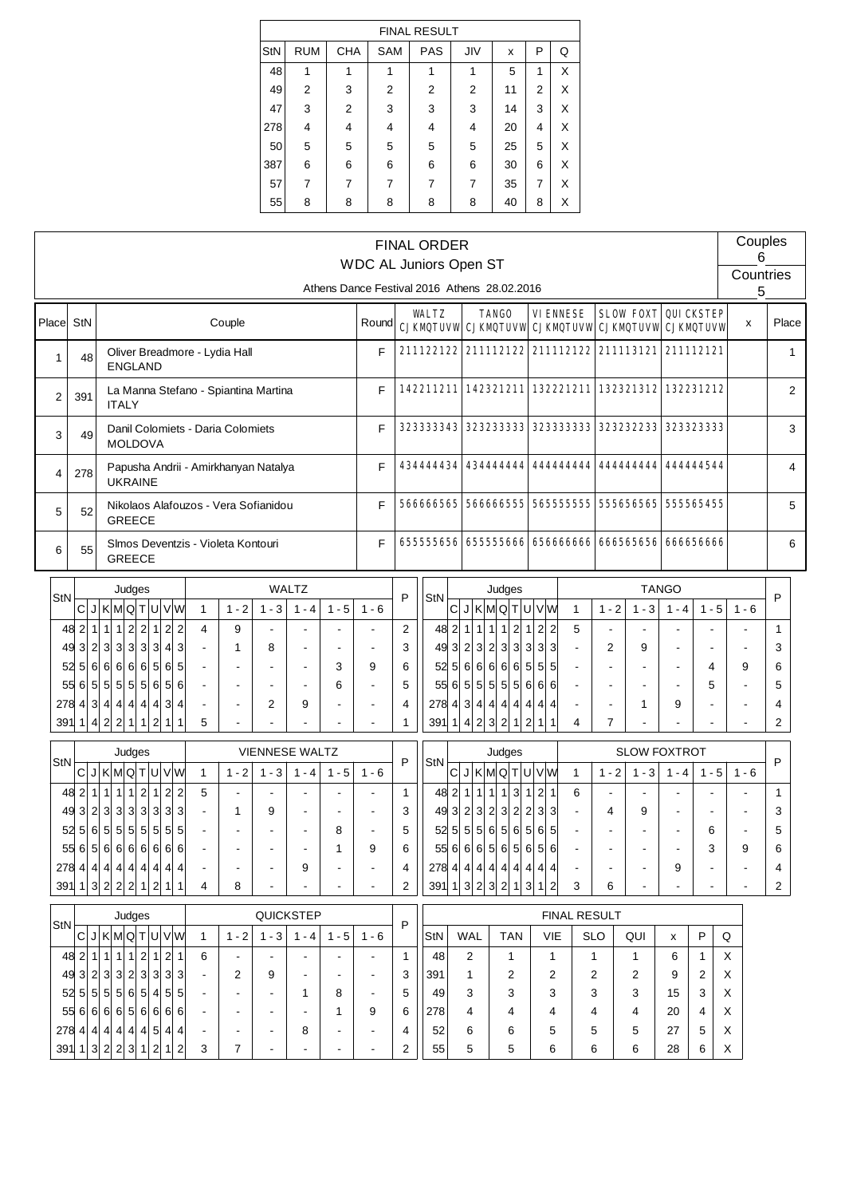| FINAL RESULT | | | | | | | | |
|---|---|---|---|---|---|---|---|---|
| StN | RUM | CHA | SAM | PAS | JIV | x | P | Q |
| 48 | 1 | 1 | 1 | 1 | 1 | 5 | 1 | X |
| 49 | 2 | 3 | 2 | 2 | 2 | 11 | 2 | X |
| 47 | 3 | 2 | 3 | 3 | 3 | 14 | 3 | X |
| 278 | 4 | 4 | 4 | 4 | 4 | 20 | 4 | X |
| 50 | 5 | 5 | 5 | 5 | 5 | 25 | 5 | X |
| 387 | 6 | 6 | 6 | 6 | 6 | 30 | 6 | X |
| 57 | 7 | 7 | 7 | 7 | 7 | 35 | 7 | X |
| 55 | 8 | 8 | 8 | 8 | 8 | 40 | 8 | X |

# FINAL ORDER

## WDC AL Juniors Open ST

Athens Dance Festival 2016 Athens 28.02.2016

Couples: 6

Countries: 5

| Place | StN | Couple | Round | WALTZ CJKMQTUVW | TANGO CJKMQTUVW | VIENNESE CJKMQTUVW | SLOW FOXT CJKMQTUVW | QUICKSTEP CJKMQTUVW | x | Place |
|---|---|---|---|---|---|---|---|---|---|---|
| 1 | 48 | Oliver Breadmore - Lydia Hall<br>ENGLAND | F | 211122122 | 211112122 | 211112122 | 211113121 | 211112121 | | 1 |
| 2 | 391 | La Manna Stefano - Spiantina Martina<br>ITALY | F | 142211211 | 142321211 | 132221211 | 132321312 | 132231212 | | 2 |
| 3 | 49 | Danil Colomiets - Daria Colomiets<br>MOLDOVA | F | 323333343 | 323233333 | 323333333 | 323232233 | 323323333 | | 3 |
| 4 | 278 | Papusha Andrii - Amirkhanyan Natalya<br>UKRAINE | F | 434444434 | 434444444 | 444444444 | 444444444 | 444444544 | | 4 |
| 5 | 52 | Nikolaos Alafouzos - Vera Sofianidou<br>GREECE | F | 566666565 | 566666555 | 565555555 | 555656565 | 555565455 | | 5 |
| 6 | 55 | SImos Deventzis - Violeta Kontouri<br>GREECE | F | 655555656 | 655555666 | 656666666 | 666565656 | 666656666 | | 6 |

| StN | C | J | K | M | Q | T | U | V | W | WALTZ 1 | 1 - 2 | 1 - 3 | 1 - 4 | 1 - 5 | 1 - 6 | P |
|---|---|---|---|---|---|---|---|---|---|---|---|---|---|---|---|---|
| 48 | 2 | 1 | 1 | 1 | 2 | 2 | 1 | 2 | 2 | 4 | 9 | - | - | - | - | 2 |
| 49 | 3 | 2 | 3 | 3 | 3 | 3 | 3 | 4 | 3 | - | 1 | 8 | - | - | - | 3 |
| 52 | 5 | 6 | 6 | 6 | 6 | 6 | 5 | 6 | 5 | - | - | - | - | 3 | 9 | 6 |
| 55 | 6 | 5 | 5 | 5 | 5 | 5 | 6 | 5 | 6 | - | - | - | - | 6 | - | 5 |
| 278 | 4 | 3 | 4 | 4 | 4 | 4 | 4 | 3 | 4 | - | - | 2 | 9 | - | - | 4 |
| 391 | 1 | 4 | 2 | 2 | 1 | 1 | 2 | 1 | 1 | 5 | - | - | - | - | - | 1 |

| StN | C | J | K | M | Q | T | U | V | W | TANGO 1 | 1 - 2 | 1 - 3 | 1 - 4 | 1 - 5 | 1 - 6 | P |
|---|---|---|---|---|---|---|---|---|---|---|---|---|---|---|---|---|
| 48 | 2 | 1 | 1 | 1 | 1 | 2 | 1 | 2 | 2 | 5 | - | - | - | - | - | 1 |
| 49 | 3 | 2 | 3 | 2 | 3 | 3 | 3 | 3 | 3 | - | 2 | 9 | - | - | - | 3 |
| 52 | 5 | 6 | 6 | 6 | 6 | 6 | 5 | 5 | 5 | - | - | - | - | 4 | 9 | 6 |
| 55 | 6 | 5 | 5 | 5 | 5 | 5 | 6 | 6 | 6 | - | - | - | - | 5 | - | 5 |
| 278 | 4 | 3 | 4 | 4 | 4 | 4 | 4 | 4 | 4 | - | - | 1 | 9 | - | - | 4 |
| 391 | 1 | 4 | 2 | 3 | 2 | 1 | 2 | 1 | 1 | 4 | 7 | - | - | - | - | 2 |

| StN | C | J | K | M | Q | T | U | V | W | VIENNESE WALTZ 1 | 1 - 2 | 1 - 3 | 1 - 4 | 1 - 5 | 1 - 6 | P |
|---|---|---|---|---|---|---|---|---|---|---|---|---|---|---|---|---|
| 48 | 2 | 1 | 1 | 1 | 1 | 2 | 1 | 2 | 2 | 5 | - | - | - | - | - | 1 |
| 49 | 3 | 2 | 3 | 3 | 3 | 3 | 3 | 3 | 3 | - | 1 | 9 | - | - | - | 3 |
| 52 | 5 | 6 | 5 | 5 | 5 | 5 | 5 | 5 | 5 | - | - | - | - | 8 | - | 5 |
| 55 | 6 | 5 | 6 | 6 | 6 | 6 | 6 | 6 | 6 | - | - | - | - | 1 | 9 | 6 |
| 278 | 4 | 4 | 4 | 4 | 4 | 4 | 4 | 4 | 4 | - | - | - | 9 | - | - | 4 |
| 391 | 1 | 3 | 2 | 2 | 2 | 1 | 2 | 1 | 1 | 4 | 8 | - | - | - | - | 2 |

| StN | C | J | K | M | Q | T | U | V | W | SLOW FOXTROT 1 | 1 - 2 | 1 - 3 | 1 - 4 | 1 - 5 | 1 - 6 | P |
|---|---|---|---|---|---|---|---|---|---|---|---|---|---|---|---|---|
| 48 | 2 | 1 | 1 | 1 | 1 | 3 | 1 | 2 | 1 | 6 | - | - | - | - | - | 1 |
| 49 | 3 | 2 | 3 | 2 | 3 | 2 | 2 | 3 | 3 | - | 4 | 9 | - | - | - | 3 |
| 52 | 5 | 5 | 5 | 6 | 5 | 6 | 5 | 6 | 5 | - | - | - | - | 6 | - | 5 |
| 55 | 6 | 6 | 6 | 5 | 6 | 5 | 6 | 5 | 6 | - | - | - | - | 3 | 9 | 6 |
| 278 | 4 | 4 | 4 | 4 | 4 | 4 | 4 | 4 | 4 | - | - | - | 9 | - | - | 4 |
| 391 | 1 | 3 | 2 | 3 | 2 | 1 | 3 | 1 | 2 | 3 | 6 | - | - | - | - | 2 |

| StN | C | J | K | M | Q | T | U | V | W | QUICKSTEP 1 | 1 - 2 | 1 - 3 | 1 - 4 | 1 - 5 | 1 - 6 | P |
|---|---|---|---|---|---|---|---|---|---|---|---|---|---|---|---|---|
| 48 | 2 | 1 | 1 | 1 | 1 | 2 | 1 | 2 | 1 | 6 | - | - | - | - | - | 1 |
| 49 | 3 | 2 | 3 | 3 | 2 | 3 | 3 | 3 | 3 | - | 2 | 9 | - | - | - | 3 |
| 52 | 5 | 5 | 5 | 5 | 6 | 5 | 4 | 5 | 5 | - | - | - | 1 | 8 | - | 5 |
| 55 | 6 | 6 | 6 | 6 | 5 | 6 | 6 | 6 | 6 | - | - | - | - | 1 | 9 | 6 |
| 278 | 4 | 4 | 4 | 4 | 4 | 4 | 5 | 4 | 4 | - | - | - | 8 | - | - | 4 |
| 391 | 1 | 3 | 2 | 2 | 3 | 1 | 2 | 1 | 2 | 3 | 7 | - | - | - | - | 2 |

| FINAL RESULT | | | | | | | | |
|---|---|---|---|---|---|---|---|---|
| StN | WAL | TAN | VIE | SLO | QUI | x | P | Q |
| 48 | 2 | 1 | 1 | 1 | 1 | 6 | 1 | X |
| 391 | 1 | 2 | 2 | 2 | 2 | 9 | 2 | X |
| 49 | 3 | 3 | 3 | 3 | 3 | 15 | 3 | X |
| 278 | 4 | 4 | 4 | 4 | 4 | 20 | 4 | X |
| 52 | 6 | 6 | 5 | 5 | 5 | 27 | 5 | X |
| 55 | 5 | 5 | 6 | 6 | 6 | 28 | 6 | X |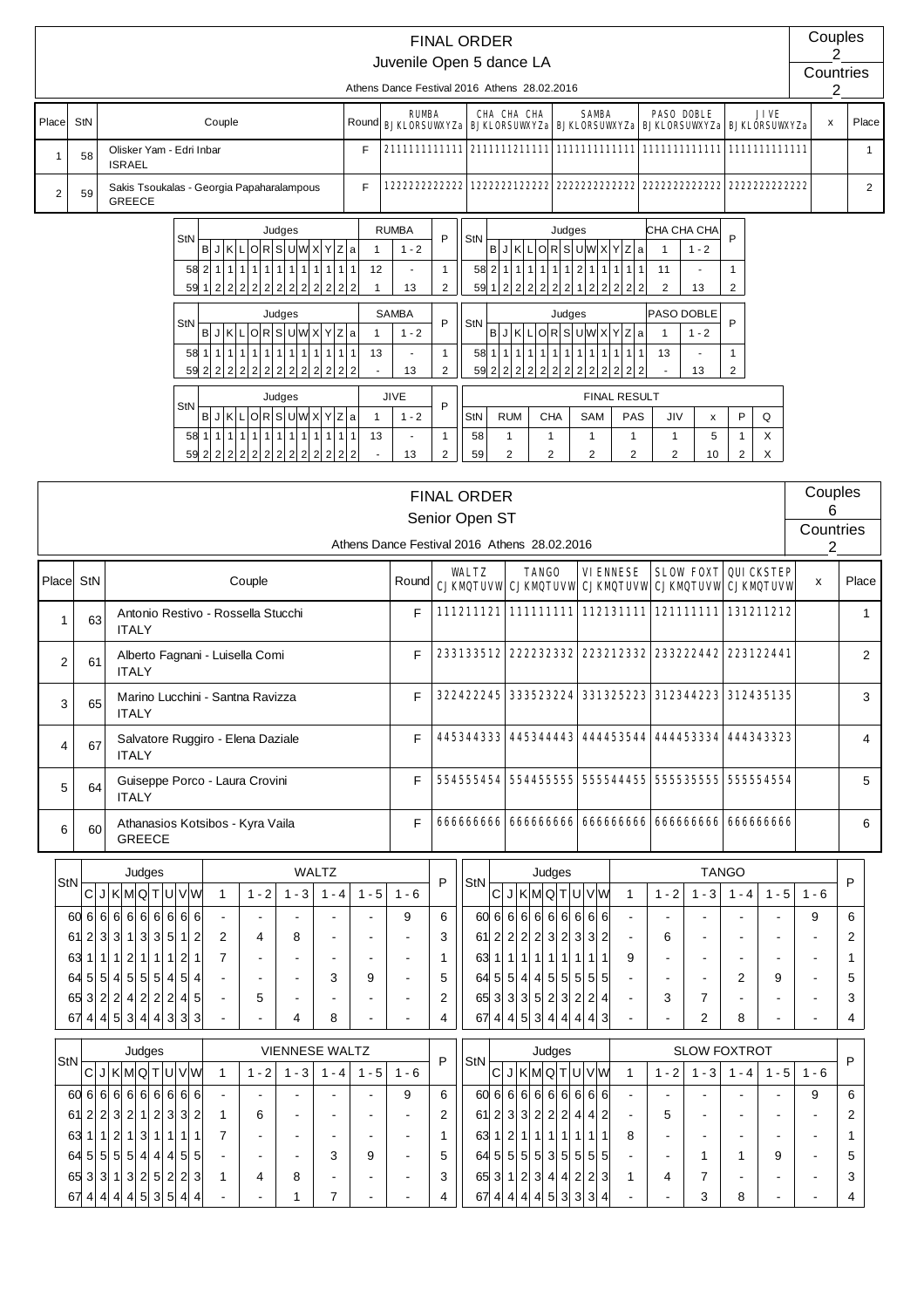# FINAL ORDER

## Juvenile Open 5 dance LA

Athens Dance Festival 2016 Athens 28.02.2016

Couples: 2
Countries: 2

| Place | StN | Couple | Round | RUMBA BJKLORSUWXYZa | CHA CHA CHA BJKLORSUWXYZa | SAMBA BJKLORSUWXYZa | PASO DOBLE BJKLORSUWXYZa | JIVE BJKLORSUWXYZa | x | Place |
|---|---|---|---|---|---|---|---|---|---|---|
| 1 | 58 | Olisker Yam - Edri Inbar ISRAEL | F | 2111111111111 | 2111111211111 | 1111111111111 | 1111111111111 | 1111111111111 | | 1 |
| 2 | 59 | Sakis Tsoukalas - Georgia Papaharalampous GREECE | F | 1222222222222 | 1222222122222 | 2222222222222 | 2222222222222 | 2222222222222 | | 2 |

| StN | B | J | K | L | O | R | S | U | W | X | Y | Z | a | RUMBA 1 | 1 - 2 | P |
|---|---|---|---|---|---|---|---|---|---|---|---|---|---|---|---|---|
| 58 | 2 | 1 | 1 | 1 | 1 | 1 | 1 | 1 | 1 | 1 | 1 | 1 | 1 | 12 | - | 1 |
| 59 | 1 | 2 | 2 | 2 | 2 | 2 | 2 | 2 | 2 | 2 | 2 | 2 | 2 | 1 | 13 | 2 |

| StN | B | J | K | L | O | R | S | U | W | X | Y | Z | a | CHA CHA CHA 1 | 1 - 2 | P |
|---|---|---|---|---|---|---|---|---|---|---|---|---|---|---|---|---|
| 58 | 2 | 1 | 1 | 1 | 1 | 1 | 1 | 2 | 1 | 1 | 1 | 1 | 1 | 11 | - | 1 |
| 59 | 1 | 2 | 2 | 2 | 2 | 2 | 2 | 1 | 2 | 2 | 2 | 2 | 2 | 2 | 13 | 2 |

| StN | B | J | K | L | O | R | S | U | W | X | Y | Z | a | SAMBA 1 | 1 - 2 | P |
|---|---|---|---|---|---|---|---|---|---|---|---|---|---|---|---|---|
| 58 | 1 | 1 | 1 | 1 | 1 | 1 | 1 | 1 | 1 | 1 | 1 | 1 | 1 | 13 | - | 1 |
| 59 | 2 | 2 | 2 | 2 | 2 | 2 | 2 | 2 | 2 | 2 | 2 | 2 | 2 | - | 13 | 2 |

| StN | B | J | K | L | O | R | S | U | W | X | Y | Z | a | PASO DOBLE 1 | 1 - 2 | P |
|---|---|---|---|---|---|---|---|---|---|---|---|---|---|---|---|---|
| 58 | 1 | 1 | 1 | 1 | 1 | 1 | 1 | 1 | 1 | 1 | 1 | 1 | 1 | 13 | - | 1 |
| 59 | 2 | 2 | 2 | 2 | 2 | 2 | 2 | 2 | 2 | 2 | 2 | 2 | 2 | - | 13 | 2 |

| StN | B | J | K | L | O | R | S | U | W | X | Y | Z | a | JIVE 1 | 1 - 2 | P |
|---|---|---|---|---|---|---|---|---|---|---|---|---|---|---|---|---|
| 58 | 1 | 1 | 1 | 1 | 1 | 1 | 1 | 1 | 1 | 1 | 1 | 1 | 1 | 13 | - | 1 |
| 59 | 2 | 2 | 2 | 2 | 2 | 2 | 2 | 2 | 2 | 2 | 2 | 2 | 2 | - | 13 | 2 |

**FINAL RESULT**

| StN | RUM | CHA | SAM | PAS | JIV | x | P | Q |
|---|---|---|---|---|---|---|---|---|
| 58 | 1 | 1 | 1 | 1 | 1 | 5 | 1 | X |
| 59 | 2 | 2 | 2 | 2 | 2 | 10 | 2 | X |

# FINAL ORDER

## Senior Open ST

Athens Dance Festival 2016 Athens 28.02.2016

Couples: 6
Countries: 2

| Place | StN | Couple | Round | WALTZ CJKMQTUVW | TANGO CJKMQTUVW | VIENNESE CJKMQTUVW | SLOW FOXT CJKMQTUVW | QUICKSTEP CJKMQTUVW | x | Place |
|---|---|---|---|---|---|---|---|---|---|---|
| 1 | 63 | Antonio Restivo - Rossella Stucchi ITALY | F | 111211121 | 111111111 | 112131111 | 121111111 | 131211212 | | 1 |
| 2 | 61 | Alberto Fagnani - Luisella Comi ITALY | F | 233133512 | 222232332 | 223212332 | 233222442 | 223122441 | | 2 |
| 3 | 65 | Marino Lucchini - Santna Ravizza ITALY | F | 322422245 | 333523224 | 331325223 | 312344223 | 312435135 | | 3 |
| 4 | 67 | Salvatore Ruggiro - Elena Daziale ITALY | F | 445344333 | 445344443 | 444453544 | 444453334 | 444343323 | | 4 |
| 5 | 64 | Guiseppe Porco - Laura Crovini ITALY | F | 554555454 | 554455555 | 555544455 | 555535555 | 555554554 | | 5 |
| 6 | 60 | Athanasios Kotsibos - Kyra Vaila GREECE | F | 666666666 | 666666666 | 666666666 | 666666666 | 666666666 | | 6 |

| StN | C | J | K | M | Q | T | U | V | W | WALTZ 1 | 1 - 2 | 1 - 3 | 1 - 4 | 1 - 5 | 1 - 6 | P |
|---|---|---|---|---|---|---|---|---|---|---|---|---|---|---|---|---|
| 60 | 6 | 6 | 6 | 6 | 6 | 6 | 6 | 6 | 6 | - | - | - | - | - | 9 | 6 |
| 61 | 2 | 3 | 3 | 1 | 3 | 3 | 5 | 1 | 2 | 2 | 4 | 8 | - | - | - | 3 |
| 63 | 1 | 1 | 1 | 2 | 1 | 1 | 1 | 2 | 1 | 7 | - | - | - | - | - | 1 |
| 64 | 5 | 5 | 4 | 5 | 5 | 5 | 4 | 5 | 4 | - | - | - | 3 | 9 | - | 5 |
| 65 | 3 | 2 | 2 | 4 | 2 | 2 | 2 | 4 | 5 | - | 5 | - | - | - | - | 2 |
| 67 | 4 | 4 | 5 | 3 | 4 | 4 | 3 | 3 | 3 | - | - | 4 | 8 | - | - | 4 |

| StN | C | J | K | M | Q | T | U | V | W | TANGO 1 | 1 - 2 | 1 - 3 | 1 - 4 | 1 - 5 | 1 - 6 | P |
|---|---|---|---|---|---|---|---|---|---|---|---|---|---|---|---|---|
| 60 | 6 | 6 | 6 | 6 | 6 | 6 | 6 | 6 | 6 | - | - | - | - | - | 9 | 6 |
| 61 | 2 | 2 | 2 | 2 | 3 | 2 | 3 | 3 | 2 | - | 6 | - | - | - | - | 2 |
| 63 | 1 | 1 | 1 | 1 | 1 | 1 | 1 | 1 | 1 | 9 | - | - | - | - | - | 1 |
| 64 | 5 | 5 | 4 | 4 | 5 | 5 | 5 | 5 | 5 | - | - | - | 2 | 9 | - | 5 |
| 65 | 3 | 3 | 3 | 5 | 2 | 3 | 2 | 2 | 4 | - | 3 | 7 | - | - | - | 3 |
| 67 | 4 | 4 | 5 | 3 | 4 | 4 | 4 | 4 | 3 | - | - | 2 | 8 | - | - | 4 |

| StN | C | J | K | M | Q | T | U | V | W | VIENNESE WALTZ 1 | 1 - 2 | 1 - 3 | 1 - 4 | 1 - 5 | 1 - 6 | P |
|---|---|---|---|---|---|---|---|---|---|---|---|---|---|---|---|---|
| 60 | 6 | 6 | 6 | 6 | 6 | 6 | 6 | 6 | 6 | - | - | - | - | - | 9 | 6 |
| 61 | 2 | 2 | 3 | 2 | 1 | 2 | 3 | 3 | 2 | 1 | 6 | - | - | - | - | 2 |
| 63 | 1 | 1 | 2 | 1 | 3 | 1 | 1 | 1 | 1 | 7 | - | - | - | - | - | 1 |
| 64 | 5 | 5 | 5 | 5 | 4 | 4 | 4 | 5 | 5 | - | - | - | 3 | 9 | - | 5 |
| 65 | 3 | 3 | 1 | 3 | 2 | 5 | 2 | 2 | 3 | 1 | 4 | 8 | - | - | - | 3 |
| 67 | 4 | 4 | 4 | 4 | 5 | 3 | 5 | 4 | 4 | - | - | 1 | 7 | - | - | 4 |

| StN | C | J | K | M | Q | T | U | V | W | SLOW FOXTROT 1 | 1 - 2 | 1 - 3 | 1 - 4 | 1 - 5 | 1 - 6 | P |
|---|---|---|---|---|---|---|---|---|---|---|---|---|---|---|---|---|
| 60 | 6 | 6 | 6 | 6 | 6 | 6 | 6 | 6 | 6 | - | - | - | - | - | 9 | 6 |
| 61 | 2 | 3 | 3 | 2 | 2 | 2 | 4 | 4 | 2 | - | 5 | - | - | - | - | 2 |
| 63 | 1 | 2 | 1 | 1 | 1 | 1 | 1 | 1 | 1 | 8 | - | - | - | - | - | 1 |
| 64 | 5 | 5 | 5 | 5 | 3 | 5 | 5 | 5 | 5 | - | - | 1 | 1 | 9 | - | 5 |
| 65 | 3 | 1 | 2 | 3 | 4 | 4 | 2 | 2 | 3 | 1 | 4 | 7 | - | - | - | 3 |
| 67 | 4 | 4 | 4 | 4 | 5 | 3 | 3 | 3 | 4 | - | - | 3 | 8 | - | - | 4 |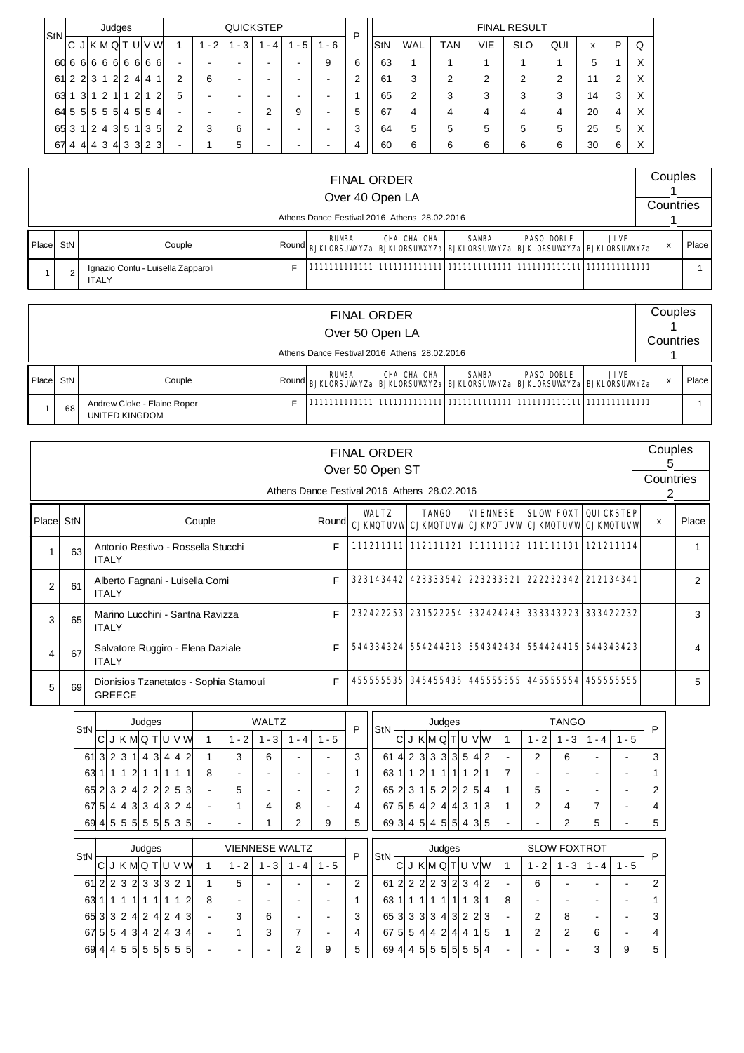| StN | C | J | K | M | Q | T | U | V | W | 1 | 1 - 2 | 1 - 3 | 1 - 4 | 1 - 5 | 1 - 6 | P |
|---|---|---|---|---|---|---|---|---|---|---|---|---|---|---|---|---|
| | Judges | | | | | | | | | QUICKSTEP | | | | | | |
| 60 | 6 | 6 | 6 | 6 | 6 | 6 | 6 | 6 | 6 | - | - | - | - | - | 9 | 6 |
| 61 | 2 | 2 | 3 | 1 | 2 | 2 | 4 | 4 | 1 | 2 | 6 | - | - | - | - | 2 |
| 63 | 1 | 3 | 1 | 2 | 1 | 1 | 2 | 1 | 2 | 5 | - | - | - | - | - | 1 |
| 64 | 5 | 5 | 5 | 5 | 5 | 4 | 5 | 5 | 4 | - | - | - | 2 | 9 | - | 5 |
| 65 | 3 | 1 | 2 | 4 | 3 | 5 | 1 | 3 | 5 | 2 | 3 | 6 | - | - | - | 3 |
| 67 | 4 | 4 | 4 | 3 | 4 | 3 | 3 | 2 | 3 | - | 1 | 5 | - | - | - | 4 |

| FINAL RESULT | | | | | | | | |
|---|---|---|---|---|---|---|---|---|
| StN | WAL | TAN | VIE | SLO | QUI | x | P | Q |
| 63 | 1 | 1 | 1 | 1 | 1 | 5 | 1 | X |
| 61 | 3 | 2 | 2 | 2 | 2 | 11 | 2 | X |
| 65 | 2 | 3 | 3 | 3 | 3 | 14 | 3 | X |
| 67 | 4 | 4 | 4 | 4 | 4 | 20 | 4 | X |
| 64 | 5 | 5 | 5 | 5 | 5 | 25 | 5 | X |
| 60 | 6 | 6 | 6 | 6 | 6 | 30 | 6 | X |

## FINAL ORDER
### Over 40 Open LA

Athens Dance Festival 2016 Athens 28.02.2016

Couples 1 — Countries 1

| Place | StN | Couple | Round | RUMBA BJKLORSUWXYZa | CHA CHA CHA BJKLORSUWXYZa | SAMBA BJKLORSUWXYZa | PASO DOBLE BJKLORSUWXYZa | JIVE BJKLORSUWXYZa | x | Place |
|---|---|---|---|---|---|---|---|---|---|---|
| 1 | 2 | Ignazio Contu - Luisella Zapparoli ITALY | F | 111111111111 | 111111111111 | 111111111111 | 111111111111 | 111111111111 | | 1 |

## FINAL ORDER
### Over 50 Open LA

Athens Dance Festival 2016 Athens 28.02.2016

Couples 1 — Countries 1

| Place | StN | Couple | Round | RUMBA BJKLORSUWXYZa | CHA CHA CHA BJKLORSUWXYZa | SAMBA BJKLORSUWXYZa | PASO DOBLE BJKLORSUWXYZa | JIVE BJKLORSUWXYZa | x | Place |
|---|---|---|---|---|---|---|---|---|---|---|
| 1 | 68 | Andrew Cloke - Elaine Roper UNITED KINGDOM | F | 111111111111 | 111111111111 | 111111111111 | 111111111111 | 111111111111 | | 1 |

## FINAL ORDER
### Over 50 Open ST

Athens Dance Festival 2016 Athens 28.02.2016

Couples 5 — Countries 2

| Place | StN | Couple | Round | WALTZ CJKMQTUVW | TANGO CJKMQTUVW | VIENNESE CJKMQTUVW | SLOW FOXT CJKMQTUVW | QUICKSTEP CJKMQTUVW | x | Place |
|---|---|---|---|---|---|---|---|---|---|---|
| 1 | 63 | Antonio Restivo - Rossella Stucchi ITALY | F | 111211111 | 112111121 | 111111112 | 111111131 | 121211114 | | 1 |
| 2 | 61 | Alberto Fagnani - Luisella Comi ITALY | F | 323143442 | 423333542 | 223233321 | 222232342 | 212134341 | | 2 |
| 3 | 65 | Marino Lucchini - Santna Ravizza ITALY | F | 232422253 | 231522254 | 332424243 | 333343223 | 333422232 | | 3 |
| 4 | 67 | Salvatore Ruggiro - Elena Daziale ITALY | F | 544334324 | 554244313 | 554342434 | 554424415 | 544343423 | | 4 |
| 5 | 69 | Dionisios Tzanetatos - Sophia Stamouli GREECE | F | 455555535 | 345455435 | 445555555 | 445555554 | 455555555 | | 5 |

| StN | C | J | K | M | Q | T | U | V | W | 1 | 1 - 2 | 1 - 3 | 1 - 4 | 1 - 5 | P |
|---|---|---|---|---|---|---|---|---|---|---|---|---|---|---|---|
| | Judges | | | | | | | | | WALTZ | | | | | |
| 61 | 3 | 2 | 3 | 1 | 4 | 3 | 4 | 4 | 2 | 1 | 3 | 6 | - | - | 3 |
| 63 | 1 | 1 | 1 | 2 | 1 | 1 | 1 | 1 | 1 | 8 | - | - | - | - | 1 |
| 65 | 2 | 3 | 2 | 4 | 2 | 2 | 2 | 5 | 3 | - | 5 | - | - | - | 2 |
| 67 | 5 | 4 | 4 | 3 | 3 | 4 | 3 | 2 | 4 | - | 1 | 4 | 8 | - | 4 |
| 69 | 4 | 5 | 5 | 5 | 5 | 5 | 5 | 3 | 5 | - | - | 1 | 2 | 9 | 5 |

| StN | C | J | K | M | Q | T | U | V | W | 1 | 1 - 2 | 1 - 3 | 1 - 4 | 1 - 5 | P |
|---|---|---|---|---|---|---|---|---|---|---|---|---|---|---|---|
| | Judges | | | | | | | | | TANGO | | | | | |
| 61 | 4 | 2 | 3 | 3 | 3 | 3 | 5 | 4 | 2 | - | 2 | 6 | - | - | 3 |
| 63 | 1 | 1 | 2 | 1 | 1 | 1 | 1 | 2 | 1 | 7 | - | - | - | - | 1 |
| 65 | 2 | 3 | 1 | 5 | 2 | 2 | 2 | 5 | 4 | 1 | 5 | - | - | - | 2 |
| 67 | 5 | 5 | 4 | 2 | 4 | 4 | 3 | 1 | 3 | 1 | 2 | 4 | 7 | - | 4 |
| 69 | 3 | 4 | 5 | 4 | 5 | 5 | 4 | 3 | 5 | - | - | 2 | 5 | - | 5 |

| StN | C | J | K | M | Q | T | U | V | W | 1 | 1 - 2 | 1 - 3 | 1 - 4 | 1 - 5 | P |
|---|---|---|---|---|---|---|---|---|---|---|---|---|---|---|---|
| | Judges | | | | | | | | | VIENNESE WALTZ | | | | | |
| 61 | 2 | 2 | 3 | 2 | 3 | 3 | 3 | 2 | 1 | 1 | 5 | - | - | - | 2 |
| 63 | 1 | 1 | 1 | 1 | 1 | 1 | 1 | 1 | 2 | 8 | - | - | - | - | 1 |
| 65 | 3 | 3 | 2 | 4 | 2 | 4 | 2 | 4 | 3 | - | 3 | 6 | - | - | 3 |
| 67 | 5 | 5 | 4 | 3 | 4 | 2 | 4 | 3 | 4 | - | 1 | 3 | 7 | - | 4 |
| 69 | 4 | 4 | 5 | 5 | 5 | 5 | 5 | 5 | 5 | - | - | - | 2 | 9 | 5 |

| StN | C | J | K | M | Q | T | U | V | W | 1 | 1 - 2 | 1 - 3 | 1 - 4 | 1 - 5 | P |
|---|---|---|---|---|---|---|---|---|---|---|---|---|---|---|---|
| | Judges | | | | | | | | | SLOW FOXTROT | | | | | |
| 61 | 2 | 2 | 2 | 2 | 3 | 2 | 3 | 4 | 2 | - | 6 | - | - | - | 2 |
| 63 | 1 | 1 | 1 | 1 | 1 | 1 | 1 | 3 | 1 | 8 | - | - | - | - | 1 |
| 65 | 3 | 3 | 3 | 3 | 4 | 3 | 2 | 2 | 3 | - | 2 | 8 | - | - | 3 |
| 67 | 5 | 5 | 4 | 4 | 2 | 4 | 4 | 1 | 5 | 1 | 2 | 2 | 6 | - | 4 |
| 69 | 4 | 4 | 5 | 5 | 5 | 5 | 5 | 5 | 4 | - | - | - | 3 | 9 | 5 |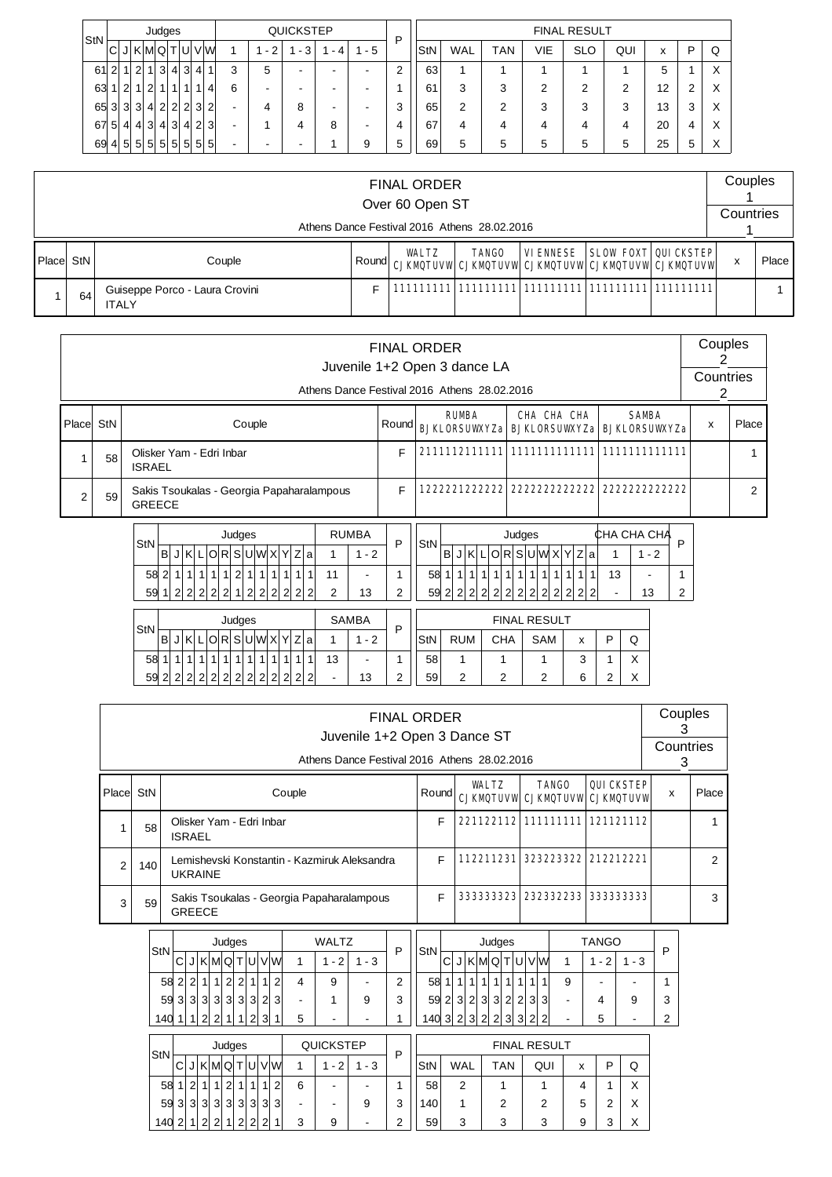| StN | Judges | | | | | | | | | QUICKSTEP | | | | | P |
|---|---|---|---|---|---|---|---|---|---|---|---|---|---|---|---|
| | C | J | K | M | Q | T | U | V | W | 1 | 1 - 2 | 1 - 3 | 1 - 4 | 1 - 5 | |
| 61 | 2 | 1 | 2 | 1 | 3 | 4 | 3 | 4 | 1 | 3 | 5 | - | - | - | 2 |
| 63 | 1 | 2 | 1 | 2 | 1 | 1 | 1 | 1 | 4 | 6 | - | - | - | - | 1 |
| 65 | 3 | 3 | 3 | 4 | 2 | 2 | 2 | 3 | 2 | - | 4 | 8 | - | - | 3 |
| 67 | 5 | 4 | 4 | 3 | 4 | 3 | 4 | 2 | 3 | - | 1 | 4 | 8 | - | 4 |
| 69 | 4 | 5 | 5 | 5 | 5 | 5 | 5 | 5 | 5 | - | - | - | 1 | 9 | 5 |

| FINAL RESULT | | | | | | | | |
|---|---|---|---|---|---|---|---|---|
| StN | WAL | TAN | VIE | SLO | QUI | x | P | Q |
| 63 | 1 | 1 | 1 | 1 | 1 | 5 | 1 | X |
| 61 | 3 | 3 | 2 | 2 | 2 | 12 | 2 | X |
| 65 | 2 | 2 | 3 | 3 | 3 | 13 | 3 | X |
| 67 | 4 | 4 | 4 | 4 | 4 | 20 | 4 | X |
| 69 | 5 | 5 | 5 | 5 | 5 | 25 | 5 | X |

## FINAL ORDER
### Over 60 Open ST
Athens Dance Festival 2016 Athens 28.02.2016

Couples 1 — Countries 1

| Place | StN | Couple | Round | WALTZ CJKMQTUVW | TANGO CJKMQTUVW | VIENNESE CJKMQTUVW | SLOW FOXT CJKMQTUVW | QUICKSTEP CJKMQTUVW | x | Place |
|---|---|---|---|---|---|---|---|---|---|---|
| 1 | 64 | Guiseppe Porco - Laura Crovini ITALY | F | 111111111 | 111111111 | 111111111 | 111111111 | 111111111 | | 1 |

## FINAL ORDER
### Juvenile 1+2 Open 3 dance LA
Athens Dance Festival 2016 Athens 28.02.2016

Couples 2 — Countries 2

| Place | StN | Couple | Round | RUMBA BJKLORSUWXYZa | CHA CHA CHA BJKLORSUWXYZa | SAMBA BJKLORSUWXYZa | x | Place |
|---|---|---|---|---|---|---|---|---|
| 1 | 58 | Olisker Yam - Edri Inbar ISRAEL | F | 2111112111111 | 1111111111111 | 1111111111111 | | 1 |
| 2 | 59 | Sakis Tsoukalas - Georgia Papaharalampous GREECE | F | 1222221222222 | 2222222222222 | 2222222222222 | | 2 |

| StN | B | J | K | L | O | R | S | U | W | X | Y | Z | a | RUMBA 1 | 1 - 2 | P |
|---|---|---|---|---|---|---|---|---|---|---|---|---|---|---|---|---|
| 58 | 2 | 1 | 1 | 1 | 1 | 1 | 2 | 1 | 1 | 1 | 1 | 1 | 1 | 11 | - | 1 |
| 59 | 1 | 2 | 2 | 2 | 2 | 2 | 1 | 2 | 2 | 2 | 2 | 2 | 2 | 2 | 13 | 2 |

| StN | B | J | K | L | O | R | S | U | W | X | Y | Z | a | CHA CHA CHA 1 | 1 - 2 | P |
|---|---|---|---|---|---|---|---|---|---|---|---|---|---|---|---|---|
| 58 | 1 | 1 | 1 | 1 | 1 | 1 | 1 | 1 | 1 | 1 | 1 | 1 | 1 | 13 | - | 1 |
| 59 | 2 | 2 | 2 | 2 | 2 | 2 | 2 | 2 | 2 | 2 | 2 | 2 | 2 | - | 13 | 2 |

| StN | B | J | K | L | O | R | S | U | W | X | Y | Z | a | SAMBA 1 | 1 - 2 | P |
|---|---|---|---|---|---|---|---|---|---|---|---|---|---|---|---|---|
| 58 | 1 | 1 | 1 | 1 | 1 | 1 | 1 | 1 | 1 | 1 | 1 | 1 | 1 | 13 | - | 1 |
| 59 | 2 | 2 | 2 | 2 | 2 | 2 | 2 | 2 | 2 | 2 | 2 | 2 | 2 | - | 13 | 2 |

| FINAL RESULT | | | | | | |
|---|---|---|---|---|---|---|
| StN | RUM | CHA | SAM | x | P | Q |
| 58 | 1 | 1 | 1 | 3 | 1 | X |
| 59 | 2 | 2 | 2 | 6 | 2 | X |

## FINAL ORDER
### Juvenile 1+2 Open 3 Dance ST
Athens Dance Festival 2016 Athens 28.02.2016

Couples 3 — Countries 3

| Place | StN | Couple | Round | WALTZ CJKMQTUVW | TANGO CJKMQTUVW | QUICKSTEP CJKMQTUVW | x | Place |
|---|---|---|---|---|---|---|---|---|
| 1 | 58 | Olisker Yam - Edri Inbar ISRAEL | F | 221122112 | 111111111 | 121121112 | | 1 |
| 2 | 140 | Lemishevski Konstantin - Kazmiruk Aleksandra UKRAINE | F | 112211231 | 323223322 | 212212221 | | 2 |
| 3 | 59 | Sakis Tsoukalas - Georgia Papaharalampous GREECE | F | 333333323 | 232332233 | 333333333 | | 3 |

| StN | C | J | K | M | Q | T | U | V | W | WALTZ 1 | 1 - 2 | 1 - 3 | P |
|---|---|---|---|---|---|---|---|---|---|---|---|---|---|
| 58 | 2 | 2 | 1 | 1 | 2 | 2 | 1 | 1 | 2 | 4 | 9 | - | 2 |
| 59 | 3 | 3 | 3 | 3 | 3 | 3 | 3 | 2 | 3 | - | 1 | 9 | 3 |
| 140 | 1 | 1 | 2 | 2 | 1 | 1 | 2 | 3 | 1 | 5 | - | - | 1 |

| StN | C | J | K | M | Q | T | U | V | W | TANGO 1 | 1 - 2 | 1 - 3 | P |
|---|---|---|---|---|---|---|---|---|---|---|---|---|---|
| 58 | 1 | 1 | 1 | 1 | 1 | 1 | 1 | 1 | 1 | 9 | - | - | 1 |
| 59 | 2 | 3 | 2 | 3 | 3 | 2 | 2 | 3 | 3 | - | 4 | 9 | 3 |
| 140 | 3 | 2 | 3 | 2 | 2 | 3 | 3 | 2 | 2 | - | 5 | - | 2 |

| StN | C | J | K | M | Q | T | U | V | W | QUICKSTEP 1 | 1 - 2 | 1 - 3 | P |
|---|---|---|---|---|---|---|---|---|---|---|---|---|---|
| 58 | 1 | 2 | 1 | 1 | 2 | 1 | 1 | 1 | 2 | 6 | - | - | 1 |
| 59 | 3 | 3 | 3 | 3 | 3 | 3 | 3 | 3 | 3 | - | - | 9 | 3 |
| 140 | 2 | 1 | 2 | 2 | 1 | 2 | 2 | 2 | 1 | 3 | 9 | - | 2 |

| FINAL RESULT | | | | | | |
|---|---|---|---|---|---|---|
| StN | WAL | TAN | QUI | x | P | Q |
| 58 | 2 | 1 | 1 | 4 | 1 | X |
| 140 | 1 | 2 | 2 | 5 | 2 | X |
| 59 | 3 | 3 | 3 | 9 | 3 | X |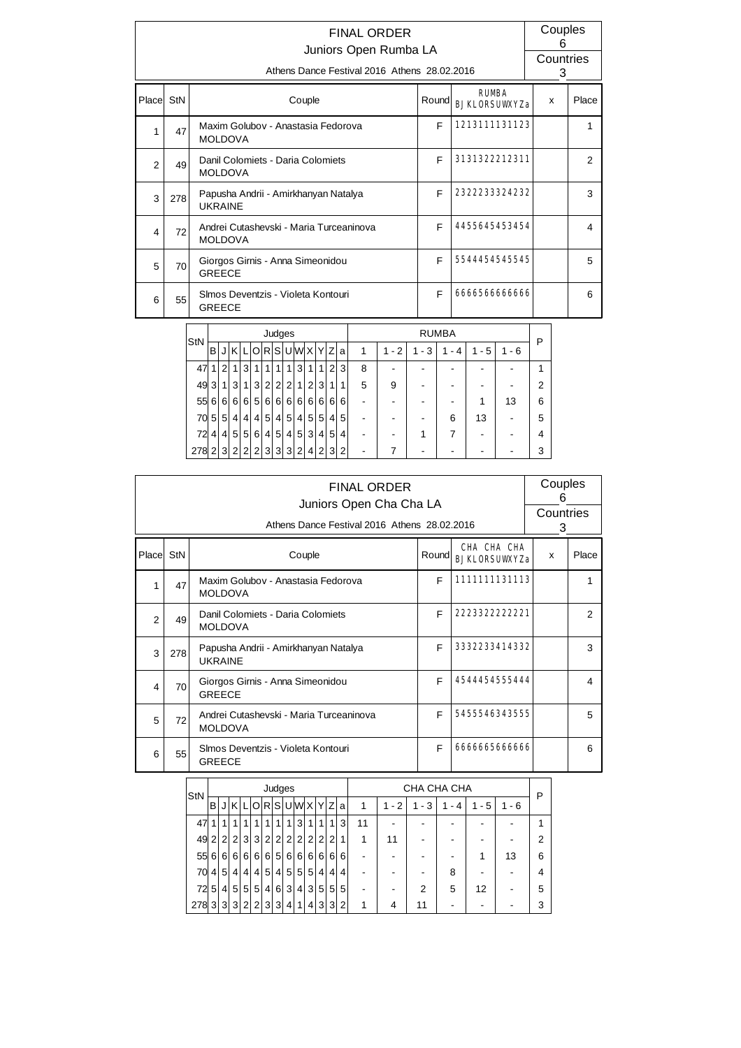# FINAL ORDER

## Juniors Open Rumba LA

Athens Dance Festival 2016 Athens 28.02.2016

Couples: 6

Countries: 3

| Place | StN | Couple | Round | RUMBA BJKLORSUWXYZa | x | Place |
|---|---|---|---|---|---|---|
| 1 | 47 | Maxim Golubov - Anastasia Fedorova MOLDOVA | F | 1213111131123 | | 1 |
| 2 | 49 | Danil Colomiets - Daria Colomiets MOLDOVA | F | 3131322212311 | | 2 |
| 3 | 278 | Papusha Andrii - Amirkhanyan Natalya UKRAINE | F | 2322233324232 | | 3 |
| 4 | 72 | Andrei Cutashevski - Maria Turceaninova MOLDOVA | F | 4455645453454 | | 4 |
| 5 | 70 | Giorgos Girnis - Anna Simeonidou GREECE | F | 5544454545545 | | 5 |
| 6 | 55 | SImos Deventzis - Violeta Kontouri GREECE | F | 6666566666666 | | 6 |

| StN | B | J | K | L | O | R | S | U | W | X | Y | Z | a | 1 | 1 - 2 | 1 - 3 | 1 - 4 | 1 - 5 | 1 - 6 | P |
|---|---|---|---|---|---|---|---|---|---|---|---|---|---|---|---|---|---|---|---|---|
| 47 | 1 | 2 | 1 | 3 | 1 | 1 | 1 | 1 | 3 | 1 | 1 | 2 | 3 | 8 | - | - | - | - | - | 1 |
| 49 | 3 | 1 | 3 | 1 | 3 | 2 | 2 | 2 | 1 | 2 | 3 | 1 | 1 | 5 | 9 | - | - | - | - | 2 |
| 55 | 6 | 6 | 6 | 6 | 5 | 6 | 6 | 6 | 6 | 6 | 6 | 6 | 6 | - | - | - | - | 1 | 13 | 6 |
| 70 | 5 | 5 | 4 | 4 | 4 | 5 | 4 | 5 | 4 | 5 | 5 | 4 | 5 | - | - | - | 6 | 13 | - | 5 |
| 72 | 4 | 4 | 5 | 5 | 6 | 4 | 5 | 4 | 5 | 3 | 4 | 5 | 4 | - | - | 1 | 7 | - | - | 4 |
| 278 | 2 | 3 | 2 | 2 | 2 | 3 | 3 | 3 | 2 | 4 | 2 | 3 | 2 | - | 7 | - | - | - | - | 3 |

# FINAL ORDER

## Juniors Open Cha Cha LA

Athens Dance Festival 2016 Athens 28.02.2016

Couples: 6

Countries: 3

| Place | StN | Couple | Round | CHA CHA CHA BJKLORSUWXYZa | x | Place |
|---|---|---|---|---|---|---|
| 1 | 47 | Maxim Golubov - Anastasia Fedorova MOLDOVA | F | 1111111131113 | | 1 |
| 2 | 49 | Danil Colomiets - Daria Colomiets MOLDOVA | F | 2223322222221 | | 2 |
| 3 | 278 | Papusha Andrii - Amirkhanyan Natalya UKRAINE | F | 3332233414332 | | 3 |
| 4 | 70 | Giorgos Girnis - Anna Simeonidou GREECE | F | 4544454555444 | | 4 |
| 5 | 72 | Andrei Cutashevski - Maria Turceaninova MOLDOVA | F | 5455546343555 | | 5 |
| 6 | 55 | SImos Deventzis - Violeta Kontouri GREECE | F | 6666665666666 | | 6 |

| StN | B | J | K | L | O | R | S | U | W | X | Y | Z | a | 1 | 1 - 2 | 1 - 3 | 1 - 4 | 1 - 5 | 1 - 6 | P |
|---|---|---|---|---|---|---|---|---|---|---|---|---|---|---|---|---|---|---|---|---|
| 47 | 1 | 1 | 1 | 1 | 1 | 1 | 1 | 1 | 3 | 1 | 1 | 1 | 3 | 11 | - | - | - | - | - | 1 |
| 49 | 2 | 2 | 2 | 3 | 3 | 2 | 2 | 2 | 2 | 2 | 2 | 2 | 1 | 1 | 11 | - | - | - | - | 2 |
| 55 | 6 | 6 | 6 | 6 | 6 | 6 | 5 | 6 | 6 | 6 | 6 | 6 | 6 | - | - | - | - | 1 | 13 | 6 |
| 70 | 4 | 5 | 4 | 4 | 4 | 5 | 4 | 5 | 5 | 5 | 4 | 4 | 4 | - | - | - | 8 | - | - | 4 |
| 72 | 5 | 4 | 5 | 5 | 5 | 4 | 6 | 3 | 4 | 3 | 5 | 5 | 5 | - | - | 2 | 5 | 12 | - | 5 |
| 278 | 3 | 3 | 3 | 2 | 2 | 3 | 3 | 4 | 1 | 4 | 3 | 3 | 2 | 1 | 4 | 11 | - | - | - | 3 |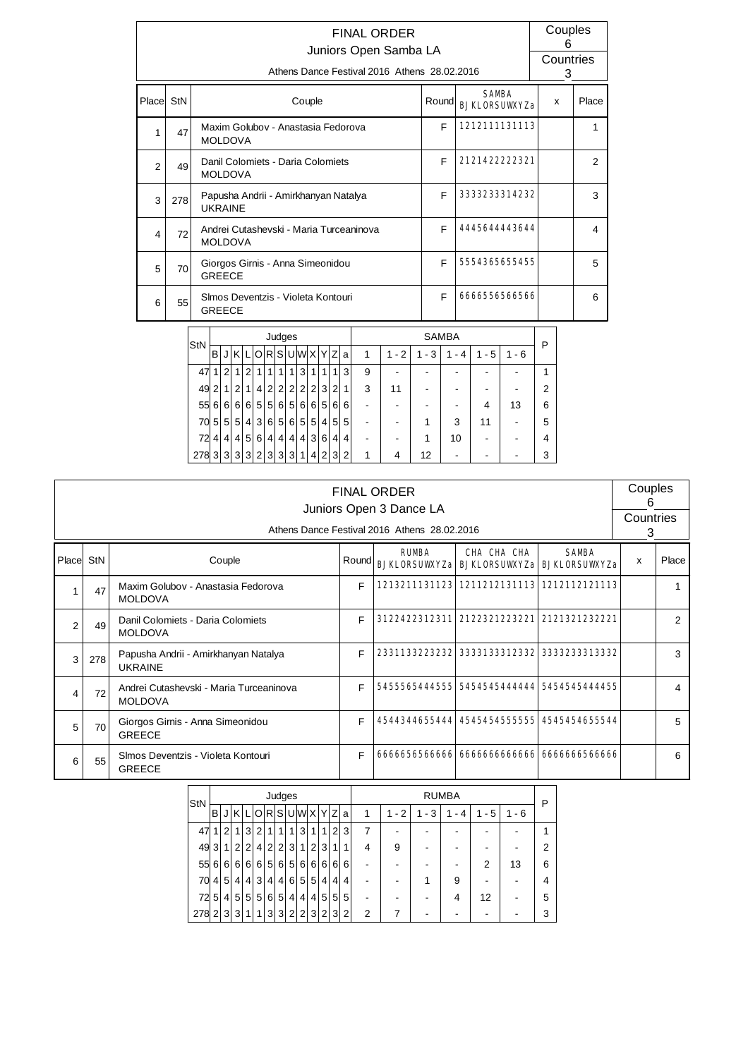# FINAL ORDER

## Juniors Open Samba LA

Athens Dance Festival 2016 Athens 28.02.2016

Couples 6

Countries 3

| Place | StN | Couple | Round | SAMBA BJKLORSUWXYZa | x | Place |
|---|---|---|---|---|---|---|
| 1 | 47 | Maxim Golubov - Anastasia Fedorova MOLDOVA | F | 1212111131113 | | 1 |
| 2 | 49 | Danil Colomiets - Daria Colomiets MOLDOVA | F | 2121422222321 | | 2 |
| 3 | 278 | Papusha Andrii - Amirkhanyan Natalya UKRAINE | F | 3333233314232 | | 3 |
| 4 | 72 | Andrei Cutashevschi - Maria Turceaninova MOLDOVA | F | 4445644443644 | | 4 |
| 5 | 70 | Giorgos Girnis - Anna Simeonidou GREECE | F | 5554365655455 | | 5 |
| 6 | 55 | SImos Deventzis - Violeta Kontouri GREECE | F | 6666556566566 | | 6 |

| StN | B | J | K | L | O | R | S | U | W | X | Y | Z | a | 1 | 1 - 2 | 1 - 3 | 1 - 4 | 1 - 5 | 1 - 6 | P |
|---|---|---|---|---|---|---|---|---|---|---|---|---|---|---|---|---|---|---|---|---|
| 47 | 1 | 2 | 1 | 2 | 1 | 1 | 1 | 1 | 3 | 1 | 1 | 1 | 3 | 9 | - | - | - | - | - | 1 |
| 49 | 2 | 1 | 2 | 1 | 4 | 2 | 2 | 2 | 2 | 2 | 3 | 2 | 1 | 3 | 11 | - | - | - | - | 2 |
| 55 | 6 | 6 | 6 | 6 | 5 | 5 | 6 | 5 | 6 | 6 | 5 | 6 | 6 | - | - | - | - | 4 | 13 | 6 |
| 70 | 5 | 5 | 5 | 4 | 3 | 6 | 5 | 6 | 5 | 5 | 4 | 5 | 5 | - | - | 1 | 3 | 11 | - | 5 |
| 72 | 4 | 4 | 4 | 5 | 6 | 4 | 4 | 4 | 4 | 3 | 6 | 4 | 4 | - | - | 1 | 10 | - | - | 4 |
| 278 | 3 | 3 | 3 | 3 | 2 | 3 | 3 | 3 | 1 | 4 | 2 | 3 | 2 | 1 | 4 | 12 | - | - | - | 3 |

# FINAL ORDER

## Juniors Open 3 Dance LA

Athens Dance Festival 2016 Athens 28.02.2016

Couples 6

Countries 3

| Place | StN | Couple | Round | RUMBA BJKLORSUWXYZa | CHA CHA CHA BJKLORSUWXYZa | SAMBA BJKLORSUWXYZa | x | Place |
|---|---|---|---|---|---|---|---|---|
| 1 | 47 | Maxim Golubov - Anastasia Fedorova MOLDOVA | F | 1213211131123 | 1211212131113 | 1212112121113 | | 1 |
| 2 | 49 | Danil Colomiets - Daria Colomiets MOLDOVA | F | 3122422312311 | 2122321223221 | 2121321232221 | | 2 |
| 3 | 278 | Papusha Andrii - Amirkhanyan Natalya UKRAINE | F | 2331133223232 | 3333133312332 | 3333233313332 | | 3 |
| 4 | 72 | Andrei Cutashevschi - Maria Turceaninova MOLDOVA | F | 5455565444555 | 5454545444444 | 5454545444455 | | 4 |
| 5 | 70 | Giorgos Girnis - Anna Simeonidou GREECE | F | 4544344655444 | 4545454555555 | 4545454655544 | | 5 |
| 6 | 55 | SImos Deventzis - Violeta Kontouri GREECE | F | 6666656566666 | 6666666666666 | 6666666566666 | | 6 |

| StN | B | J | K | L | O | R | S | U | W | X | Y | Z | a | 1 | 1 - 2 | 1 - 3 | 1 - 4 | 1 - 5 | 1 - 6 | P |
|---|---|---|---|---|---|---|---|---|---|---|---|---|---|---|---|---|---|---|---|---|
| 47 | 1 | 2 | 1 | 3 | 2 | 1 | 1 | 1 | 3 | 1 | 1 | 2 | 3 | 7 | - | - | - | - | - | 1 |
| 49 | 3 | 1 | 2 | 2 | 4 | 2 | 2 | 3 | 1 | 2 | 3 | 1 | 1 | 4 | 9 | - | - | - | - | 2 |
| 55 | 6 | 6 | 6 | 6 | 6 | 5 | 6 | 5 | 6 | 6 | 6 | 6 | 6 | - | - | - | - | 2 | 13 | 6 |
| 70 | 4 | 5 | 4 | 4 | 3 | 4 | 4 | 6 | 5 | 5 | 4 | 4 | 4 | - | - | 1 | 9 | - | - | 4 |
| 72 | 5 | 4 | 5 | 5 | 5 | 6 | 5 | 4 | 4 | 4 | 5 | 5 | 5 | - | - | - | 4 | 12 | - | 5 |
| 278 | 2 | 3 | 3 | 1 | 1 | 3 | 3 | 2 | 2 | 3 | 2 | 3 | 2 | 2 | 7 | - | - | - | - | 3 |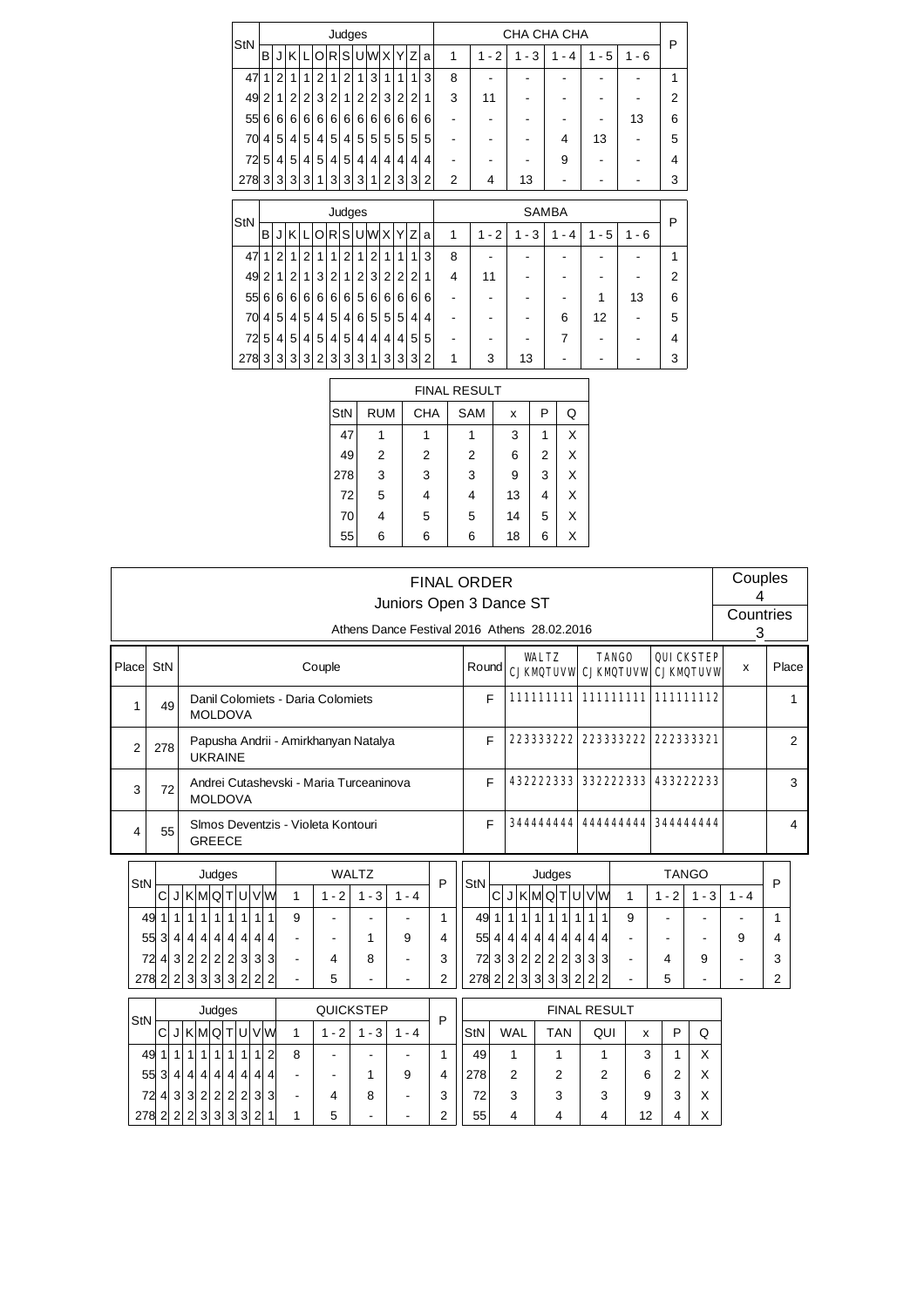| StN | Judges | | | | | | | | | | | | | CHA CHA CHA | | | | | | P |
|---|---|---|---|---|---|---|---|---|---|---|---|---|---|---|---|---|---|---|---|---|
| | B | J | K | L | O | R | S | U | W | X | Y | Z | a | 1 | 1 - 2 | 1 - 3 | 1 - 4 | 1 - 5 | 1 - 6 | |
| 47 | 1 | 2 | 1 | 1 | 2 | 1 | 2 | 1 | 3 | 1 | 1 | 1 | 3 | 8 | - | - | - | - | - | 1 |
| 49 | 2 | 1 | 2 | 2 | 3 | 2 | 1 | 2 | 2 | 3 | 2 | 2 | 1 | 3 | 11 | - | - | - | - | 2 |
| 55 | 6 | 6 | 6 | 6 | 6 | 6 | 6 | 6 | 6 | 6 | 6 | 6 | 6 | - | - | - | - | - | 13 | 6 |
| 70 | 4 | 5 | 4 | 5 | 4 | 5 | 4 | 5 | 5 | 5 | 5 | 5 | 5 | - | - | - | 4 | 13 | - | 5 |
| 72 | 5 | 4 | 5 | 4 | 5 | 4 | 5 | 4 | 4 | 4 | 4 | 4 | 4 | - | - | - | 9 | - | - | 4 |
| 278 | 3 | 3 | 3 | 3 | 1 | 3 | 3 | 3 | 1 | 2 | 3 | 3 | 2 | 2 | 4 | 13 | - | - | - | 3 |

| StN | Judges | | | | | | | | | | | | | SAMBA | | | | | | P |
|---|---|---|---|---|---|---|---|---|---|---|---|---|---|---|---|---|---|---|---|---|
| | B | J | K | L | O | R | S | U | W | X | Y | Z | a | 1 | 1 - 2 | 1 - 3 | 1 - 4 | 1 - 5 | 1 - 6 | |
| 47 | 1 | 2 | 1 | 2 | 1 | 1 | 2 | 1 | 2 | 1 | 1 | 1 | 3 | 8 | - | - | - | - | - | 1 |
| 49 | 2 | 1 | 2 | 1 | 3 | 2 | 1 | 2 | 3 | 2 | 2 | 2 | 1 | 4 | 11 | - | - | - | - | 2 |
| 55 | 6 | 6 | 6 | 6 | 6 | 6 | 6 | 5 | 6 | 6 | 6 | 6 | 6 | - | - | - | - | 1 | 13 | 6 |
| 70 | 4 | 5 | 4 | 5 | 4 | 5 | 4 | 6 | 5 | 5 | 5 | 4 | 4 | - | - | - | 6 | 12 | - | 5 |
| 72 | 5 | 4 | 5 | 4 | 5 | 4 | 5 | 4 | 4 | 4 | 4 | 5 | 5 | - | - | - | 7 | - | - | 4 |
| 278 | 3 | 3 | 3 | 3 | 2 | 3 | 3 | 3 | 1 | 3 | 3 | 3 | 2 | 1 | 3 | 13 | - | - | - | 3 |

| FINAL RESULT | | | | | | |
|---|---|---|---|---|---|---|
| StN | RUM | CHA | SAM | x | P | Q |
| 47 | 1 | 1 | 1 | 3 | 1 | X |
| 49 | 2 | 2 | 2 | 6 | 2 | X |
| 278 | 3 | 3 | 3 | 9 | 3 | X |
| 72 | 5 | 4 | 4 | 13 | 4 | X |
| 70 | 4 | 5 | 5 | 14 | 5 | X |
| 55 | 6 | 6 | 6 | 18 | 6 | X |

# FINAL ORDER

## Juniors Open 3 Dance ST

Athens Dance Festival 2016 Athens 28.02.2016

Couples 4

Countries 3

| Place | StN | Couple | Round | WALTZ CJKMQTUVW | TANGO CJKMQTUVW | QUICKSTEP CJKMQTUVW | x | Place |
|---|---|---|---|---|---|---|---|---|
| 1 | 49 | Danil Colomiets - Daria Colomiets<br>MOLDOVA | F | 111111111 | 111111111 | 111111112 | | 1 |
| 2 | 278 | Papusha Andrii - Amirkhanyan Natalya<br>UKRAINE | F | 223333222 | 223333222 | 222333321 | | 2 |
| 3 | 72 | Andrei Cutashevski - Maria Turceaninova<br>MOLDOVA | F | 432222333 | 332222333 | 433222233 | | 3 |
| 4 | 55 | SImos Deventzis - Violeta Kontouri<br>GREECE | F | 344444444 | 444444444 | 344444444 | | 4 |

| StN | Judges | | | | | | | | | WALTZ | | | | P |
|---|---|---|---|---|---|---|---|---|---|---|---|---|---|---|
| | C | J | K | M | Q | T | U | V | W | 1 | 1 - 2 | 1 - 3 | 1 - 4 | |
| 49 | 1 | 1 | 1 | 1 | 1 | 1 | 1 | 1 | 1 | 9 | - | - | - | 1 |
| 55 | 3 | 4 | 4 | 4 | 4 | 4 | 4 | 4 | 4 | - | - | 1 | 9 | 4 |
| 72 | 4 | 3 | 2 | 2 | 2 | 2 | 3 | 3 | 3 | - | 4 | 8 | - | 3 |
| 278 | 2 | 2 | 3 | 3 | 3 | 3 | 2 | 2 | 2 | - | 5 | - | - | 2 |

| StN | Judges | | | | | | | | | TANGO | | | | P |
|---|---|---|---|---|---|---|---|---|---|---|---|---|---|---|
| | C | J | K | M | Q | T | U | V | W | 1 | 1 - 2 | 1 - 3 | 1 - 4 | |
| 49 | 1 | 1 | 1 | 1 | 1 | 1 | 1 | 1 | 1 | 9 | - | - | - | 1 |
| 55 | 4 | 4 | 4 | 4 | 4 | 4 | 4 | 4 | 4 | - | - | - | 9 | 4 |
| 72 | 3 | 3 | 2 | 2 | 2 | 2 | 3 | 3 | 3 | - | 4 | 9 | - | 3 |
| 278 | 2 | 2 | 3 | 3 | 3 | 3 | 2 | 2 | 2 | - | 5 | - | - | 2 |

| StN | Judges | | | | | | | | | QUICKSTEP | | | | P |
|---|---|---|---|---|---|---|---|---|---|---|---|---|---|---|
| | C | J | K | M | Q | T | U | V | W | 1 | 1 - 2 | 1 - 3 | 1 - 4 | |
| 49 | 1 | 1 | 1 | 1 | 1 | 1 | 1 | 1 | 2 | 8 | - | - | - | 1 |
| 55 | 3 | 4 | 4 | 4 | 4 | 4 | 4 | 4 | 4 | - | - | 1 | 9 | 4 |
| 72 | 4 | 3 | 3 | 2 | 2 | 2 | 2 | 3 | 3 | - | 4 | 8 | - | 3 |
| 278 | 2 | 2 | 2 | 3 | 3 | 3 | 3 | 2 | 1 | 1 | 5 | - | - | 2 |

| FINAL RESULT | | | | | | |
|---|---|---|---|---|---|---|
| StN | WAL | TAN | QUI | x | P | Q |
| 49 | 1 | 1 | 1 | 3 | 1 | X |
| 278 | 2 | 2 | 2 | 6 | 2 | X |
| 72 | 3 | 3 | 3 | 9 | 3 | X |
| 55 | 4 | 4 | 4 | 12 | 4 | X |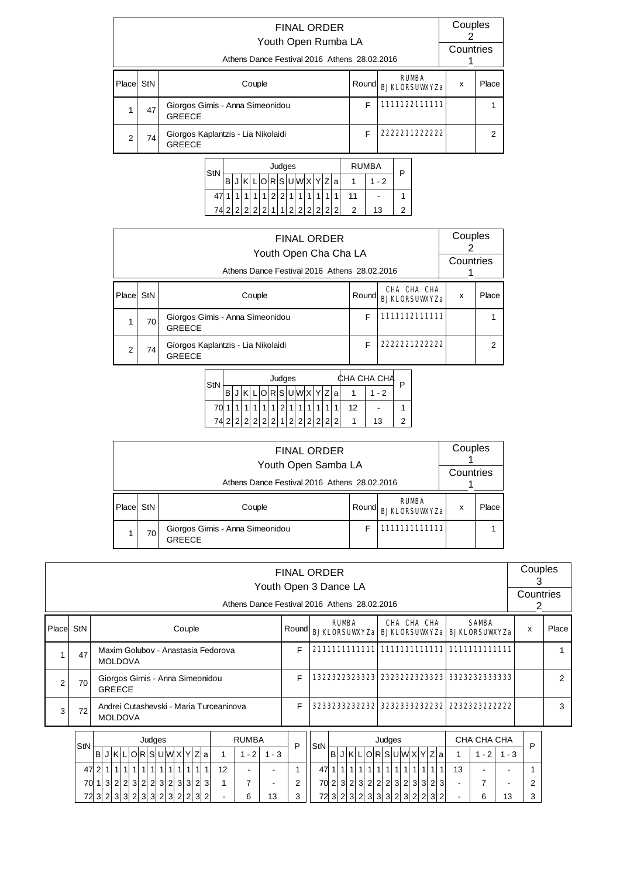## FINAL ORDER

### Youth Open Rumba LA

Athens Dance Festival 2016 Athens 28.02.2016

Couples: 2
Countries: 1

| Place | StN | Couple | Round | RUMBA BJKLORSUWXYZa | x | Place |
|---|---|---|---|---|---|---|
| 1 | 47 | Giorgos Girnis - Anna Simeonidou GREECE | F | 1111122111111 | | 1 |
| 2 | 74 | Giorgos Kaplantzis - Lia Nikolaidi GREECE | F | 2222211222222 | | 2 |

| StN | B | J | K | L | O | R | S | U | W | X | Y | Z | a | RUMBA 1 | 1 - 2 | P |
|---|---|---|---|---|---|---|---|---|---|---|---|---|---|---|---|---|
| 47 | 1 | 1 | 1 | 1 | 1 | 2 | 2 | 1 | 1 | 1 | 1 | 1 | 1 | 11 | - | 1 |
| 74 | 2 | 2 | 2 | 2 | 2 | 1 | 1 | 2 | 2 | 2 | 2 | 2 | 2 | 2 | 13 | 2 |

## FINAL ORDER

### Youth Open Cha Cha LA

Athens Dance Festival 2016 Athens 28.02.2016

Couples: 2
Countries: 1

| Place | StN | Couple | Round | CHA CHA CHA BJKLORSUWXYZa | x | Place |
|---|---|---|---|---|---|---|
| 1 | 70 | Giorgos Girnis - Anna Simeonidou GREECE | F | 1111112111111 | | 1 |
| 2 | 74 | Giorgos Kaplantzis - Lia Nikolaidi GREECE | F | 2222221222222 | | 2 |

| StN | B | J | K | L | O | R | S | U | W | X | Y | Z | a | CHA CHA CHA 1 | 1 - 2 | P |
|---|---|---|---|---|---|---|---|---|---|---|---|---|---|---|---|---|
| 70 | 1 | 1 | 1 | 1 | 1 | 1 | 2 | 1 | 1 | 1 | 1 | 1 | 1 | 12 | - | 1 |
| 74 | 2 | 2 | 2 | 2 | 2 | 2 | 1 | 2 | 2 | 2 | 2 | 2 | 2 | 1 | 13 | 2 |

## FINAL ORDER

### Youth Open Samba LA

Athens Dance Festival 2016 Athens 28.02.2016

Couples: 1
Countries: 1

| Place | StN | Couple | Round | RUMBA BJKLORSUWXYZa | x | Place |
|---|---|---|---|---|---|---|
| 1 | 70 | Giorgos Girnis - Anna Simeonidou GREECE | F | 1111111111111 | | 1 |

## FINAL ORDER

### Youth Open 3 Dance LA

Athens Dance Festival 2016 Athens 28.02.2016

Couples: 3
Countries: 2

| Place | StN | Couple | Round | RUMBA BJKLORSUWXYZa | CHA CHA CHA BJKLORSUWXYZa | SAMBA BJKLORSUWXYZa | x | Place |
|---|---|---|---|---|---|---|---|---|
| 1 | 47 | Maxim Golubov - Anastasia Fedorova MOLDOVA | F | 2111111111111 | 1111111111111 | 1111111111111 | | 1 |
| 2 | 70 | Giorgos Girnis - Anna Simeonidou GREECE | F | 1322322323323 | 2323222323323 | 3323232333333 | | 2 |
| 3 | 72 | Andrei Cutashevski - Maria Turceaninova MOLDOVA | F | 3233233232232 | 3232333232232 | 2232323222222 | | 3 |

| StN | B | J | K | L | O | R | S | U | W | X | Y | Z | a | RUMBA 1 | 1 - 2 | 1 - 3 | P |
|---|---|---|---|---|---|---|---|---|---|---|---|---|---|---|---|---|---|
| 47 | 2 | 1 | 1 | 1 | 1 | 1 | 1 | 1 | 1 | 1 | 1 | 1 | 1 | 12 | - | - | 1 |
| 70 | 1 | 3 | 2 | 2 | 3 | 2 | 2 | 3 | 2 | 3 | 3 | 2 | 3 | 1 | 7 | - | 2 |
| 72 | 3 | 2 | 3 | 3 | 2 | 3 | 3 | 2 | 3 | 2 | 2 | 3 | 2 | - | 6 | 13 | 3 |

| StN | B | J | K | L | O | R | S | U | W | X | Y | Z | a | CHA CHA CHA 1 | 1 - 2 | 1 - 3 | P |
|---|---|---|---|---|---|---|---|---|---|---|---|---|---|---|---|---|---|
| 47 | 1 | 1 | 1 | 1 | 1 | 1 | 1 | 1 | 1 | 1 | 1 | 1 | 1 | 13 | - | - | 1 |
| 70 | 2 | 3 | 2 | 3 | 2 | 2 | 2 | 3 | 2 | 3 | 3 | 2 | 3 | - | 7 | - | 2 |
| 72 | 3 | 2 | 3 | 2 | 3 | 3 | 3 | 2 | 3 | 2 | 2 | 3 | 2 | - | 6 | 13 | 3 |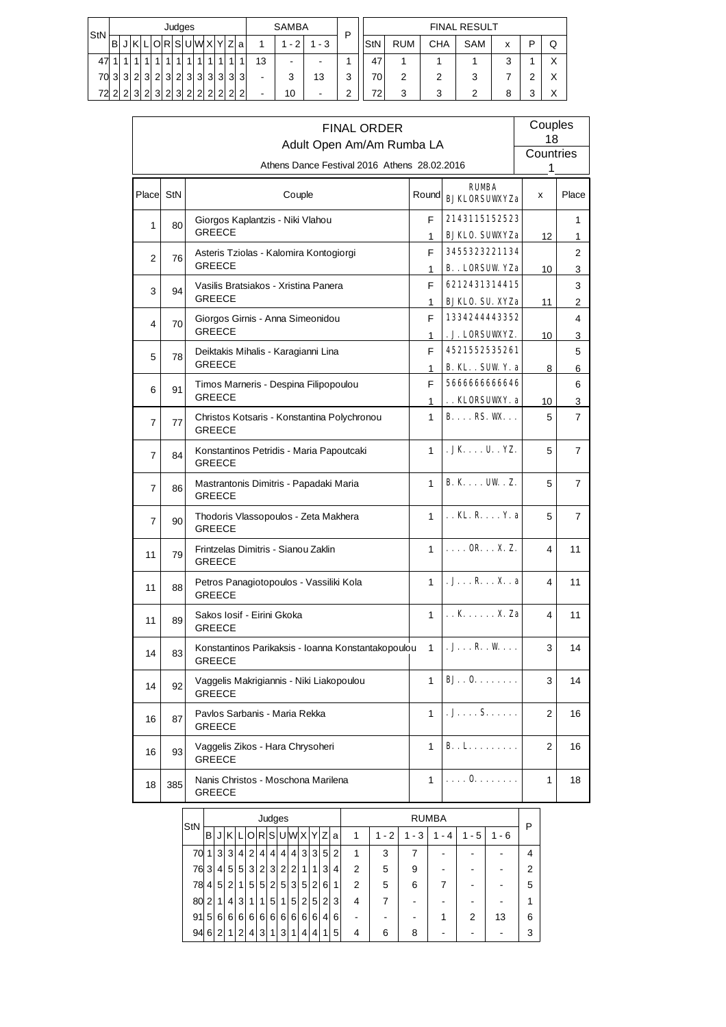| StN | Judges | | | | | | | | | | | | SAMBA | | | P |
|---|---|---|---|---|---|---|---|---|---|---|---|---|---|---|---|---|
| | B | J | K | L | O | R | S | U | W | X | Y | Z | a | 1 | 1 - 2 | 1 - 3 | |
| 47 | 1 | 1 | 1 | 1 | 1 | 1 | 1 | 1 | 1 | 1 | 1 | 1 | 13 | - | - | 1 |
| 70 | 3 | 3 | 2 | 3 | 2 | 3 | 2 | 3 | 3 | 3 | 3 | 3 | - | 3 | 13 | 3 |
| 72 | 2 | 2 | 3 | 2 | 3 | 2 | 3 | 2 | 2 | 2 | 2 | 2 | - | 10 | - | 2 |

| FINAL RESULT | | | | | | |
|---|---|---|---|---|---|---|
| StN | RUM | CHA | SAM | x | P | Q |
| 47 | 1 | 1 | 1 | 3 | 1 | X |
| 70 | 2 | 2 | 3 | 7 | 2 | X |
| 72 | 3 | 3 | 2 | 8 | 3 | X |

# FINAL ORDER

## Adult Open Am/Am Rumba LA

Athens Dance Festival 2016 Athens 28.02.2016

Couples 18
Countries 1

| Place | StN | Couple | Round | RUMBA BJKLORSUWXYZa | x | Place |
|---|---|---|---|---|---|---|
| 1 | 80 | Giorgos Kaplantzis - Niki Vlahou GREECE | F | 2143115152523 | | 1 |
| | | | 1 | BJKLO.SUWXYZa | 12 | 1 |
| 2 | 76 | Asteris Tziolas - Kalomira Kontogiorgi GREECE | F | 3455323221134 | | 2 |
| | | | 1 | B..LORSUW.YZa | 10 | 3 |
| 3 | 94 | Vasilis Bratsiakos - Xristina Panera GREECE | F | 6212431314415 | | 3 |
| | | | 1 | BJKLO.SU.XYZa | 11 | 2 |
| 4 | 70 | Giorgos Girnis - Anna Simeonidou GREECE | F | 1334244443352 | | 4 |
| | | | 1 | .J.LORSUWXYZ. | 10 | 3 |
| 5 | 78 | Deiktakis Mihalis - Karagianni Lina GREECE | F | 4521552535261 | | 5 |
| | | | 1 | B.KL..SUW.Y.a | 8 | 6 |
| 6 | 91 | Timos Marneris - Despina Filipopoulou GREECE | F | 5666666666646 | | 6 |
| | | | 1 | ..KLORSUWXY.a | 10 | 3 |
| 7 | 77 | Christos Kotsaris - Konstantina Polychronou GREECE | 1 | B....RS.WX... | 5 | 7 |
| 7 | 84 | Konstantinos Petridis - Maria Papoutcaki GREECE | 1 | .JK....U..YZ. | 5 | 7 |
| 7 | 86 | Mastrantonis Dimitris - Papadaki Maria GREECE | 1 | B.K....UW..Z. | 5 | 7 |
| 7 | 90 | Thodoris Vlassopoulos - Zeta Makhera GREECE | 1 | ..KL.R....Y.a | 5 | 7 |
| 11 | 79 | Frintzelas Dimitris - Sianou Zaklin GREECE | 1 | ....OR...X.Z. | 4 | 11 |
| 11 | 88 | Petros Panagiotopoulos - Vassiliki Kola GREECE | 1 | .J...R...X..a | 4 | 11 |
| 11 | 89 | Sakos Iosif - Eirini Gkoka GREECE | 1 | ..K......X.Za | 4 | 11 |
| 14 | 83 | Konstantinos Parikaksis - Ioanna Konstantakopoulou GREECE | 1 | .J...R..W.... | 3 | 14 |
| 14 | 92 | Vaggelis Makrigiannis - Niki Liakopoulou GREECE | 1 | BJ..O........ | 3 | 14 |
| 16 | 87 | Pavlos Sarbanis - Maria Rekka GREECE | 1 | .J....S...... | 2 | 16 |
| 16 | 93 | Vaggelis Zikos - Hara Chrysoheri GREECE | 1 | B..L......... | 2 | 16 |
| 18 | 385 | Nanis Christos - Moschona Marilena GREECE | 1 | ....O........ | 1 | 18 |

| StN | Judges | | | | | | | | | | | | RUMBA | | | | | | P |
|---|---|---|---|---|---|---|---|---|---|---|---|---|---|---|---|---|---|---|---|
| | B | J | K | L | O | R | S | U | W | X | Y | Z | a | 1 | 1 - 2 | 1 - 3 | 1 - 4 | 1 - 5 | 1 - 6 | |
| 70 | 1 | 3 | 3 | 4 | 2 | 4 | 4 | 4 | 4 | 3 | 3 | 5 | 2 | 1 | 3 | 7 | - | - | - | 4 |
| 76 | 3 | 4 | 5 | 5 | 3 | 2 | 3 | 2 | 2 | 1 | 1 | 3 | 4 | 2 | 5 | 9 | - | - | - | 2 |
| 78 | 4 | 5 | 2 | 1 | 5 | 5 | 2 | 5 | 3 | 5 | 2 | 6 | 1 | 2 | 5 | 6 | 7 | - | - | 5 |
| 80 | 2 | 1 | 4 | 3 | 1 | 1 | 5 | 1 | 5 | 2 | 5 | 2 | 3 | 4 | 7 | - | - | - | - | 1 |
| 91 | 5 | 6 | 6 | 6 | 6 | 6 | 6 | 6 | 6 | 6 | 6 | 4 | 6 | - | - | - | 1 | 2 | 13 | 6 |
| 94 | 6 | 2 | 1 | 2 | 4 | 3 | 1 | 3 | 1 | 4 | 4 | 1 | 5 | 4 | 6 | 8 | - | - | - | 3 |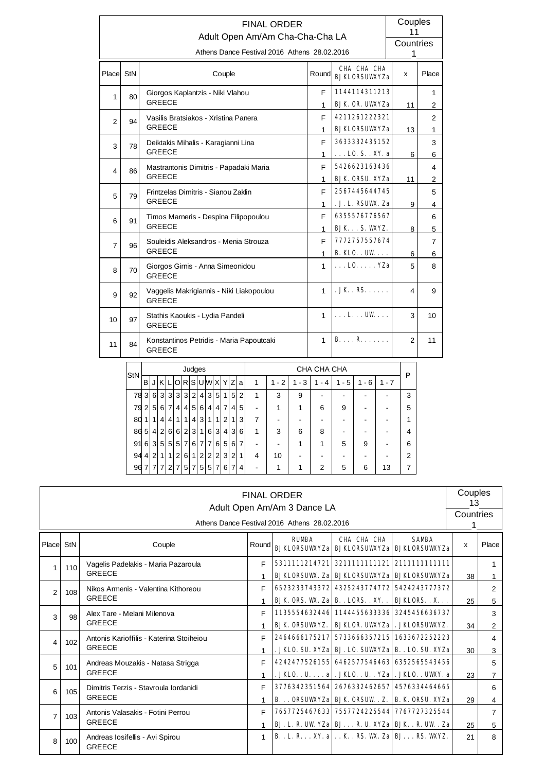# FINAL ORDER

## Adult Open Am/Am Cha-Cha-Cha LA

Athens Dance Festival 2016 Athens 28.02.2016

Couples 11
Countries 1

| Place | StN | Couple | Round | CHA CHA CHA BJKLORSUWXYZa | x | Place |
|---|---|---|---|---|---|---|
| 1 | 80 | Giorgos Kaplantzis - Niki Vlahou GREECE | F | 1144114311213 | | 1 |
| | | | 1 | BJK.OR.UWXYZa | 11 | 2 |
| 2 | 94 | Vasilis Bratsiakos - Xristina Panera GREECE | F | 4211261222321 | | 2 |
| | | | 1 | BJKLORSUWXYZa | 13 | 1 |
| 3 | 78 | Deiktakis Mihalis - Karagianni Lina GREECE | F | 3633332435152 | | 3 |
| | | | 1 | ...LO.S..XY.a | 6 | 6 |
| 4 | 86 | Mastrantonis Dimitris - Papadaki Maria GREECE | F | 5426623163436 | | 4 |
| | | | 1 | BJK.ORSU.XYZa | 11 | 2 |
| 5 | 79 | Frintzelas Dimitris - Sianou Zaklin GREECE | F | 2567445644745 | | 5 |
| | | | 1 | .J.L.RSUWX.Za | 9 | 4 |
| 6 | 91 | Timos Marneris - Despina Filipopoulou GREECE | F | 6355576776567 | | 6 |
| | | | 1 | BJK...S.WXYZ. | 8 | 5 |
| 7 | 96 | Souleidis Aleksandros - Menia Strouza GREECE | F | 7772757557674 | | 7 |
| | | | 1 | B.KLO..UW.... | 6 | 6 |
| 8 | 70 | Giorgos Girnis - Anna Simeonidou GREECE | 1 | ...LO.....YZa | 5 | 8 |
| 9 | 92 | Vaggelis Makrigiannis - Niki Liakopoulou GREECE | 1 | .JK..RS...... | 4 | 9 |
| 10 | 97 | Stathis Kaoukis - Lydia Pandeli GREECE | 1 | ...L...UW.... | 3 | 10 |
| 11 | 84 | Konstantinos Petridis - Maria Papoutcaki GREECE | 1 | B....R....... | 2 | 11 |

| StN | B | J | K | L | O | R | S | U | W | X | Y | Z | a | 1 | 1 - 2 | 1 - 3 | 1 - 4 | 1 - 5 | 1 - 6 | 1 - 7 | P |
|---|---|---|---|---|---|---|---|---|---|---|---|---|---|---|---|---|---|---|---|---|---|
| 78 | 3 | 6 | 3 | 3 | 3 | 3 | 2 | 4 | 3 | 5 | 1 | 5 | 2 | 1 | 3 | 9 | - | - | - | - | 3 |
| 79 | 2 | 5 | 6 | 7 | 4 | 4 | 5 | 6 | 4 | 4 | 7 | 4 | 5 | - | 1 | 1 | 6 | 9 | - | - | 5 |
| 80 | 1 | 1 | 4 | 4 | 1 | 1 | 4 | 3 | 1 | 1 | 2 | 1 | 3 | 7 | - | - | - | - | - | - | 1 |
| 86 | 5 | 4 | 2 | 6 | 6 | 2 | 3 | 1 | 6 | 3 | 4 | 3 | 6 | 1 | 3 | 6 | 8 | - | - | - | 4 |
| 91 | 6 | 3 | 5 | 5 | 5 | 7 | 6 | 7 | 7 | 6 | 5 | 6 | 7 | - | - | 1 | 1 | 5 | 9 | - | 6 |
| 94 | 4 | 2 | 1 | 1 | 2 | 6 | 1 | 2 | 2 | 2 | 3 | 2 | 1 | 4 | 10 | - | - | - | - | - | 2 |
| 96 | 7 | 7 | 7 | 2 | 7 | 5 | 7 | 5 | 5 | 7 | 6 | 7 | 4 | - | 1 | 1 | 2 | 5 | 6 | 13 | 7 |

# FINAL ORDER

## Adult Open Am/Am 3 Dance LA

Athens Dance Festival 2016 Athens 28.02.2016

Couples 13
Countries 1

| Place | StN | Couple | Round | RUMBA BJKLORSUWXYZa | CHA CHA CHA BJKLORSUWXYZa | SAMBA BJKLORSUWXYZa | x | Place |
|---|---|---|---|---|---|---|---|---|
| 1 | 110 | Vagelis Padelakis - Maria Pazaroula GREECE | F | 5311111214721 | 3211111111121 | 2111111111111 | | 1 |
| | | | 1 | BJKLORSUWX.Za | BJKLORSUWXYZa | BJKLORSUWXYZa | 38 | 1 |
| 2 | 108 | Nikos Armenis - Valentina Kithoreou GREECE | F | 6523233743372 | 4325243774772 | 5424243777372 | | 2 |
| | | | 1 | BJK.ORS.WX.Za | B..LORS..XY.. | BJKLORS..X... | 25 | 5 |
| 3 | 98 | Alex Tare - Melani Milenova GREECE | F | 1135554632446 | 1144455633336 | 3245456636737 | | 3 |
| | | | 1 | BJK.ORSUWXYZ. | BJKLOR.UWXYZa | .JKLORSUWXYZ. | 34 | 2 |
| 4 | 102 | Antonis Karioffilis - Katerina Stoiheiou GREECE | F | 2464666175217 | 5733666357215 | 1633672252223 | | 4 |
| | | | 1 | .JKLO.SU.XYZa | BJ.LO.SUWXYZa | B..LO.SU.XYZa | 30 | 3 |
| 5 | 101 | Andreas Mouzakis - Natasa Strigga GREECE | F | 4242477526155 | 6462577546463 | 6352565543456 | | 5 |
| | | | 1 | .JKLO..U....a | .JKLO..U..YZa | .JKLO..UWXY.a | 23 | 7 |
| 6 | 105 | Dimitris Terzis - Stavroula Iordanidi GREECE | F | 3776342351564 | 2676332462657 | 4576334464665 | | 6 |
| | | | 1 | B...ORSUWXYZa | BJK.ORSUW..Z. | B.K.ORSU.XYZa | 29 | 4 |
| 7 | 103 | Antonis Valasakis - Fotini Perrou GREECE | F | 7657725467633 | 7557724225544 | 7767727325544 | | 7 |
| | | | 1 | BJ.L.R.UW.YZa | BJ...R.U.XYZa | BJK..R.UW..Za | 25 | 5 |
| 8 | 100 | Andreas Iosifellis - Avi Spirou GREECE | 1 | B..L.R...XY.a | ..K..RS.WX.Za | BJ...RS.WXYZ. | 21 | 8 |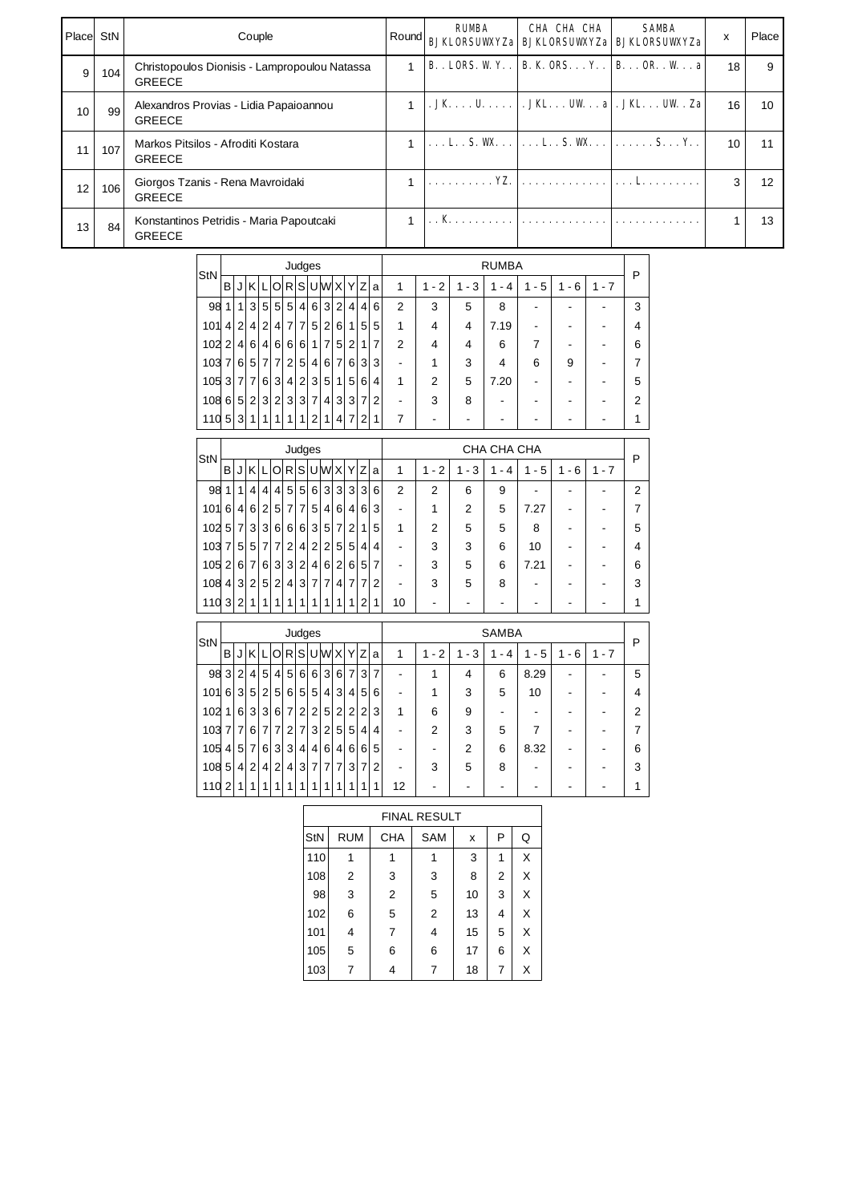| Place | StN | Couple | Round | RUMBA BJKLORSUWXYZa | CHA CHA CHA BJKLORSUWXYZa | SAMBA BJKLORSUWXYZa | x | Place |
|---|---|---|---|---|---|---|---|---|
| 9 | 104 | Christopoulos Dionisis - Lampropoulou Natassa GREECE | 1 | B..LORS.W.Y.. | B.K.ORS...Y.. | B...OR..W...a | 18 | 9 |
| 10 | 99 | Alexandros Provias - Lidia Papaioannou GREECE | 1 | .JK....U..... | .JKL...UW...a | .JKL...UW..Za | 16 | 10 |
| 11 | 107 | Markos Pitsilos - Afroditi Kostara GREECE | 1 | ...L..S.WX... | ...L..S.WX... | ......S...Y.. | 10 | 11 |
| 12 | 106 | Giorgos Tzanis - Rena Mavroidaki GREECE | 1 | ..........YZ. | ............. | ...L......... | 3 | 12 |
| 13 | 84 | Konstantinos Petridis - Maria Papoutcaki GREECE | 1 | ..K.......... | ............. | ............. | 1 | 13 |

| StN | B | J | K | L | O | R | S | U | W | X | Y | Z | a | 1 | 1 - 2 | 1 - 3 | 1 - 4 | 1 - 5 | 1 - 6 | 1 - 7 | P |
|---|---|---|---|---|---|---|---|---|---|---|---|---|---|---|---|---|---|---|---|---|---|
| | Judges | | | | | | | | | | | | | RUMBA | | | | | | | |
| 98 | 1 | 1 | 3 | 5 | 5 | 5 | 4 | 6 | 3 | 2 | 4 | 4 | 6 | 2 | 3 | 5 | 8 | - | - | - | 3 |
| 101 | 4 | 2 | 4 | 2 | 4 | 7 | 7 | 5 | 2 | 6 | 1 | 5 | 5 | 1 | 4 | 4 | 7.19 | - | - | - | 4 |
| 102 | 2 | 4 | 6 | 4 | 6 | 6 | 6 | 1 | 7 | 5 | 2 | 1 | 7 | 2 | 4 | 4 | 6 | 7 | - | - | 6 |
| 103 | 7 | 6 | 5 | 7 | 7 | 2 | 5 | 4 | 6 | 7 | 6 | 3 | 3 | - | 1 | 3 | 4 | 6 | 9 | - | 7 |
| 105 | 3 | 7 | 7 | 6 | 3 | 4 | 2 | 3 | 5 | 1 | 5 | 6 | 4 | 1 | 2 | 5 | 7.20 | - | - | - | 5 |
| 108 | 6 | 5 | 2 | 3 | 2 | 3 | 3 | 7 | 4 | 3 | 3 | 7 | 2 | - | 3 | 8 | - | - | - | - | 2 |
| 110 | 5 | 3 | 1 | 1 | 1 | 1 | 1 | 2 | 1 | 4 | 7 | 2 | 1 | 7 | - | - | - | - | - | - | 1 |

| StN | B | J | K | L | O | R | S | U | W | X | Y | Z | a | 1 | 1 - 2 | 1 - 3 | 1 - 4 | 1 - 5 | 1 - 6 | 1 - 7 | P |
|---|---|---|---|---|---|---|---|---|---|---|---|---|---|---|---|---|---|---|---|---|---|
| | Judges | | | | | | | | | | | | | CHA CHA CHA | | | | | | | |
| 98 | 1 | 1 | 4 | 4 | 4 | 5 | 5 | 6 | 3 | 3 | 3 | 3 | 6 | 2 | 2 | 6 | 9 | - | - | - | 2 |
| 101 | 6 | 4 | 6 | 2 | 5 | 7 | 7 | 5 | 4 | 6 | 4 | 6 | 3 | - | 1 | 2 | 5 | 7.27 | - | - | 7 |
| 102 | 5 | 7 | 3 | 3 | 6 | 6 | 6 | 3 | 5 | 7 | 2 | 1 | 5 | 1 | 2 | 5 | 5 | 8 | - | - | 5 |
| 103 | 7 | 5 | 5 | 7 | 7 | 2 | 4 | 2 | 2 | 5 | 5 | 4 | 4 | - | 3 | 3 | 6 | 10 | - | - | 4 |
| 105 | 2 | 6 | 7 | 6 | 3 | 3 | 2 | 4 | 6 | 2 | 6 | 5 | 7 | - | 3 | 5 | 6 | 7.21 | - | - | 6 |
| 108 | 4 | 3 | 2 | 5 | 2 | 4 | 3 | 7 | 7 | 4 | 7 | 7 | 2 | - | 3 | 5 | 8 | - | - | - | 3 |
| 110 | 3 | 2 | 1 | 1 | 1 | 1 | 1 | 1 | 1 | 1 | 1 | 2 | 1 | 10 | - | - | - | - | - | - | 1 |

| StN | B | J | K | L | O | R | S | U | W | X | Y | Z | a | 1 | 1 - 2 | 1 - 3 | 1 - 4 | 1 - 5 | 1 - 6 | 1 - 7 | P |
|---|---|---|---|---|---|---|---|---|---|---|---|---|---|---|---|---|---|---|---|---|---|
| | Judges | | | | | | | | | | | | | SAMBA | | | | | | | |
| 98 | 3 | 2 | 4 | 5 | 4 | 5 | 6 | 6 | 3 | 6 | 7 | 3 | 7 | - | 1 | 4 | 6 | 8.29 | - | - | 5 |
| 101 | 6 | 3 | 5 | 2 | 5 | 6 | 5 | 5 | 4 | 3 | 4 | 5 | 6 | - | 1 | 3 | 5 | 10 | - | - | 4 |
| 102 | 1 | 6 | 3 | 3 | 6 | 7 | 2 | 2 | 5 | 2 | 2 | 2 | 3 | 1 | 6 | 9 | - | - | - | - | 2 |
| 103 | 7 | 7 | 6 | 7 | 7 | 2 | 7 | 3 | 2 | 5 | 5 | 4 | 4 | - | 2 | 3 | 5 | 7 | - | - | 7 |
| 105 | 4 | 5 | 7 | 6 | 3 | 3 | 4 | 4 | 6 | 4 | 6 | 6 | 5 | - | - | 2 | 6 | 8.32 | - | - | 6 |
| 108 | 5 | 4 | 2 | 4 | 2 | 4 | 3 | 7 | 7 | 7 | 3 | 7 | 2 | - | 3 | 5 | 8 | - | - | - | 3 |
| 110 | 2 | 1 | 1 | 1 | 1 | 1 | 1 | 1 | 1 | 1 | 1 | 1 | 1 | 12 | - | - | - | - | - | - | 1 |

| FINAL RESULT | | | | | | |
|---|---|---|---|---|---|---|
| StN | RUM | CHA | SAM | x | P | Q |
| 110 | 1 | 1 | 1 | 3 | 1 | X |
| 108 | 2 | 3 | 3 | 8 | 2 | X |
| 98 | 3 | 2 | 5 | 10 | 3 | X |
| 102 | 6 | 5 | 2 | 13 | 4 | X |
| 101 | 4 | 7 | 4 | 15 | 5 | X |
| 105 | 5 | 6 | 6 | 17 | 6 | X |
| 103 | 7 | 4 | 7 | 18 | 7 | X |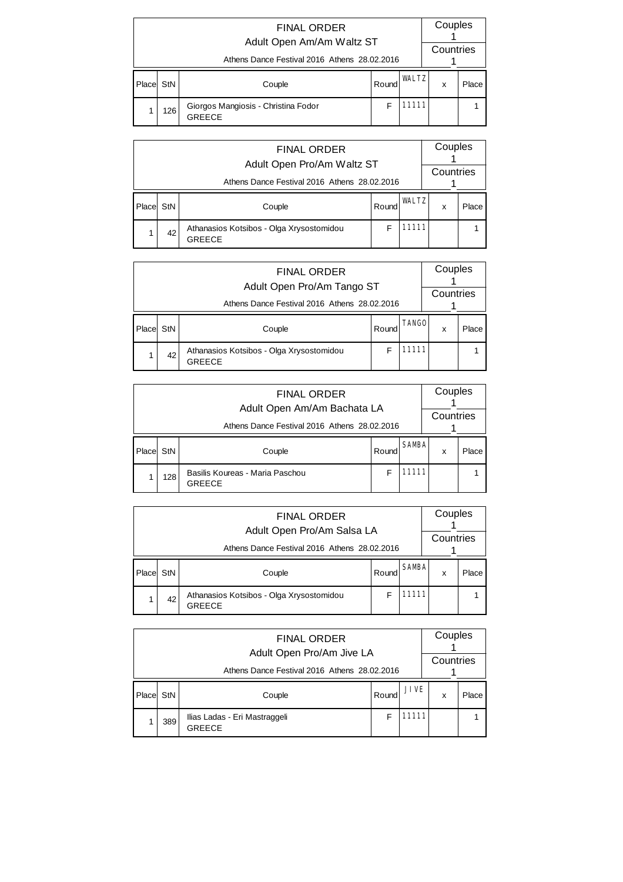| FINAL ORDER<br>Adult Open Am/Am Waltz ST<br>Athens Dance Festival 2016 Athens 28.02.2016 | | | | | Couples<br>1<br>Countries<br>1 | |
|---|---|---|---|---|---|---|
| Place | StN | Couple | Round | WALTZ | x | Place |
| 1 | 126 | Giorgos Mangiosis - Christina Fodor<br>GREECE | F | 11111 | | 1 |

| FINAL ORDER<br>Adult Open Pro/Am Waltz ST<br>Athens Dance Festival 2016 Athens 28.02.2016 | | | | | Couples<br>1<br>Countries<br>1 | |
|---|---|---|---|---|---|---|
| Place | StN | Couple | Round | WALTZ | x | Place |
| 1 | 42 | Athanasios Kotsibos - Olga Xrysostomidou<br>GREECE | F | 11111 | | 1 |

| FINAL ORDER<br>Adult Open Pro/Am Tango ST<br>Athens Dance Festival 2016 Athens 28.02.2016 | | | | | Couples<br>1<br>Countries<br>1 | |
|---|---|---|---|---|---|---|
| Place | StN | Couple | Round | TANGO | x | Place |
| 1 | 42 | Athanasios Kotsibos - Olga Xrysostomidou<br>GREECE | F | 11111 | | 1 |

| FINAL ORDER<br>Adult Open Am/Am Bachata LA<br>Athens Dance Festival 2016 Athens 28.02.2016 | | | | | Couples<br>1<br>Countries<br>1 | |
|---|---|---|---|---|---|---|
| Place | StN | Couple | Round | SAMBA | x | Place |
| 1 | 128 | Basilis Koureas - Maria Paschou<br>GREECE | F | 11111 | | 1 |

| FINAL ORDER<br>Adult Open Pro/Am Salsa LA<br>Athens Dance Festival 2016 Athens 28.02.2016 | | | | | Couples<br>1<br>Countries<br>1 | |
|---|---|---|---|---|---|---|
| Place | StN | Couple | Round | SAMBA | x | Place |
| 1 | 42 | Athanasios Kotsibos - Olga Xrysostomidou<br>GREECE | F | 11111 | | 1 |

| FINAL ORDER<br>Adult Open Pro/Am Jive LA<br>Athens Dance Festival 2016 Athens 28.02.2016 | | | | | Couples<br>1<br>Countries<br>1 | |
|---|---|---|---|---|---|---|
| Place | StN | Couple | Round | JIVE | x | Place |
| 1 | 389 | Ilias Ladas - Eri Mastraggeli<br>GREECE | F | 11111 | | 1 |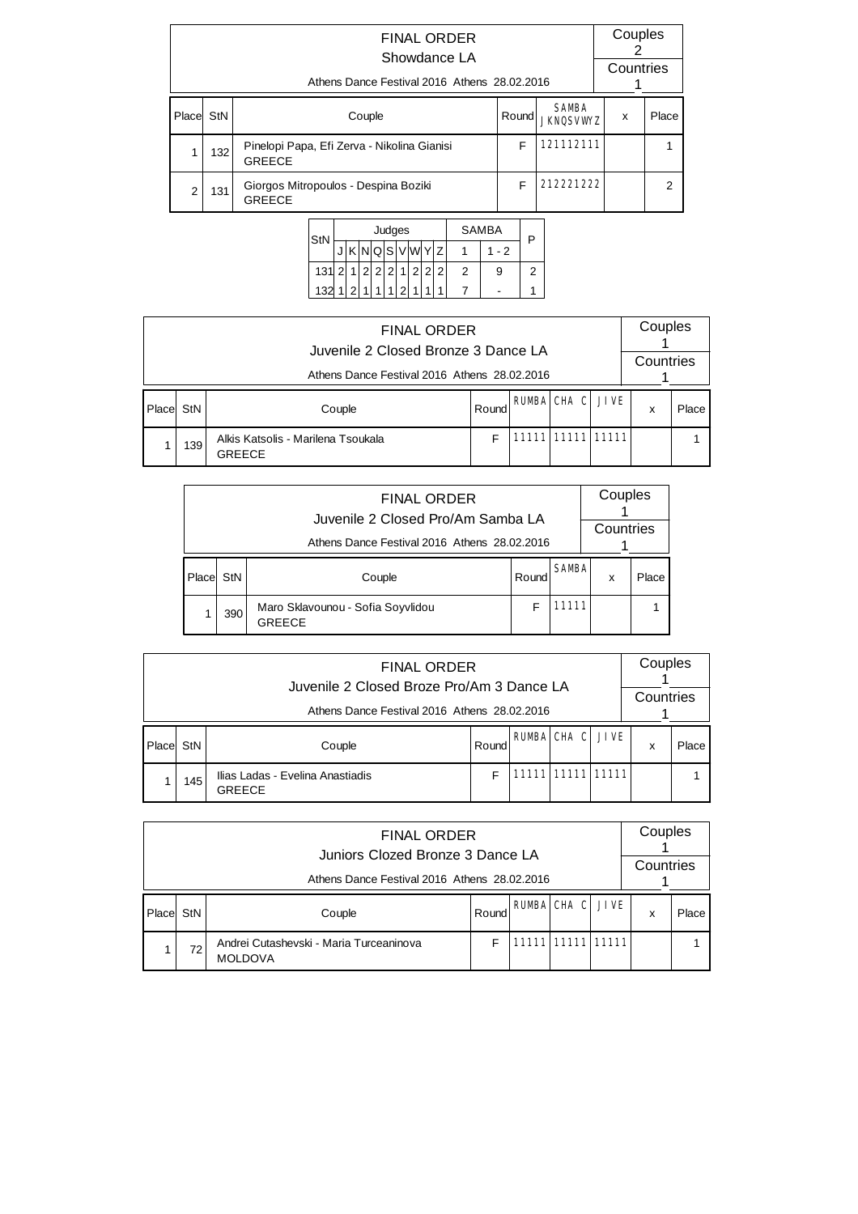## FINAL ORDER

### Showdance LA

Athens Dance Festival 2016 Athens 28.02.2016

Couples 2 | Countries 1

| Place | StN | Couple | Round | SAMBA JKNQSVWYZ | x | Place |
|---|---|---|---|---|---|---|
| 1 | 132 | Pinelopi Papa, Efi Zerva - Nikolina Gianisi GREECE | F | 121112111 | | 1 |
| 2 | 131 | Giorgos Mitropoulos - Despina Boziki GREECE | F | 212221222 | | 2 |

| StN | J | K | N | Q | S | V | W | Y | Z | SAMBA 1 | SAMBA 1 - 2 | P |
|---|---|---|---|---|---|---|---|---|---|---|---|---|
| 131 | 2 | 1 | 2 | 2 | 2 | 1 | 2 | 2 | 2 | 2 | 9 | 2 |
| 132 | 1 | 2 | 1 | 1 | 1 | 2 | 1 | 1 | 1 | 7 | - | 1 |

## FINAL ORDER

### Juvenile 2 Closed Bronze 3 Dance LA

Athens Dance Festival 2016 Athens 28.02.2016

Couples 1 | Countries 1

| Place | StN | Couple | Round | RUMBA | CHA C | JIVE | x | Place |
|---|---|---|---|---|---|---|---|---|
| 1 | 139 | Alkis Katsolis - Marilena Tsoukala GREECE | F | 11111 | 11111 | 11111 | | 1 |

## FINAL ORDER

### Juvenile 2 Closed Pro/Am Samba LA

Athens Dance Festival 2016 Athens 28.02.2016

Couples 1 | Countries 1

| Place | StN | Couple | Round | SAMBA | x | Place |
|---|---|---|---|---|---|---|
| 1 | 390 | Maro Sklavounou - Sofia Soyvlidou GREECE | F | 11111 | | 1 |

## FINAL ORDER

### Juvenile 2 Closed Broze Pro/Am 3 Dance LA

Athens Dance Festival 2016 Athens 28.02.2016

Couples 1 | Countries 1

| Place | StN | Couple | Round | RUMBA | CHA C | JIVE | x | Place |
|---|---|---|---|---|---|---|---|---|
| 1 | 145 | Ilias Ladas - Evelina Anastiadis GREECE | F | 11111 | 11111 | 11111 | | 1 |

## FINAL ORDER

### Juniors Clozed Bronze 3 Dance LA

Athens Dance Festival 2016 Athens 28.02.2016

Couples 1 | Countries 1

| Place | StN | Couple | Round | RUMBA | CHA C | JIVE | x | Place |
|---|---|---|---|---|---|---|---|---|
| 1 | 72 | Andrei Cutashevski - Maria Turceaninova MOLDOVA | F | 11111 | 11111 | 11111 | | 1 |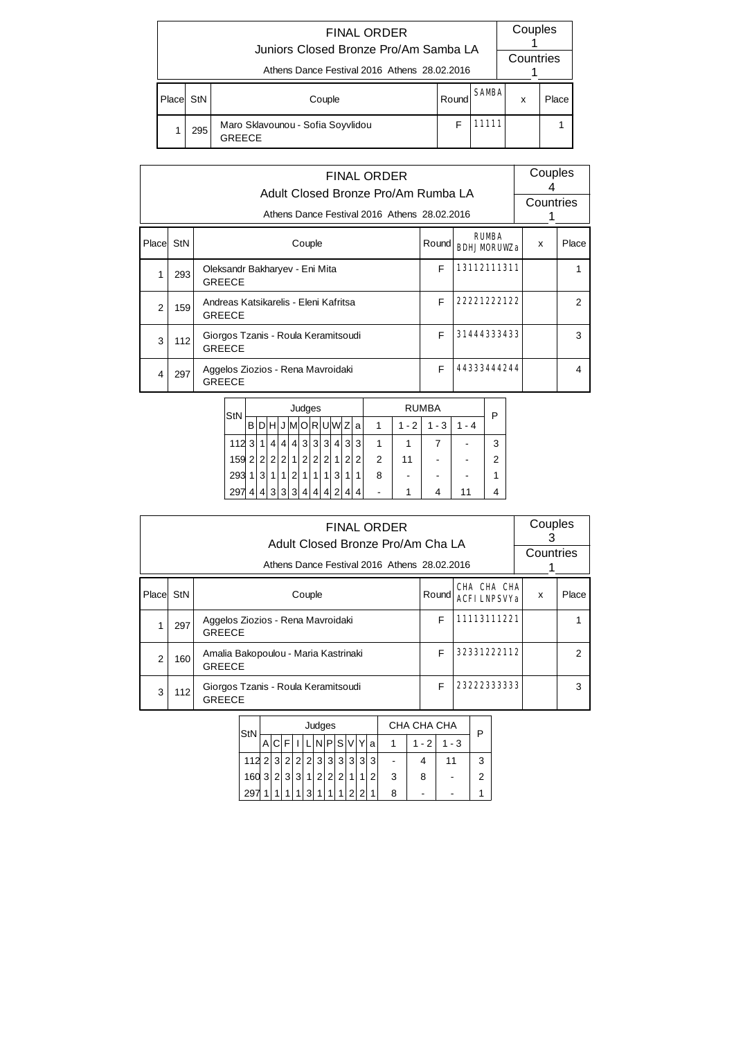## FINAL ORDER

### Juniors Closed Bronze Pro/Am Samba LA

Athens Dance Festival 2016 Athens 28.02.2016

Couples: 1
Countries: 1

| Place | StN | Couple | Round | SAMBA | x | Place |
|---|---|---|---|---|---|---|
| 1 | 295 | Maro Sklavounou - Sofia Soyvlidou GREECE | F | 11111 | | 1 |

## FINAL ORDER

### Adult Closed Bronze Pro/Am Rumba LA

Athens Dance Festival 2016 Athens 28.02.2016

Couples: 4
Countries: 1

| Place | StN | Couple | Round | RUMBA BDHJMORUWZa | x | Place |
|---|---|---|---|---|---|---|
| 1 | 293 | Oleksandr Bakharyev - Eni Mita GREECE | F | 13112111311 | | 1 |
| 2 | 159 | Andreas Katsikarelis - Eleni Kafritsa GREECE | F | 22221222122 | | 2 |
| 3 | 112 | Giorgos Tzanis - Roula Keramitsoudi GREECE | F | 31444333433 | | 3 |
| 4 | 297 | Aggelos Ziozios - Rena Mavroidaki GREECE | F | 44333444244 | | 4 |

| StN | Judges | | | | | | | | | | | RUMBA | | | | P |
|---|---|---|---|---|---|---|---|---|---|---|---|---|---|---|---|---|
| | B | D | H | J | M | O | R | U | W | Z | a | 1 | 1 - 2 | 1 - 3 | 1 - 4 | |
| 112 | 3 | 1 | 4 | 4 | 4 | 3 | 3 | 3 | 4 | 3 | 3 | 1 | 1 | 7 | - | 3 |
| 159 | 2 | 2 | 2 | 2 | 1 | 2 | 2 | 2 | 1 | 2 | 2 | 2 | 11 | - | - | 2 |
| 293 | 1 | 3 | 1 | 1 | 2 | 1 | 1 | 1 | 3 | 1 | 1 | 8 | - | - | - | 1 |
| 297 | 4 | 4 | 3 | 3 | 3 | 4 | 4 | 4 | 2 | 4 | 4 | - | 1 | 4 | 11 | 4 |

## FINAL ORDER

### Adult Closed Bronze Pro/Am Cha LA

Athens Dance Festival 2016 Athens 28.02.2016

Couples: 3
Countries: 1

| Place | StN | Couple | Round | CHA CHA CHA ACFILNPSVYa | x | Place |
|---|---|---|---|---|---|---|
| 1 | 297 | Aggelos Ziozios - Rena Mavroidaki GREECE | F | 11113111221 | | 1 |
| 2 | 160 | Amalia Bakopoulou - Maria Kastrinaki GREECE | F | 32331222112 | | 2 |
| 3 | 112 | Giorgos Tzanis - Roula Keramitsoudi GREECE | F | 23222333333 | | 3 |

| StN | Judges | | | | | | | | | | | CHA CHA CHA | | | P |
|---|---|---|---|---|---|---|---|---|---|---|---|---|---|---|---|
| | A | C | F | I | L | N | P | S | V | Y | a | 1 | 1 - 2 | 1 - 3 | |
| 112 | 2 | 3 | 2 | 2 | 2 | 3 | 3 | 3 | 3 | 3 | 3 | - | 4 | 11 | 3 |
| 160 | 3 | 2 | 3 | 3 | 1 | 2 | 2 | 2 | 1 | 1 | 2 | 3 | 8 | - | 2 |
| 297 | 1 | 1 | 1 | 1 | 3 | 1 | 1 | 1 | 2 | 2 | 1 | 8 | - | - | 1 |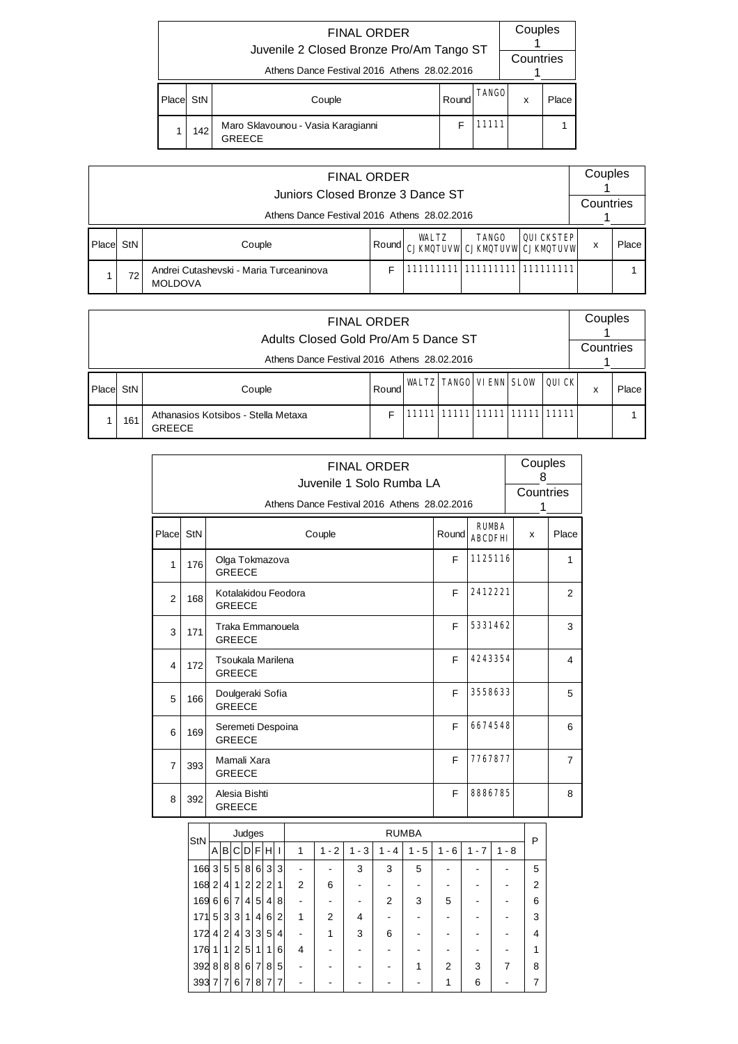## FINAL ORDER
### Juvenile 2 Closed Bronze Pro/Am Tango ST
Athens Dance Festival 2016 Athens 28.02.2016

Couples: 1
Countries: 1

| Place | StN | Couple | Round | TANGO | x | Place |
|---|---|---|---|---|---|---|
| 1 | 142 | Maro Sklavounou - Vasia Karagianni<br>GREECE | F | 11111 | | 1 |

## FINAL ORDER
### Juniors Closed Bronze 3 Dance ST
Athens Dance Festival 2016 Athens 28.02.2016

Couples: 1
Countries: 1

| Place | StN | Couple | Round | WALTZ<br>CJKMQTUVW | TANGO<br>CJKMQTUVW | QUICKSTEP<br>CJKMQTUVW | x | Place |
|---|---|---|---|---|---|---|---|---|
| 1 | 72 | Andrei Cutashevski - Maria Turceaninova<br>MOLDOVA | F | 111111111 | 111111111 | 111111111 | | 1 |

## FINAL ORDER
### Adults Closed Gold Pro/Am 5 Dance ST
Athens Dance Festival 2016 Athens 28.02.2016

Couples: 1
Countries: 1

| Place | StN | Couple | Round | WALTZ | TANGO | VIENN | SLOW | QUICK | x | Place |
|---|---|---|---|---|---|---|---|---|---|---|
| 1 | 161 | Athanasios Kotsibos - Stella Metaxa<br>GREECE | F | 11111 | 11111 | 11111 | 11111 | 11111 | | 1 |

## FINAL ORDER
### Juvenile 1 Solo Rumba LA
Athens Dance Festival 2016 Athens 28.02.2016

Couples: 8
Countries: 1

| Place | StN | Couple | Round | RUMBA<br>ABCDFHI | x | Place |
|---|---|---|---|---|---|---|
| 1 | 176 | Olga Tokmazova<br>GREECE | F | 1125116 | | 1 |
| 2 | 168 | Kotalakidou Feodora<br>GREECE | F | 2412221 | | 2 |
| 3 | 171 | Traka Emmanouela<br>GREECE | F | 5331462 | | 3 |
| 4 | 172 | Tsoukala Marilena<br>GREECE | F | 4243354 | | 4 |
| 5 | 166 | Doulgeraki Sofia<br>GREECE | F | 3558633 | | 5 |
| 6 | 169 | Seremeti Despoina<br>GREECE | F | 6674548 | | 6 |
| 7 | 393 | Mamali Xara<br>GREECE | F | 7767877 | | 7 |
| 8 | 392 | Alesia Bishti<br>GREECE | F | 8886785 | | 8 |

| StN | A | B | C | D | F | H | I | 1 | 1 - 2 | 1 - 3 | 1 - 4 | 1 - 5 | 1 - 6 | 1 - 7 | 1 - 8 | P |
|---|---|---|---|---|---|---|---|---|---|---|---|---|---|---|---|---|
| 166 | 3 | 5 | 5 | 8 | 6 | 3 | 3 | - | - | 3 | 3 | 5 | - | - | - | 5 |
| 168 | 2 | 4 | 1 | 2 | 2 | 2 | 1 | 2 | 6 | - | - | - | - | - | - | 2 |
| 169 | 6 | 6 | 7 | 4 | 5 | 4 | 8 | - | - | - | 2 | 3 | 5 | - | - | 6 |
| 171 | 5 | 3 | 3 | 1 | 4 | 6 | 2 | 1 | 2 | 4 | - | - | - | - | - | 3 |
| 172 | 4 | 2 | 4 | 3 | 3 | 5 | 4 | - | 1 | 3 | 6 | - | - | - | - | 4 |
| 176 | 1 | 1 | 2 | 5 | 1 | 1 | 6 | 4 | - | - | - | - | - | - | - | 1 |
| 392 | 8 | 8 | 8 | 6 | 7 | 8 | 5 | - | - | - | - | 1 | 2 | 3 | 7 | 8 |
| 393 | 7 | 7 | 6 | 7 | 8 | 7 | 7 | - | - | - | - | - | 1 | 6 | - | 7 |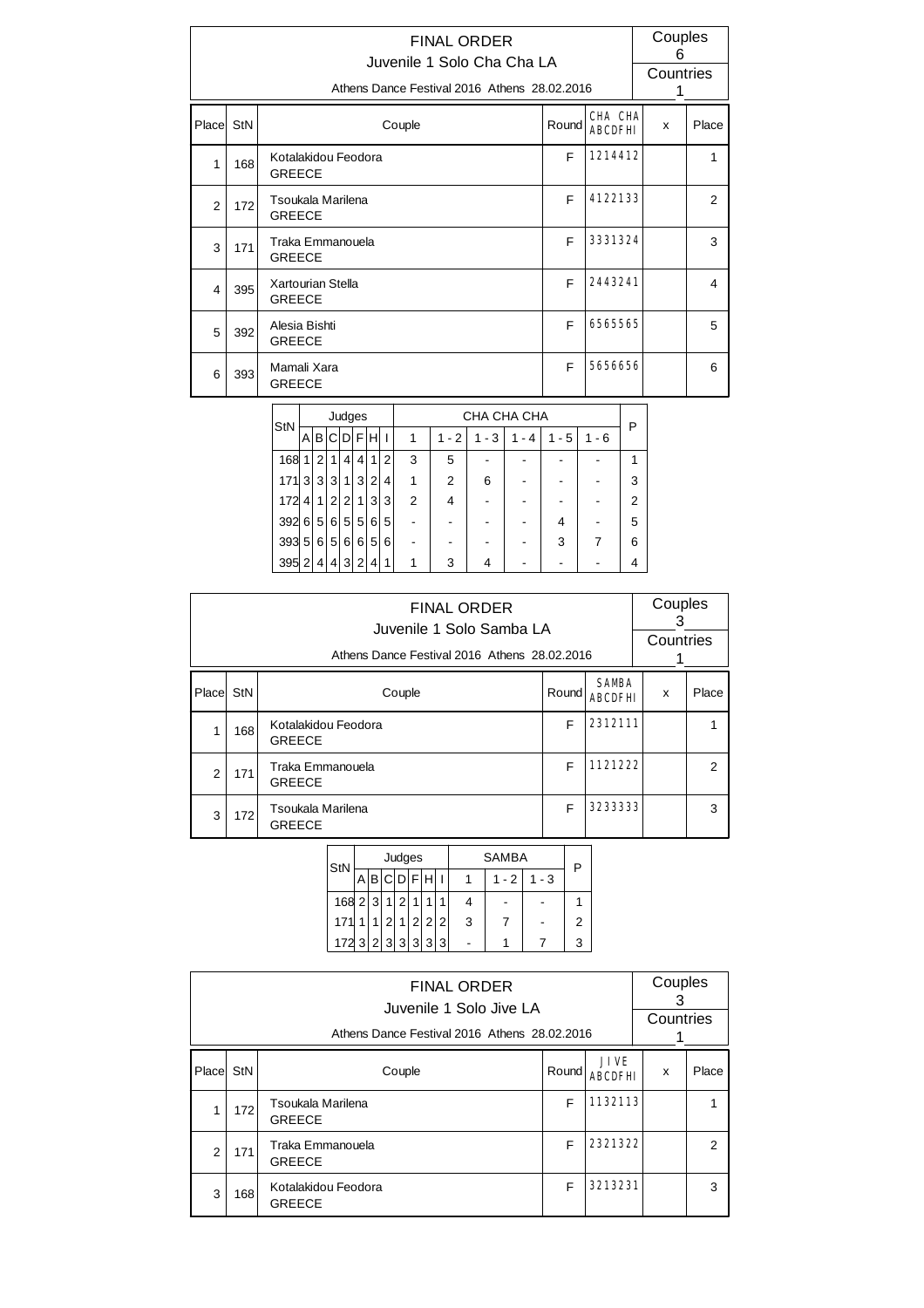# FINAL ORDER

## Juvenile 1 Solo Cha Cha LA

Athens Dance Festival 2016 Athens 28.02.2016

Couples: 6
Countries: 1

| Place | StN | Couple | Round | CHA CHA ABCDFHI | x | Place |
|---|---|---|---|---|---|---|
| 1 | 168 | Kotalakidou Feodora GREECE | F | 1214412 | | 1 |
| 2 | 172 | Tsoukala Marilena GREECE | F | 4122133 | | 2 |
| 3 | 171 | Traka Emmanouela GREECE | F | 3331324 | | 3 |
| 4 | 395 | Xartourian Stella GREECE | F | 2443241 | | 4 |
| 5 | 392 | Alesia Bishti GREECE | F | 6565565 | | 5 |
| 6 | 393 | Mamali Xara GREECE | F | 5656656 | | 6 |

| StN | Judges | | | | | | | CHA CHA CHA | | | | | | P |
|---|---|---|---|---|---|---|---|---|---|---|---|---|---|---|
| | A | B | C | D | F | H | I | 1 | 1 - 2 | 1 - 3 | 1 - 4 | 1 - 5 | 1 - 6 | |
| 168 | 1 | 2 | 1 | 4 | 4 | 1 | 2 | 3 | 5 | - | - | - | - | 1 |
| 171 | 3 | 3 | 3 | 1 | 3 | 2 | 4 | 1 | 2 | 6 | - | - | - | 3 |
| 172 | 4 | 1 | 2 | 2 | 1 | 3 | 3 | 2 | 4 | - | - | - | - | 2 |
| 392 | 6 | 5 | 6 | 5 | 5 | 6 | 5 | - | - | - | - | 4 | - | 5 |
| 393 | 5 | 6 | 5 | 6 | 6 | 5 | 6 | - | - | - | - | 3 | 7 | 6 |
| 395 | 2 | 4 | 4 | 3 | 2 | 4 | 1 | 1 | 3 | 4 | - | - | - | 4 |

# FINAL ORDER

## Juvenile 1 Solo Samba LA

Athens Dance Festival 2016 Athens 28.02.2016

Couples: 3
Countries: 1

| Place | StN | Couple | Round | SAMBA ABCDFHI | x | Place |
|---|---|---|---|---|---|---|
| 1 | 168 | Kotalakidou Feodora GREECE | F | 2312111 | | 1 |
| 2 | 171 | Traka Emmanouela GREECE | F | 1121222 | | 2 |
| 3 | 172 | Tsoukala Marilena GREECE | F | 3233333 | | 3 |

| StN | Judges | | | | | | | SAMBA | | | P |
|---|---|---|---|---|---|---|---|---|---|---|---|
| | A | B | C | D | F | H | I | 1 | 1 - 2 | 1 - 3 | |
| 168 | 2 | 3 | 1 | 2 | 1 | 1 | 1 | 4 | - | - | 1 |
| 171 | 1 | 1 | 2 | 1 | 2 | 2 | 2 | 3 | 7 | - | 2 |
| 172 | 3 | 2 | 3 | 3 | 3 | 3 | 3 | - | 1 | 7 | 3 |

# FINAL ORDER

## Juvenile 1 Solo Jive LA

Athens Dance Festival 2016 Athens 28.02.2016

Couples: 3
Countries: 1

| Place | StN | Couple | Round | JIVE ABCDFHI | x | Place |
|---|---|---|---|---|---|---|
| 1 | 172 | Tsoukala Marilena GREECE | F | 1132113 | | 1 |
| 2 | 171 | Traka Emmanouela GREECE | F | 2321322 | | 2 |
| 3 | 168 | Kotalakidou Feodora GREECE | F | 3213231 | | 3 |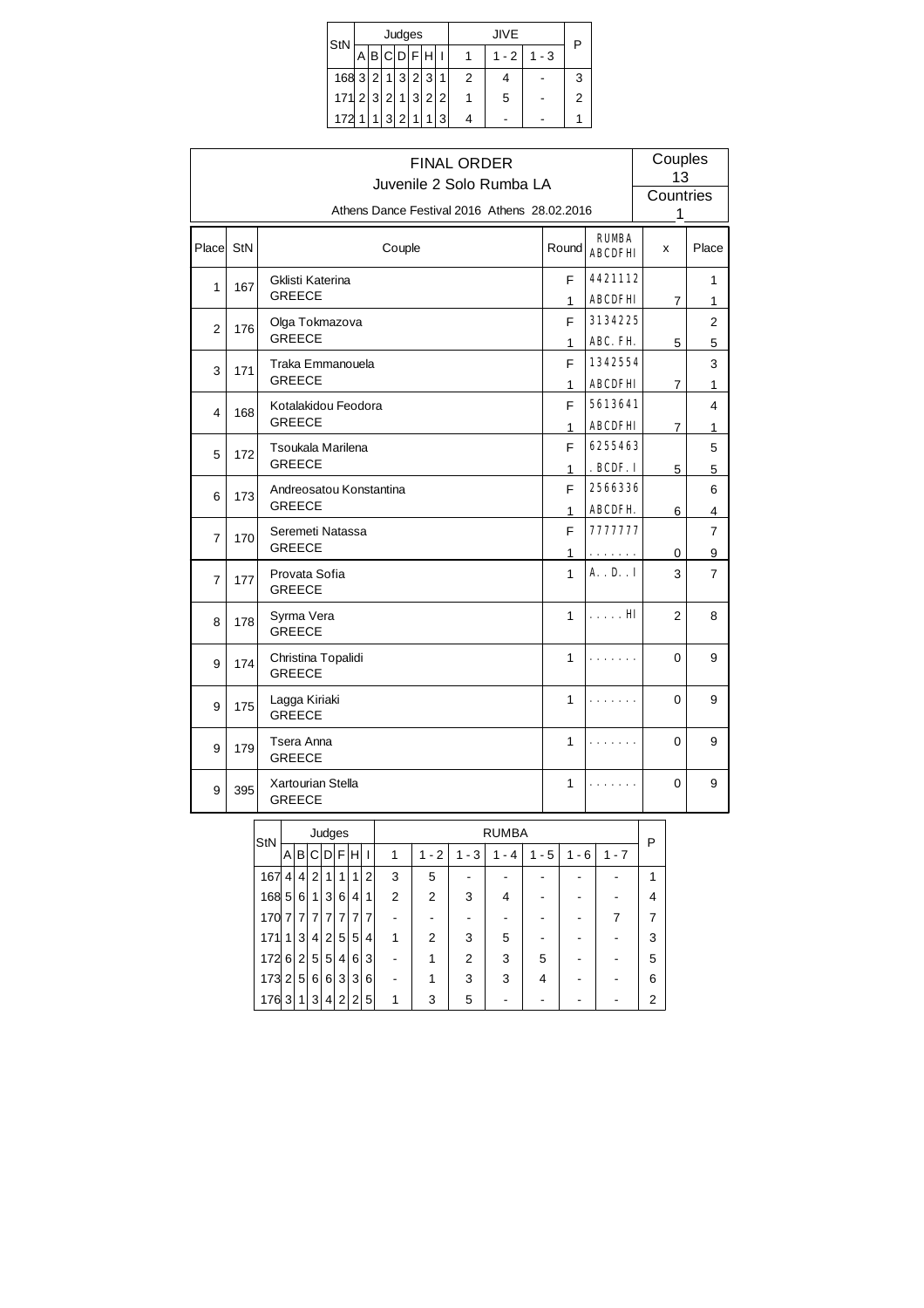| StN | Judges | | | | | | | JIVE | | | P |
|---|---|---|---|---|---|---|---|---|---|---|---|
| | A | B | C | D | F | H | I | 1 | 1 - 2 | 1 - 3 | |
| 168 | 3 | 2 | 1 | 3 | 2 | 3 | 1 | 2 | 4 | - | 3 |
| 171 | 2 | 3 | 2 | 1 | 3 | 2 | 2 | 1 | 5 | - | 2 |
| 172 | 1 | 1 | 3 | 2 | 1 | 1 | 3 | 4 | - | - | 1 |

# FINAL ORDER

## Juvenile 2 Solo Rumba LA

Athens Dance Festival 2016 Athens 28.02.2016

Couples 13

Countries 1

| Place | StN | Couple | Round | RUMBA ABCDFHI | x | Place |
|---|---|---|---|---|---|---|
| 1 | 167 | Gklisti Katerina<br>GREECE | F<br>1 | 4421112<br>ABCDFHI | <br>7 | 1<br>1 |
| 2 | 176 | Olga Tokmazova<br>GREECE | F<br>1 | 3134225<br>ABC. FH. | <br>5 | 2<br>5 |
| 3 | 171 | Traka Emmanouela<br>GREECE | F<br>1 | 1342554<br>ABCDFHI | <br>7 | 3<br>1 |
| 4 | 168 | Kotalakidou Feodora<br>GREECE | F<br>1 | 5613641<br>ABCDFHI | <br>7 | 4<br>1 |
| 5 | 172 | Tsoukala Marilena<br>GREECE | F<br>1 | 6255463<br>. BCDF. I | <br>5 | 5<br>5 |
| 6 | 173 | Andreosatou Konstantina<br>GREECE | F<br>1 | 2566336<br>ABCDFH. | <br>6 | 6<br>4 |
| 7 | 170 | Seremeti Natassa<br>GREECE | F<br>1 | 7777777<br>. . . . . . . | <br>0 | 7<br>9 |
| 7 | 177 | Provata Sofia<br>GREECE | 1 | A. . D. . I | 3 | 7 |
| 8 | 178 | Syrma Vera<br>GREECE | 1 | . . . . . HI | 2 | 8 |
| 9 | 174 | Christina Topalidi<br>GREECE | 1 | . . . . . . . | 0 | 9 |
| 9 | 175 | Lagga Kiriaki<br>GREECE | 1 | . . . . . . . | 0 | 9 |
| 9 | 179 | Tsera Anna<br>GREECE | 1 | . . . . . . . | 0 | 9 |
| 9 | 395 | Xartourian Stella<br>GREECE | 1 | . . . . . . . | 0 | 9 |

| StN | Judges | | | | | | | RUMBA | | | | | | | P |
|---|---|---|---|---|---|---|---|---|---|---|---|---|---|---|---|
| | A | B | C | D | F | H | I | 1 | 1 - 2 | 1 - 3 | 1 - 4 | 1 - 5 | 1 - 6 | 1 - 7 | |
| 167 | 4 | 4 | 2 | 1 | 1 | 1 | 2 | 3 | 5 | - | - | - | - | - | 1 |
| 168 | 5 | 6 | 1 | 3 | 6 | 4 | 1 | 2 | 2 | 3 | 4 | - | - | - | 4 |
| 170 | 7 | 7 | 7 | 7 | 7 | 7 | 7 | - | - | - | - | - | - | 7 | 7 |
| 171 | 1 | 3 | 4 | 2 | 5 | 5 | 4 | 1 | 2 | 3 | 5 | - | - | - | 3 |
| 172 | 6 | 2 | 5 | 5 | 4 | 6 | 3 | - | 1 | 2 | 3 | 5 | - | - | 5 |
| 173 | 2 | 5 | 6 | 6 | 3 | 3 | 6 | - | 1 | 3 | 3 | 4 | - | - | 6 |
| 176 | 3 | 1 | 3 | 4 | 2 | 2 | 5 | 1 | 3 | 5 | - | - | - | - | 2 |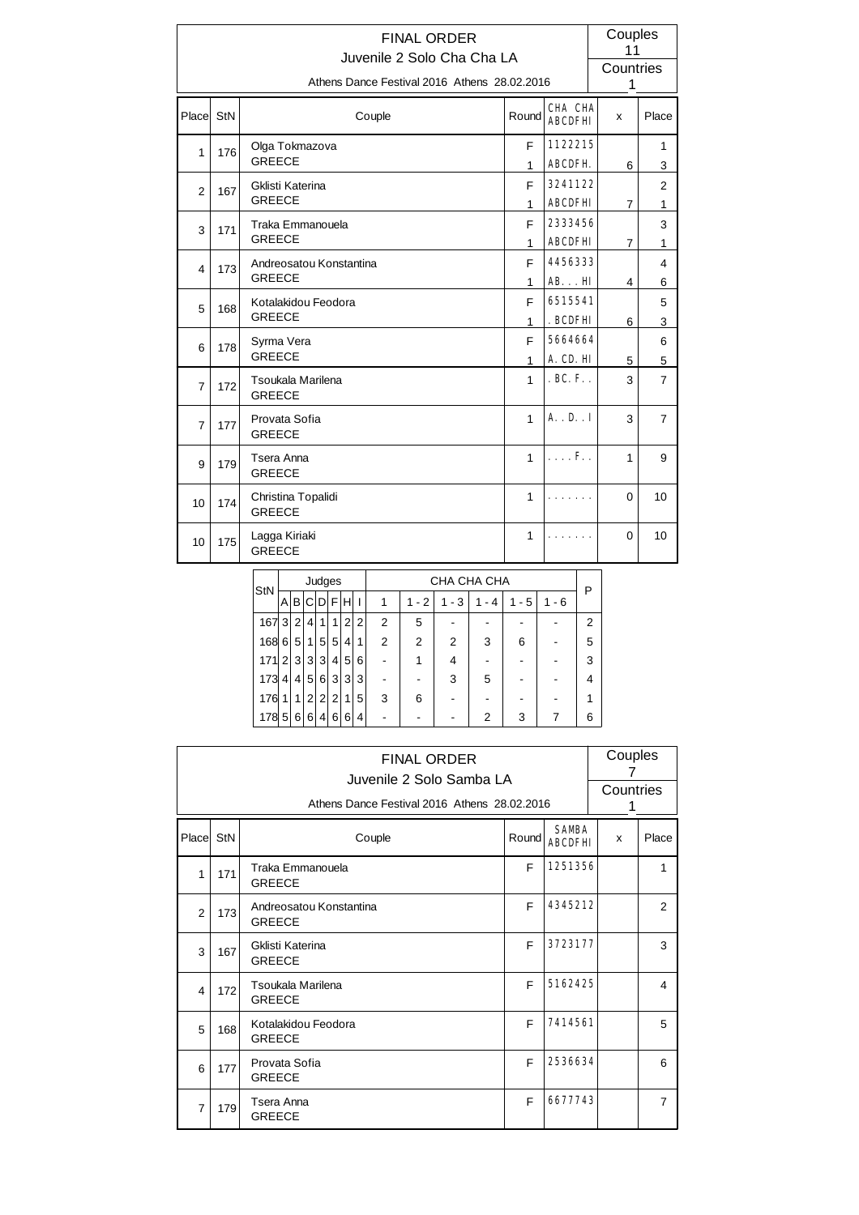# FINAL ORDER

## Juvenile 2 Solo Cha Cha LA

Athens Dance Festival 2016 Athens 28.02.2016

Couples 11

Countries 1

| Place | StN | Couple | Round | CHA CHA ABCDFHI | x | Place |
|---|---|---|---|---|---|---|
| 1 | 176 | Olga Tokmazova GREECE | F | 1122215 | | 1 |
| | | | 1 | ABCDFH. | 6 | 3 |
| 2 | 167 | Gklisti Katerina GREECE | F | 3241122 | | 2 |
| | | | 1 | ABCDFHI | 7 | 1 |
| 3 | 171 | Traka Emmanouela GREECE | F | 2333456 | | 3 |
| | | | 1 | ABCDFHI | 7 | 1 |
| 4 | 173 | Andreosatou Konstantina GREECE | F | 4456333 | | 4 |
| | | | 1 | AB...HI | 4 | 6 |
| 5 | 168 | Kotalakidou Feodora GREECE | F | 6515541 | | 5 |
| | | | 1 | .BCDFHI | 6 | 3 |
| 6 | 178 | Syrma Vera GREECE | F | 5664664 | | 6 |
| | | | 1 | A.CD.HI | 5 | 5 |
| 7 | 172 | Tsoukala Marilena GREECE | 1 | .BC.F.. | 3 | 7 |
| 7 | 177 | Provata Sofia GREECE | 1 | A..D..I | 3 | 7 |
| 9 | 179 | Tsera Anna GREECE | 1 | ....F.. | 1 | 9 |
| 10 | 174 | Christina Topalidi GREECE | 1 | ....... | 0 | 10 |
| 10 | 175 | Lagga Kiriaki GREECE | 1 | ....... | 0 | 10 |

| StN | A | B | C | D | F | H | I | 1 | 1 - 2 | 1 - 3 | 1 - 4 | 1 - 5 | 1 - 6 | P |
|---|---|---|---|---|---|---|---|---|---|---|---|---|---|---|
| 167 | 3 | 2 | 4 | 1 | 1 | 2 | 2 | 2 | 5 | - | - | - | - | 2 |
| 168 | 6 | 5 | 1 | 5 | 5 | 4 | 1 | 2 | 2 | 2 | 3 | 6 | - | 5 |
| 171 | 2 | 3 | 3 | 3 | 4 | 5 | 6 | - | 1 | 4 | - | - | - | 3 |
| 173 | 4 | 4 | 5 | 6 | 3 | 3 | 3 | - | - | 3 | 5 | - | - | 4 |
| 176 | 1 | 1 | 2 | 2 | 2 | 1 | 5 | 3 | 6 | - | - | - | - | 1 |
| 178 | 5 | 6 | 6 | 4 | 6 | 6 | 4 | - | - | - | 2 | 3 | 7 | 6 |

# FINAL ORDER

## Juvenile 2 Solo Samba LA

Athens Dance Festival 2016 Athens 28.02.2016

Couples 7

Countries 1

| Place | StN | Couple | Round | SAMBA ABCDFHI | x | Place |
|---|---|---|---|---|---|---|
| 1 | 171 | Traka Emmanouela GREECE | F | 1251356 | | 1 |
| 2 | 173 | Andreosatou Konstantina GREECE | F | 4345212 | | 2 |
| 3 | 167 | Gklisti Katerina GREECE | F | 3723177 | | 3 |
| 4 | 172 | Tsoukala Marilena GREECE | F | 5162425 | | 4 |
| 5 | 168 | Kotalakidou Feodora GREECE | F | 7414561 | | 5 |
| 6 | 177 | Provata Sofia GREECE | F | 2536634 | | 6 |
| 7 | 179 | Tsera Anna GREECE | F | 6677743 | | 7 |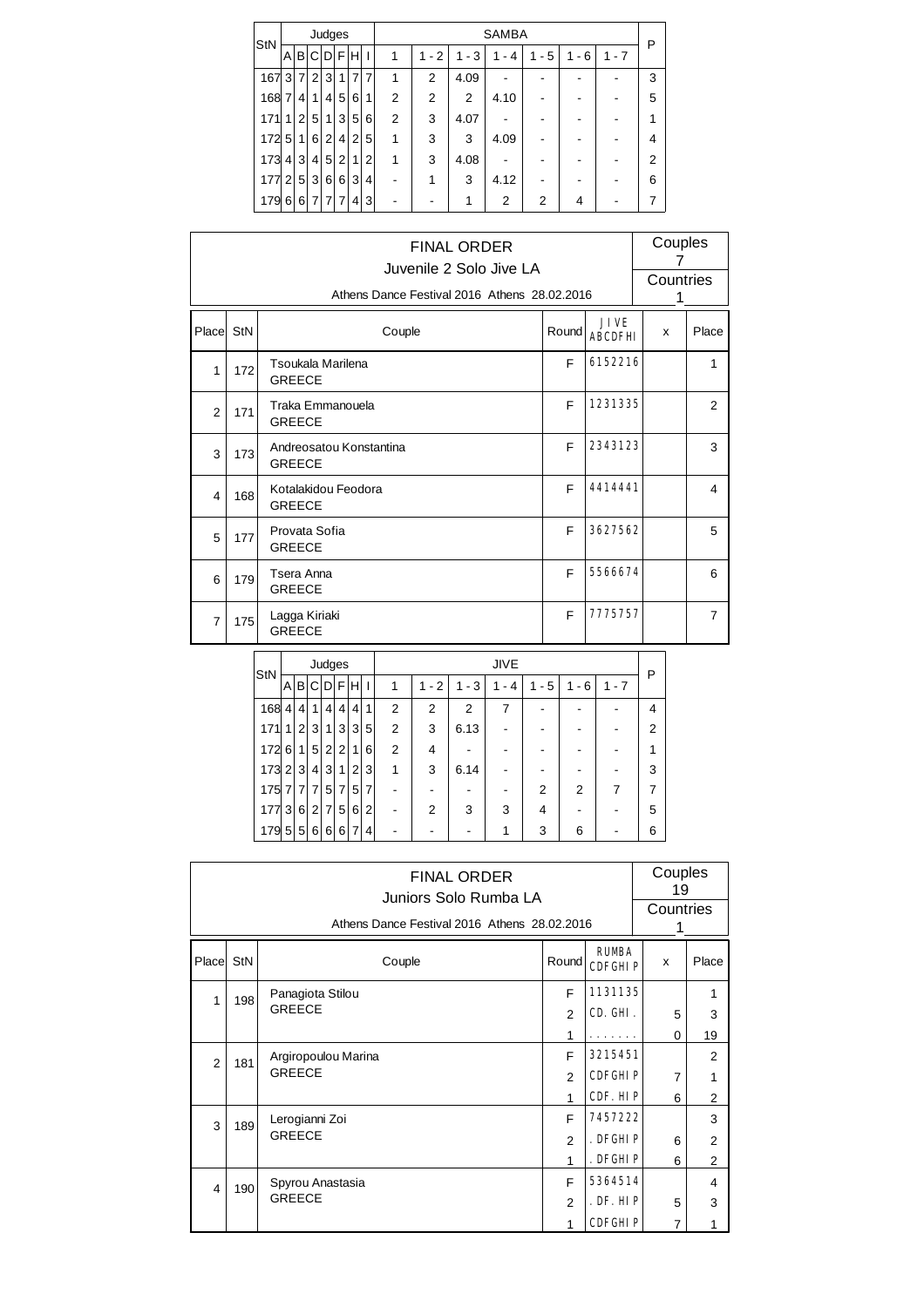| StN | Judges | | | | | | | SAMBA | | | | | | | P |
|---|---|---|---|---|---|---|---|---|---|---|---|---|---|---|---|
| | A | B | C | D | F | H | I | 1 | 1 - 2 | 1 - 3 | 1 - 4 | 1 - 5 | 1 - 6 | 1 - 7 | |
| 167 | 3 | 7 | 2 | 3 | 1 | 7 | 7 | 1 | 2 | 4.09 | - | - | - | - | 3 |
| 168 | 7 | 4 | 1 | 4 | 5 | 6 | 1 | 2 | 2 | 2 | 4.10 | - | - | - | 5 |
| 171 | 1 | 2 | 5 | 1 | 3 | 5 | 6 | 2 | 3 | 4.07 | - | - | - | - | 1 |
| 172 | 5 | 1 | 6 | 2 | 4 | 2 | 5 | 1 | 3 | 3 | 4.09 | - | - | - | 4 |
| 173 | 4 | 3 | 4 | 5 | 2 | 1 | 2 | 1 | 3 | 4.08 | - | - | - | - | 2 |
| 177 | 2 | 5 | 3 | 6 | 6 | 3 | 4 | - | 1 | 3 | 4.12 | - | - | - | 6 |
| 179 | 6 | 6 | 7 | 7 | 7 | 4 | 3 | - | - | 1 | 2 | 2 | 4 | - | 7 |

## FINAL ORDER
### Juvenile 2 Solo Jive LA
Athens Dance Festival 2016 Athens 28.02.2016

Couples: 7
Countries: 1

| Place | StN | Couple | Round | JIVE ABCDFHI | x | Place |
|---|---|---|---|---|---|---|
| 1 | 172 | Tsoukala Marilena<br>GREECE | F | 6152216 | | 1 |
| 2 | 171 | Traka Emmanouela<br>GREECE | F | 1231335 | | 2 |
| 3 | 173 | Andreosatou Konstantina<br>GREECE | F | 2343123 | | 3 |
| 4 | 168 | Kotalakidou Feodora<br>GREECE | F | 4414441 | | 4 |
| 5 | 177 | Provata Sofia<br>GREECE | F | 3627562 | | 5 |
| 6 | 179 | Tsera Anna<br>GREECE | F | 5566674 | | 6 |
| 7 | 175 | Lagga Kiriaki<br>GREECE | F | 7775757 | | 7 |

| StN | Judges | | | | | | | JIVE | | | | | | | P |
|---|---|---|---|---|---|---|---|---|---|---|---|---|---|---|---|
| | A | B | C | D | F | H | I | 1 | 1 - 2 | 1 - 3 | 1 - 4 | 1 - 5 | 1 - 6 | 1 - 7 | |
| 168 | 4 | 4 | 1 | 4 | 4 | 4 | 1 | 2 | 2 | 2 | 7 | - | - | - | 4 |
| 171 | 1 | 2 | 3 | 1 | 3 | 3 | 5 | 2 | 3 | 6.13 | - | - | - | - | 2 |
| 172 | 6 | 1 | 5 | 2 | 2 | 1 | 6 | 2 | 4 | - | - | - | - | - | 1 |
| 173 | 2 | 3 | 4 | 3 | 1 | 2 | 3 | 1 | 3 | 6.14 | - | - | - | - | 3 |
| 175 | 7 | 7 | 7 | 5 | 7 | 5 | 7 | - | - | - | - | 2 | 2 | 7 | 7 |
| 177 | 3 | 6 | 2 | 7 | 5 | 6 | 2 | - | 2 | 3 | 3 | 4 | - | - | 5 |
| 179 | 5 | 5 | 6 | 6 | 6 | 7 | 4 | - | - | - | 1 | 3 | 6 | - | 6 |

## FINAL ORDER
### Juniors Solo Rumba LA
Athens Dance Festival 2016 Athens 28.02.2016

Couples: 19
Countries: 1

| Place | StN | Couple | Round | RUMBA CDFGHIP | x | Place |
|---|---|---|---|---|---|---|
| 1 | 198 | Panagiota Stilou<br>GREECE | F | 1131135 | | 1 |
| | | | 2 | CD. GHI. | 5 | 3 |
| | | | 1 | ....... | 0 | 19 |
| 2 | 181 | Argiropoulou Marina<br>GREECE | F | 3215451 | | 2 |
| | | | 2 | CDFGHIP | 7 | 1 |
| | | | 1 | CDF. HIP | 6 | 2 |
| 3 | 189 | Lerogianni Zoi<br>GREECE | F | 7457222 | | 3 |
| | | | 2 | . DFGHIP | 6 | 2 |
| | | | 1 | . DFGHIP | 6 | 2 |
| 4 | 190 | Spyrou Anastasia<br>GREECE | F | 5364514 | | 4 |
| | | | 2 | . DF. HIP | 5 | 3 |
| | | | 1 | CDFGHIP | 7 | 1 |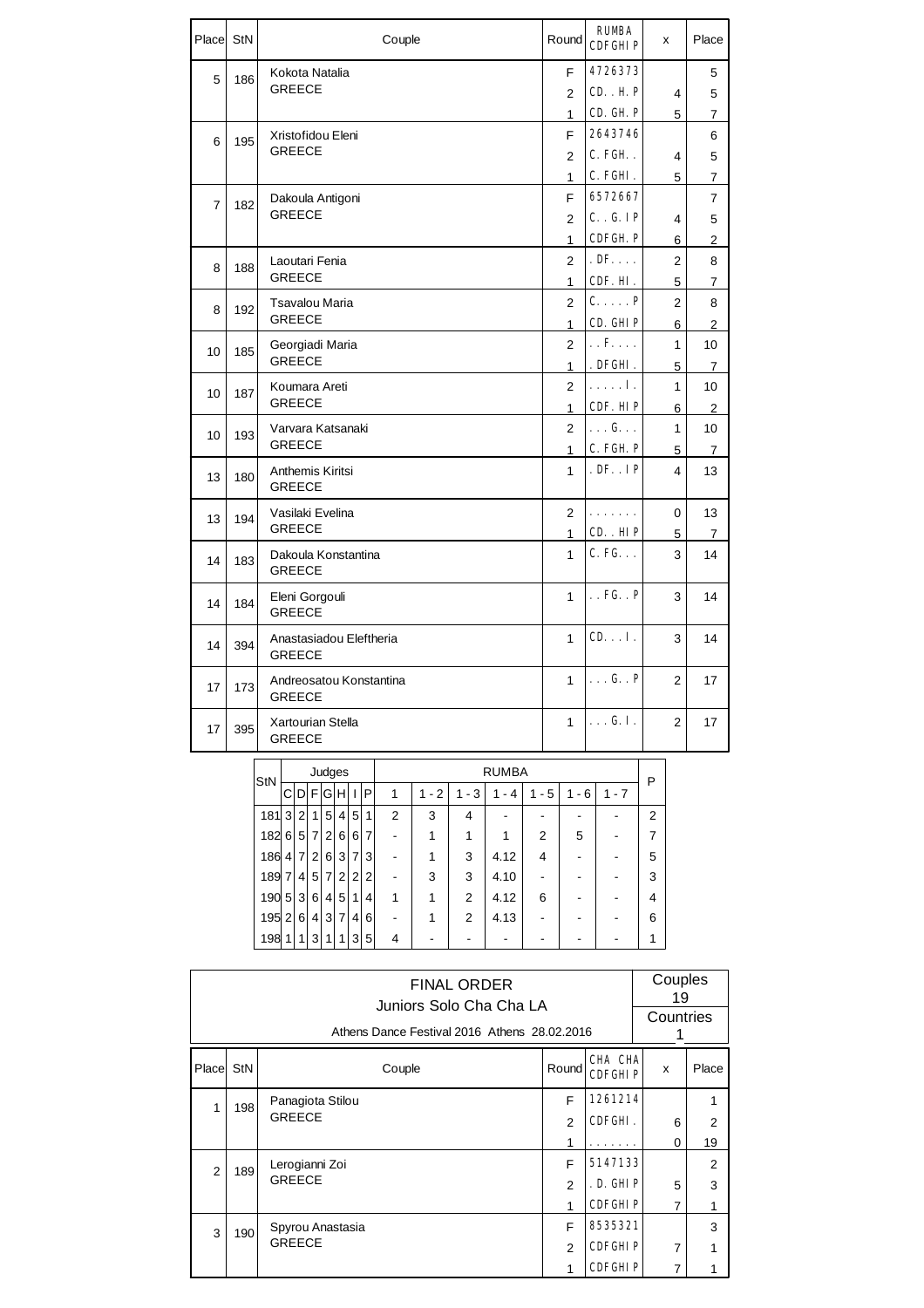| Place | StN | Couple | Round | RUMBA CDFGHIP | x | Place |
|---|---|---|---|---|---|---|
| 5 | 186 | Kokota Natalia GREECE | F | 4726373 | | 5 |
| | | | 2 | CD..H.P | 4 | 5 |
| | | | 1 | CD.GH.P | 5 | 7 |
| 6 | 195 | Xristofidou Eleni GREECE | F | 2643746 | | 6 |
| | | | 2 | C.FGH.. | 4 | 5 |
| | | | 1 | C.FGHI. | 5 | 7 |
| 7 | 182 | Dakoula Antigoni GREECE | F | 6572667 | | 7 |
| | | | 2 | C..G.IP | 4 | 5 |
| | | | 1 | CDFGH.P | 6 | 2 |
| 8 | 188 | Laoutari Fenia GREECE | 2 | .DF.... | 2 | 8 |
| | | | 1 | CDF.HI. | 5 | 7 |
| 8 | 192 | Tsavalou Maria GREECE | 2 | C.....P | 2 | 8 |
| | | | 1 | CD.GHIP | 6 | 2 |
| 10 | 185 | Georgiadi Maria GREECE | 2 | ..F.... | 1 | 10 |
| | | | 1 | .DFGHI. | 5 | 7 |
| 10 | 187 | Koumara Areti GREECE | 2 | .....I. | 1 | 10 |
| | | | 1 | CDF.HIP | 6 | 2 |
| 10 | 193 | Varvara Katsanaki GREECE | 2 | ...G... | 1 | 10 |
| | | | 1 | C.FGH.P | 5 | 7 |
| 13 | 180 | Anthemis Kiritsi GREECE | 1 | .DF..IP | 4 | 13 |
| 13 | 194 | Vasilaki Evelina GREECE | 2 | ....... | 0 | 13 |
| | | | 1 | CD..HIP | 5 | 7 |
| 14 | 183 | Dakoula Konstantina GREECE | 1 | C.FG... | 3 | 14 |
| 14 | 184 | Eleni Gorgouli GREECE | 1 | ..FG..P | 3 | 14 |
| 14 | 394 | Anastasiadou Eleftheria GREECE | 1 | CD...I. | 3 | 14 |
| 17 | 173 | Andreosatou Konstantina GREECE | 1 | ...G..P | 2 | 17 |
| 17 | 395 | Xartourian Stella GREECE | 1 | ...G.I. | 2 | 17 |

| StN | Judges | | | | | | | RUMBA | | | | | | | P |
|---|---|---|---|---|---|---|---|---|---|---|---|---|---|---|---|
| | C | D | F | G | H | I | P | 1 | 1 - 2 | 1 - 3 | 1 - 4 | 1 - 5 | 1 - 6 | 1 - 7 | |
| 181 | 3 | 2 | 1 | 5 | 4 | 5 | 1 | 2 | 3 | 4 | - | - | - | - | 2 |
| 182 | 6 | 5 | 7 | 2 | 6 | 6 | 7 | - | 1 | 1 | 1 | 2 | 5 | - | 7 |
| 186 | 4 | 7 | 2 | 6 | 3 | 7 | 3 | - | 1 | 3 | 4.12 | 4 | - | - | 5 |
| 189 | 7 | 4 | 5 | 7 | 2 | 2 | 2 | - | 3 | 3 | 4.10 | - | - | - | 3 |
| 190 | 5 | 3 | 6 | 4 | 5 | 1 | 4 | 1 | 1 | 2 | 4.12 | 6 | - | - | 4 |
| 195 | 2 | 6 | 4 | 3 | 7 | 4 | 6 | - | 1 | 2 | 4.13 | - | - | - | 6 |
| 198 | 1 | 1 | 3 | 1 | 1 | 3 | 5 | 4 | - | - | - | - | - | - | 1 |

## FINAL ORDER
### Juniors Solo Cha Cha LA
Athens Dance Festival 2016 Athens 28.02.2016

Couples 19
Countries 1

| Place | StN | Couple | Round | CHA CHA CDFGHIP | x | Place |
|---|---|---|---|---|---|---|
| 1 | 198 | Panagiota Stilou GREECE | F | 1261214 | | 1 |
| | | | 2 | CDFGHI. | 6 | 2 |
| | | | 1 | ....... | 0 | 19 |
| 2 | 189 | Lerogianni Zoi GREECE | F | 5147133 | | 2 |
| | | | 2 | .D.GHIP | 5 | 3 |
| | | | 1 | CDFGHIP | 7 | 1 |
| 3 | 190 | Spyrou Anastasia GREECE | F | 8535321 | | 3 |
| | | | 2 | CDFGHIP | 7 | 1 |
| | | | 1 | CDFGHIP | 7 | 1 |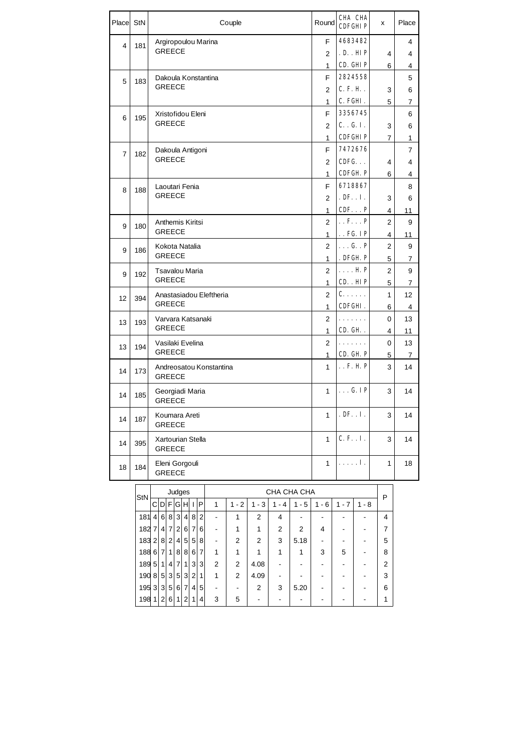| Place | StN | Couple | Round | CHA CHA CDFGHIP | x | Place |
|---|---|---|---|---|---|---|
| 4 | 181 | Argiropoulou Marina GREECE | F | 4683482 | | 4 |
| | | | 2 | .D..HIP | 4 | 4 |
| | | | 1 | CD.GHIP | 6 | 4 |
| 5 | 183 | Dakoula Konstantina GREECE | F | 2824558 | | 5 |
| | | | 2 | C.F.H.. | 3 | 6 |
| | | | 1 | C.FGHI. | 5 | 7 |
| 6 | 195 | Xristofidou Eleni GREECE | F | 3356745 | | 6 |
| | | | 2 | C..G.I. | 3 | 6 |
| | | | 1 | CDFGHIP | 7 | 1 |
| 7 | 182 | Dakoula Antigoni GREECE | F | 7472676 | | 7 |
| | | | 2 | CDFG... | 4 | 4 |
| | | | 1 | CDFGH.P | 6 | 4 |
| 8 | 188 | Laoutari Fenia GREECE | F | 6718867 | | 8 |
| | | | 2 | .DF..I. | 3 | 6 |
| | | | 1 | CDF...P | 4 | 11 |
| 9 | 180 | Anthemis Kiritsi GREECE | 2 | ..F...P | 2 | 9 |
| | | | 1 | ..FG.IP | 4 | 11 |
| 9 | 186 | Kokota Natalia GREECE | 2 | ...G..P | 2 | 9 |
| | | | 1 | .DFGH.P | 5 | 7 |
| 9 | 192 | Tsavalou Maria GREECE | 2 | ....H.P | 2 | 9 |
| | | | 1 | CD..HIP | 5 | 7 |
| 12 | 394 | Anastasiadou Eleftheria GREECE | 2 | C...... | 1 | 12 |
| | | | 1 | CDFGHI. | 6 | 4 |
| 13 | 193 | Varvara Katsanaki GREECE | 2 | ....... | 0 | 13 |
| | | | 1 | CD.GH.. | 4 | 11 |
| 13 | 194 | Vasilaki Evelina GREECE | 2 | ....... | 0 | 13 |
| | | | 1 | CD.GH.P | 5 | 7 |
| 14 | 173 | Andreosatou Konstantina GREECE | 1 | ..F.H.P | 3 | 14 |
| 14 | 185 | Georgiadi Maria GREECE | 1 | ...G.IP | 3 | 14 |
| 14 | 187 | Koumara Areti GREECE | 1 | .DF..I. | 3 | 14 |
| 14 | 395 | Xartourian Stella GREECE | 1 | C.F..I. | 3 | 14 |
| 18 | 184 | Eleni Gorgouli GREECE | 1 | .....I. | 1 | 18 |

| StN | Judges | | | | | | | CHA CHA CHA | | | | | | | | P |
|---|---|---|---|---|---|---|---|---|---|---|---|---|---|---|---|---|
| | C | D | F | G | H | I | P | 1 | 1 - 2 | 1 - 3 | 1 - 4 | 1 - 5 | 1 - 6 | 1 - 7 | 1 - 8 | |
| 181 | 4 | 6 | 8 | 3 | 4 | 8 | 2 | - | 1 | 2 | 4 | - | - | - | - | 4 |
| 182 | 7 | 4 | 7 | 2 | 6 | 7 | 6 | - | 1 | 1 | 2 | 2 | 4 | - | - | 7 |
| 183 | 2 | 8 | 2 | 4 | 5 | 5 | 8 | - | 2 | 2 | 3 | 5.18 | - | - | - | 5 |
| 188 | 6 | 7 | 1 | 8 | 8 | 6 | 7 | 1 | 1 | 1 | 1 | 1 | 3 | 5 | - | 8 |
| 189 | 5 | 1 | 4 | 7 | 1 | 3 | 3 | 2 | 2 | 4.08 | - | - | - | - | - | 2 |
| 190 | 8 | 5 | 3 | 5 | 3 | 2 | 1 | 1 | 2 | 4.09 | - | - | - | - | - | 3 |
| 195 | 3 | 3 | 5 | 6 | 7 | 4 | 5 | - | - | 2 | 3 | 5.20 | - | - | - | 6 |
| 198 | 1 | 2 | 6 | 1 | 2 | 1 | 4 | 3 | 5 | - | - | - | - | - | - | 1 |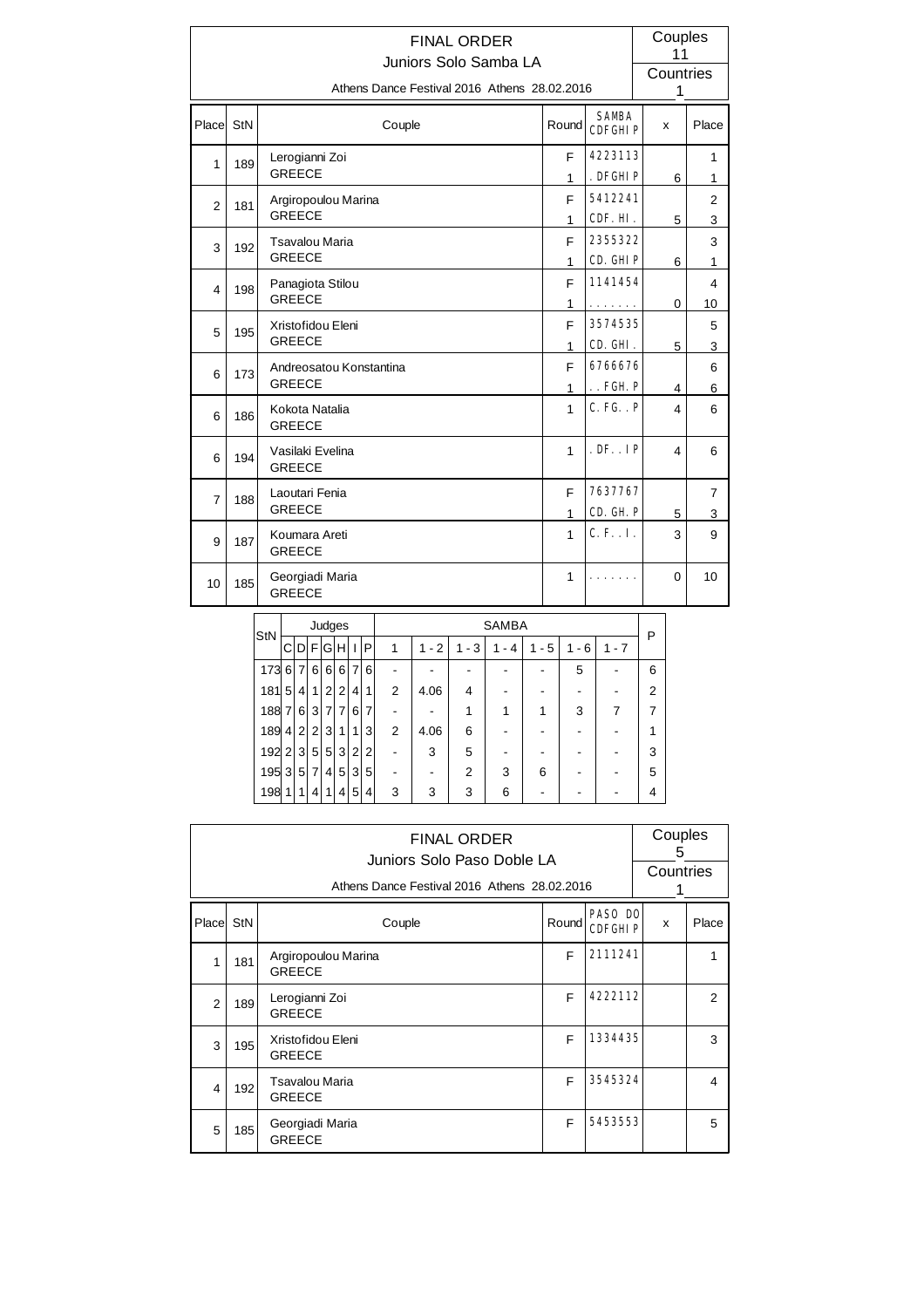# FINAL ORDER

## Juniors Solo Samba LA

Athens Dance Festival 2016 Athens 28.02.2016

Couples: 11
Countries: 1

| Place | StN | Couple | Round | SAMBA CDFGHIP | x | Place |
|---|---|---|---|---|---|---|
| 1 | 189 | Lerogianni Zoi, GREECE | F | 4223113 | | 1 |
| | | | 1 | . DFGHIP | 6 | 1 |
| 2 | 181 | Argiropoulou Marina, GREECE | F | 5412241 | | 2 |
| | | | 1 | CDF. HI. | 5 | 3 |
| 3 | 192 | Tsavalou Maria, GREECE | F | 2355322 | | 3 |
| | | | 1 | CD. GHIP | 6 | 1 |
| 4 | 198 | Panagiota Stilou, GREECE | F | 1141454 | | 4 |
| | | | 1 | . . . . . . . | 0 | 10 |
| 5 | 195 | Xristofidou Eleni, GREECE | F | 3574535 | | 5 |
| | | | 1 | CD. GHI. | 5 | 3 |
| 6 | 173 | Andreosatou Konstantina, GREECE | F | 6766676 | | 6 |
| | | | 1 | . . FGH. P | 4 | 6 |
| 6 | 186 | Kokota Natalia, GREECE | 1 | C. FG. . P | 4 | 6 |
| 6 | 194 | Vasilaki Evelina, GREECE | 1 | . DF. . IP | 4 | 6 |
| 7 | 188 | Laoutari Fenia, GREECE | F | 7637767 | | 7 |
| | | | 1 | CD. GH. P | 5 | 3 |
| 9 | 187 | Koumara Areti, GREECE | 1 | C. F. . I. | 3 | 9 |
| 10 | 185 | Georgiadi Maria, GREECE | 1 | . . . . . . . | 0 | 10 |

| StN | C | D | F | G | H | I | P | 1 | 1 - 2 | 1 - 3 | 1 - 4 | 1 - 5 | 1 - 6 | 1 - 7 | P |
|---|---|---|---|---|---|---|---|---|---|---|---|---|---|---|---|
| 173 | 6 | 7 | 6 | 6 | 6 | 7 | 6 | - | - | - | - | - | 5 | - | 6 |
| 181 | 5 | 4 | 1 | 2 | 2 | 4 | 1 | 2 | 4.06 | 4 | - | - | - | - | 2 |
| 188 | 7 | 6 | 3 | 7 | 7 | 6 | 7 | - | - | 1 | 1 | 1 | 3 | 7 | 7 |
| 189 | 4 | 2 | 2 | 3 | 1 | 1 | 3 | 2 | 4.06 | 6 | - | - | - | - | 1 |
| 192 | 2 | 3 | 5 | 5 | 3 | 2 | 2 | - | 3 | 5 | - | - | - | - | 3 |
| 195 | 3 | 5 | 7 | 4 | 5 | 3 | 5 | - | - | 2 | 3 | 6 | - | - | 5 |
| 198 | 1 | 1 | 4 | 1 | 4 | 5 | 4 | 3 | 3 | 3 | 6 | - | - | - | 4 |

# FINAL ORDER

## Juniors Solo Paso Doble LA

Athens Dance Festival 2016 Athens 28.02.2016

Couples: 5
Countries: 1

| Place | StN | Couple | Round | PASO DO CDFGHIP | x | Place |
|---|---|---|---|---|---|---|
| 1 | 181 | Argiropoulou Marina, GREECE | F | 2111241 | | 1 |
| 2 | 189 | Lerogianni Zoi, GREECE | F | 4222112 | | 2 |
| 3 | 195 | Xristofidou Eleni, GREECE | F | 1334435 | | 3 |
| 4 | 192 | Tsavalou Maria, GREECE | F | 3545324 | | 4 |
| 5 | 185 | Georgiadi Maria, GREECE | F | 5453553 | | 5 |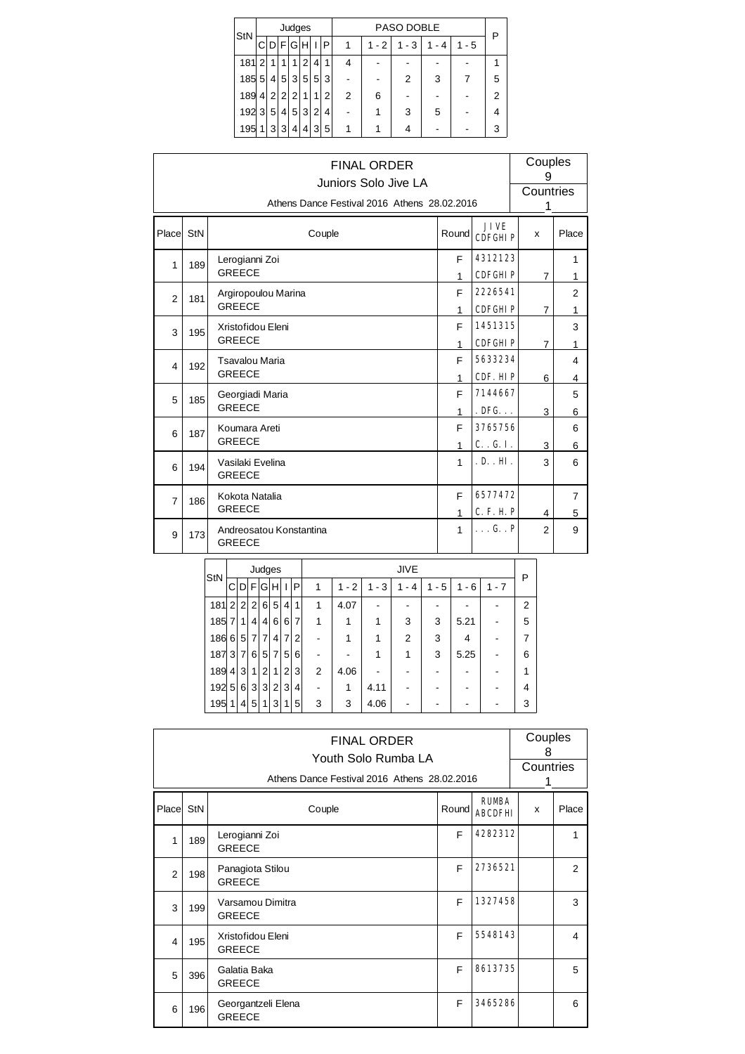| StN | Judges | | | | | | | PASO DOBLE | | | | | P |
|---|---|---|---|---|---|---|---|---|---|---|---|---|---|
| | C | D | F | G | H | I | P | 1 | 1 - 2 | 1 - 3 | 1 - 4 | 1 - 5 | |
| 181 | 2 | 1 | 1 | 1 | 2 | 4 | 1 | 4 | - | - | - | - | 1 |
| 185 | 5 | 4 | 5 | 3 | 5 | 5 | 3 | - | - | 2 | 3 | 7 | 5 |
| 189 | 4 | 2 | 2 | 2 | 1 | 1 | 2 | 2 | 6 | - | - | - | 2 |
| 192 | 3 | 5 | 4 | 5 | 3 | 2 | 4 | - | 1 | 3 | 5 | - | 4 |
| 195 | 1 | 3 | 3 | 4 | 4 | 3 | 5 | 1 | 1 | 4 | - | - | 3 |

# FINAL ORDER

## Juniors Solo Jive LA

Athens Dance Festival 2016 Athens 28.02.2016

Couples: 9
Countries: 1

| Place | StN | Couple | Round | JIVE CDFGHIP | x | Place |
|---|---|---|---|---|---|---|
| 1 | 189 | Lerogianni Zoi, GREECE | F | 4312123 | | 1 |
| | | | 1 | CDFGHIP | 7 | 1 |
| 2 | 181 | Argiropoulou Marina, GREECE | F | 2226541 | | 2 |
| | | | 1 | CDFGHIP | 7 | 1 |
| 3 | 195 | Xristofidou Eleni, GREECE | F | 1451315 | | 3 |
| | | | 1 | CDFGHIP | 7 | 1 |
| 4 | 192 | Tsavalou Maria, GREECE | F | 5633234 | | 4 |
| | | | 1 | CDF.HIP | 6 | 4 |
| 5 | 185 | Georgiadi Maria, GREECE | F | 7144667 | | 5 |
| | | | 1 | .DFG... | 3 | 6 |
| 6 | 187 | Koumara Areti, GREECE | F | 3765756 | | 6 |
| | | | 1 | C..G.I. | 3 | 6 |
| 6 | 194 | Vasilaki Evelina, GREECE | 1 | .D..HI. | 3 | 6 |
| 7 | 186 | Kokota Natalia, GREECE | F | 6577472 | | 7 |
| | | | 1 | C.F.H.P | 4 | 5 |
| 9 | 173 | Andreosatou Konstantina, GREECE | 1 | ...G..P | 2 | 9 |

| StN | Judges | | | | | | | JIVE | | | | | | | P |
|---|---|---|---|---|---|---|---|---|---|---|---|---|---|---|---|
| | C | D | F | G | H | I | P | 1 | 1 - 2 | 1 - 3 | 1 - 4 | 1 - 5 | 1 - 6 | 1 - 7 | |
| 181 | 2 | 2 | 2 | 6 | 5 | 4 | 1 | 1 | 4.07 | - | - | - | - | - | 2 |
| 185 | 7 | 1 | 4 | 4 | 6 | 6 | 7 | 1 | 1 | 1 | 3 | 3 | 5.21 | - | 5 |
| 186 | 6 | 5 | 7 | 7 | 4 | 7 | 2 | - | 1 | 1 | 2 | 3 | 4 | - | 7 |
| 187 | 3 | 7 | 6 | 5 | 7 | 5 | 6 | - | - | 1 | 1 | 3 | 5.25 | - | 6 |
| 189 | 4 | 3 | 1 | 2 | 1 | 2 | 3 | 2 | 4.06 | - | - | - | - | - | 1 |
| 192 | 5 | 6 | 3 | 3 | 2 | 3 | 4 | - | 1 | 4.11 | - | - | - | - | 4 |
| 195 | 1 | 4 | 5 | 1 | 3 | 1 | 5 | 3 | 3 | 4.06 | - | - | - | - | 3 |

# FINAL ORDER

## Youth Solo Rumba LA

Athens Dance Festival 2016 Athens 28.02.2016

Couples: 8
Countries: 1

| Place | StN | Couple | Round | RUMBA ABCDFHI | x | Place |
|---|---|---|---|---|---|---|
| 1 | 189 | Lerogianni Zoi, GREECE | F | 4282312 | | 1 |
| 2 | 198 | Panagiota Stilou, GREECE | F | 2736521 | | 2 |
| 3 | 199 | Varsamou Dimitra, GREECE | F | 1327458 | | 3 |
| 4 | 195 | Xristofidou Eleni, GREECE | F | 5548143 | | 4 |
| 5 | 396 | Galatia Baka, GREECE | F | 8613735 | | 5 |
| 6 | 196 | Georgantzeli Elena, GREECE | F | 3465286 | | 6 |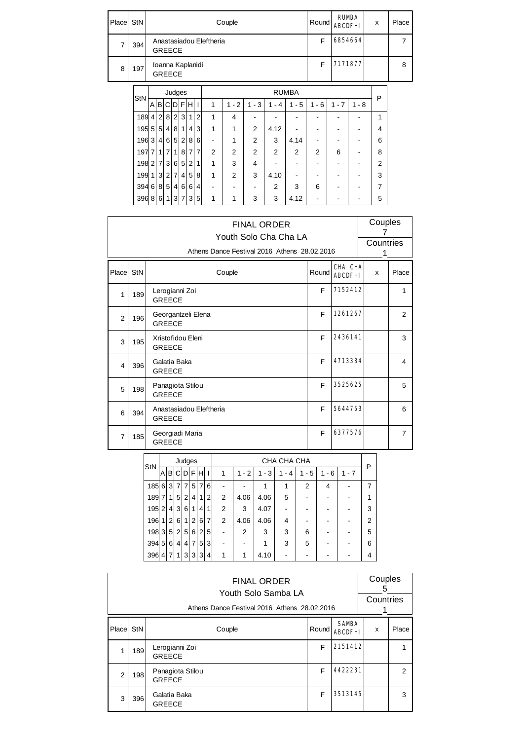| Place | StN | Couple | Round | RUMBA ABCDFHI | x | Place |
|---|---|---|---|---|---|---|
| 7 | 394 | Anastasiadou Eleftheria GREECE | F | 6854664 | | 7 |
| 8 | 197 | Ioanna Kaplanidi GREECE | F | 7171877 | | 8 |

| StN | Judges | | | | | | | RUMBA | | | | | | | | P |
|---|---|---|---|---|---|---|---|---|---|---|---|---|---|---|---|---|
| | A | B | C | D | F | H | I | 1 | 1 - 2 | 1 - 3 | 1 - 4 | 1 - 5 | 1 - 6 | 1 - 7 | 1 - 8 | |
| 189 | 4 | 2 | 8 | 2 | 3 | 1 | 2 | 1 | 4 | - | - | - | - | - | - | 1 |
| 195 | 5 | 5 | 4 | 8 | 1 | 4 | 3 | 1 | 1 | 2 | 4.12 | - | - | - | - | 4 |
| 196 | 3 | 4 | 6 | 5 | 2 | 8 | 6 | - | 1 | 2 | 3 | 4.14 | - | - | - | 6 |
| 197 | 7 | 1 | 7 | 1 | 8 | 7 | 7 | 2 | 2 | 2 | 2 | 2 | 2 | 6 | - | 8 |
| 198 | 2 | 7 | 3 | 6 | 5 | 2 | 1 | 1 | 3 | 4 | - | - | - | - | - | 2 |
| 199 | 1 | 3 | 2 | 7 | 4 | 5 | 8 | 1 | 2 | 3 | 4.10 | - | - | - | - | 3 |
| 394 | 6 | 8 | 5 | 4 | 6 | 6 | 4 | - | - | - | 2 | 3 | 6 | - | - | 7 |
| 396 | 8 | 6 | 1 | 3 | 7 | 3 | 5 | 1 | 1 | 3 | 3 | 4.12 | - | - | - | 5 |

# FINAL ORDER

## Youth Solo Cha Cha LA

Athens Dance Festival 2016 Athens 28.02.2016

Couples 7

Countries 1

| Place | StN | Couple | Round | CHA CHA ABCDFHI | x | Place |
|---|---|---|---|---|---|---|
| 1 | 189 | Lerogianni Zoi GREECE | F | 7152412 | | 1 |
| 2 | 196 | Georgantzeli Elena GREECE | F | 1261267 | | 2 |
| 3 | 195 | Xristofidou Eleni GREECE | F | 2436141 | | 3 |
| 4 | 396 | Galatia Baka GREECE | F | 4713334 | | 4 |
| 5 | 198 | Panagiota Stilou GREECE | F | 3525625 | | 5 |
| 6 | 394 | Anastasiadou Eleftheria GREECE | F | 5644753 | | 6 |
| 7 | 185 | Georgiadi Maria GREECE | F | 6377576 | | 7 |

| StN | Judges | | | | | | | CHA CHA CHA | | | | | | | P |
|---|---|---|---|---|---|---|---|---|---|---|---|---|---|---|---|
| | A | B | C | D | F | H | I | 1 | 1 - 2 | 1 - 3 | 1 - 4 | 1 - 5 | 1 - 6 | 1 - 7 | |
| 185 | 6 | 3 | 7 | 7 | 5 | 7 | 6 | - | - | 1 | 1 | 2 | 4 | - | 7 |
| 189 | 7 | 1 | 5 | 2 | 4 | 1 | 2 | 2 | 4.06 | 4.06 | 5 | - | - | - | 1 |
| 195 | 2 | 4 | 3 | 6 | 1 | 4 | 1 | 2 | 3 | 4.07 | - | - | - | - | 3 |
| 196 | 1 | 2 | 6 | 1 | 2 | 6 | 7 | 2 | 4.06 | 4.06 | 4 | - | - | - | 2 |
| 198 | 3 | 5 | 2 | 5 | 6 | 2 | 5 | - | 2 | 3 | 3 | 6 | - | - | 5 |
| 394 | 5 | 6 | 4 | 4 | 7 | 5 | 3 | - | - | 1 | 3 | 5 | - | - | 6 |
| 396 | 4 | 7 | 1 | 3 | 3 | 3 | 4 | 1 | 1 | 4.10 | - | - | - | - | 4 |

# FINAL ORDER

## Youth Solo Samba LA

Athens Dance Festival 2016 Athens 28.02.2016

Couples 5

Countries 1

| Place | StN | Couple | Round | SAMBA ABCDFHI | x | Place |
|---|---|---|---|---|---|---|
| 1 | 189 | Lerogianni Zoi GREECE | F | 2151412 | | 1 |
| 2 | 198 | Panagiota Stilou GREECE | F | 4422231 | | 2 |
| 3 | 396 | Galatia Baka GREECE | F | 3513145 | | 3 |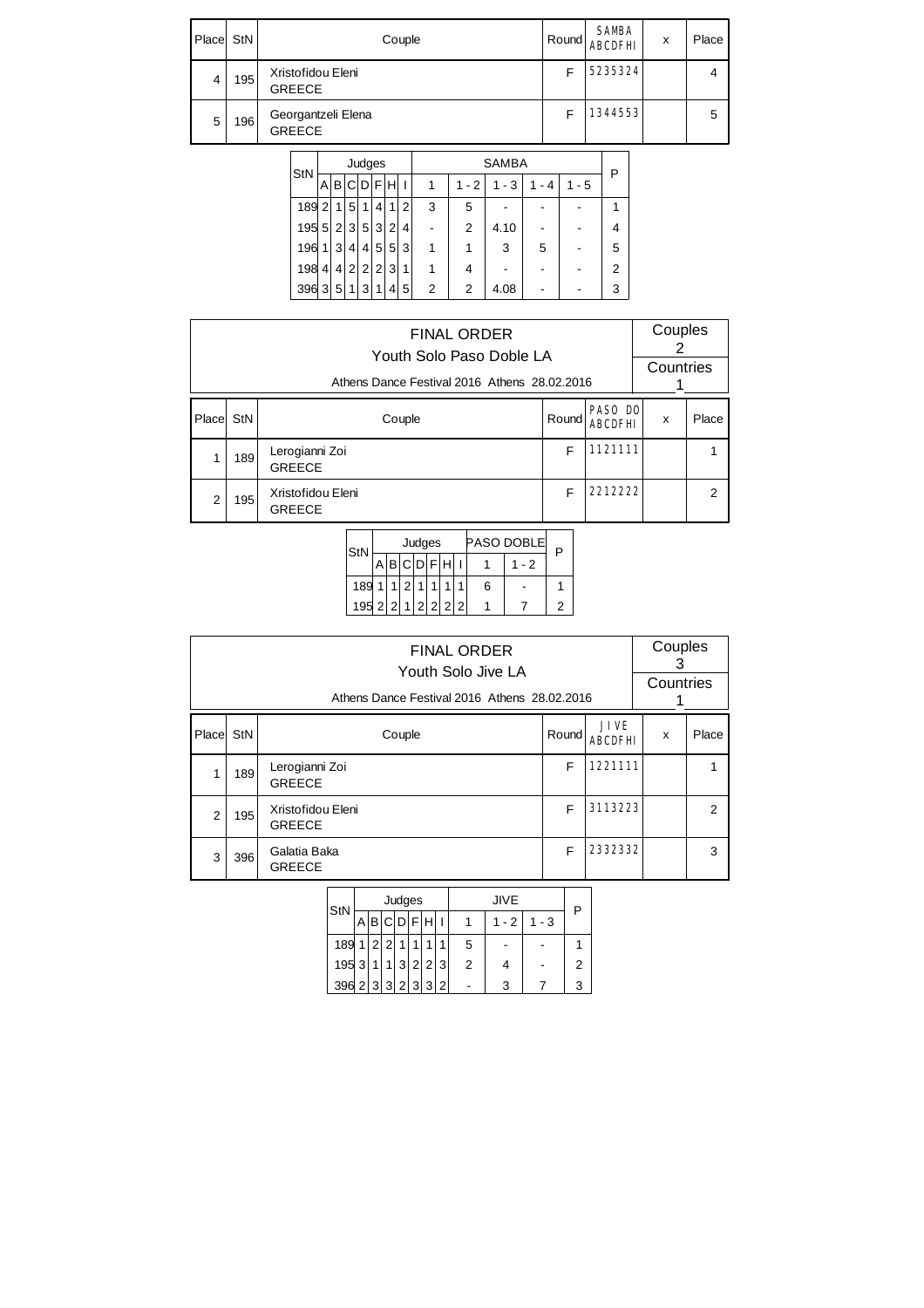| Place | StN | Couple | Round | SAMBA ABCDFHI | x | Place |
|---|---|---|---|---|---|---|
| 4 | 195 | Xristofidou Eleni GREECE | F | 5235324 | | 4 |
| 5 | 196 | Georgantzeli Elena GREECE | F | 1344553 | | 5 |

| StN | Judges | | | | | | | SAMBA | | | | | P |
|---|---|---|---|---|---|---|---|---|---|---|---|---|---|
| | A | B | C | D | F | H | I | 1 | 1 - 2 | 1 - 3 | 1 - 4 | 1 - 5 | |
| 189 | 2 | 1 | 5 | 1 | 4 | 1 | 2 | 3 | 5 | - | - | - | 1 |
| 195 | 5 | 2 | 3 | 5 | 3 | 2 | 4 | - | 2 | 4.10 | - | - | 4 |
| 196 | 1 | 3 | 4 | 4 | 5 | 5 | 3 | 1 | 1 | 3 | 5 | - | 5 |
| 198 | 4 | 4 | 2 | 2 | 2 | 3 | 1 | 1 | 4 | - | - | - | 2 |
| 396 | 3 | 5 | 1 | 3 | 1 | 4 | 5 | 2 | 2 | 4.08 | - | - | 3 |

# FINAL ORDER

## Youth Solo Paso Doble LA

Athens Dance Festival 2016 Athens 28.02.2016

Couples 2

Countries 1

| Place | StN | Couple | Round | PASO DO ABCDFHI | x | Place |
|---|---|---|---|---|---|---|
| 1 | 189 | Lerogianni Zoi GREECE | F | 1121111 | | 1 |
| 2 | 195 | Xristofidou Eleni GREECE | F | 2212222 | | 2 |

| StN | Judges | | | | | | | PASO DOBLE | | P |
|---|---|---|---|---|---|---|---|---|---|---|
| | A | B | C | D | F | H | I | 1 | 1 - 2 | |
| 189 | 1 | 1 | 2 | 1 | 1 | 1 | 1 | 6 | - | 1 |
| 195 | 2 | 2 | 1 | 2 | 2 | 2 | 2 | 1 | 7 | 2 |

# FINAL ORDER

## Youth Solo Jive LA

Athens Dance Festival 2016 Athens 28.02.2016

Couples 3

Countries 1

| Place | StN | Couple | Round | JIVE ABCDFHI | x | Place |
|---|---|---|---|---|---|---|
| 1 | 189 | Lerogianni Zoi GREECE | F | 1221111 | | 1 |
| 2 | 195 | Xristofidou Eleni GREECE | F | 3113223 | | 2 |
| 3 | 396 | Galatia Baka GREECE | F | 2332332 | | 3 |

| StN | Judges | | | | | | | JIVE | | | P |
|---|---|---|---|---|---|---|---|---|---|---|---|
| | A | B | C | D | F | H | I | 1 | 1 - 2 | 1 - 3 | |
| 189 | 1 | 2 | 2 | 1 | 1 | 1 | 1 | 5 | - | - | 1 |
| 195 | 3 | 1 | 1 | 3 | 2 | 2 | 3 | 2 | 4 | - | 2 |
| 396 | 2 | 3 | 3 | 2 | 3 | 3 | 2 | - | 3 | 7 | 3 |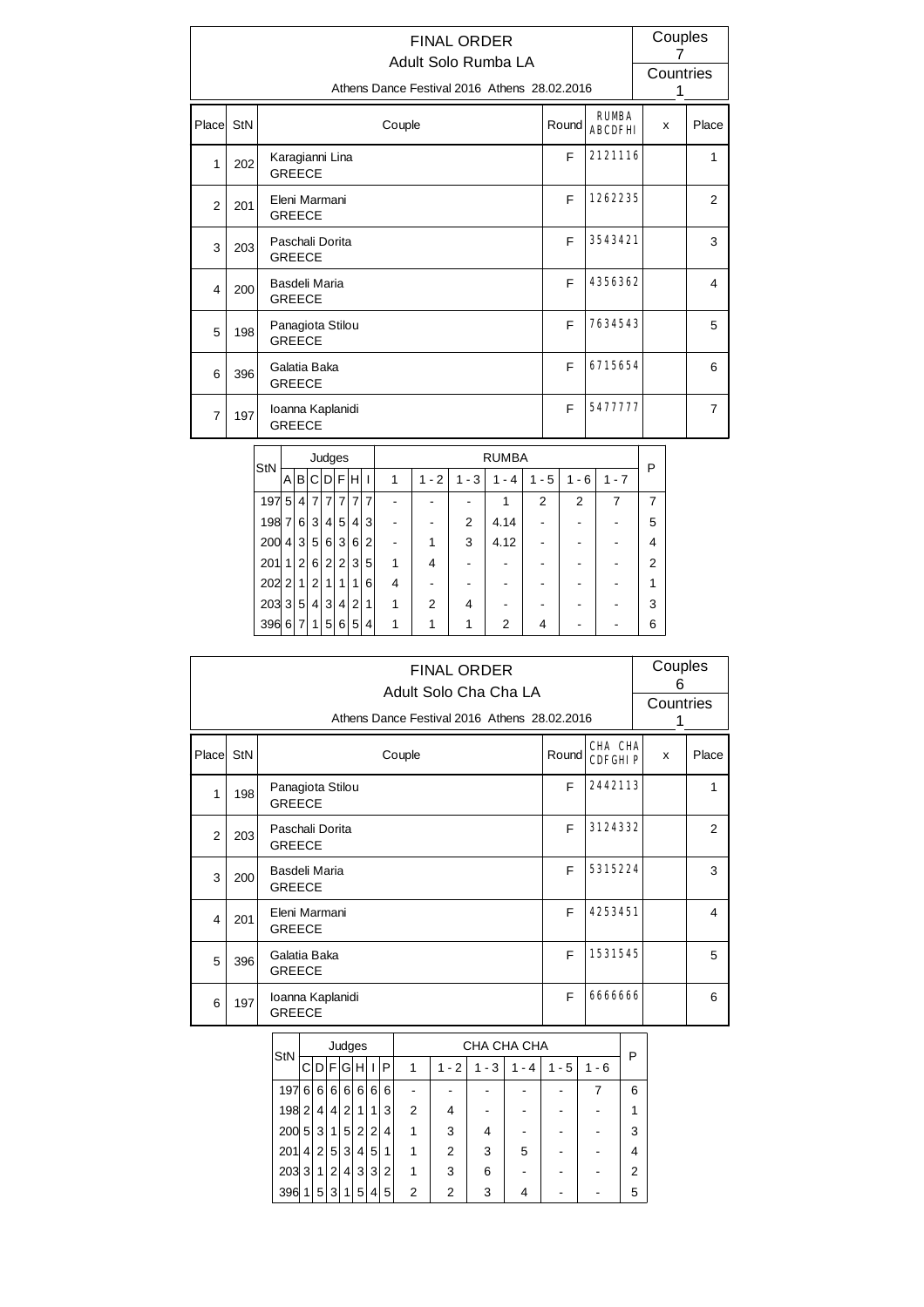# FINAL ORDER

## Adult Solo Rumba LA

Athens Dance Festival 2016 Athens 28.02.2016

Couples 7

Countries 1

| Place | StN | Couple | Round | RUMBA ABCDFHI | x | Place |
|---|---|---|---|---|---|---|
| 1 | 202 | Karagianni Lina GREECE | F | 2121116 | | 1 |
| 2 | 201 | Eleni Marmani GREECE | F | 1262235 | | 2 |
| 3 | 203 | Paschali Dorita GREECE | F | 3543421 | | 3 |
| 4 | 200 | Basdeli Maria GREECE | F | 4356362 | | 4 |
| 5 | 198 | Panagiota Stilou GREECE | F | 7634543 | | 5 |
| 6 | 396 | Galatia Baka GREECE | F | 6715654 | | 6 |
| 7 | 197 | Ioanna Kaplanidi GREECE | F | 5477777 | | 7 |

| StN | Judges | | | | | | | RUMBA | | | | | | | P |
|---|---|---|---|---|---|---|---|---|---|---|---|---|---|---|---|
| | A | B | C | D | F | H | I | 1 | 1 - 2 | 1 - 3 | 1 - 4 | 1 - 5 | 1 - 6 | 1 - 7 | |
| 197 | 5 | 4 | 7 | 7 | 7 | 7 | 7 | - | - | - | 1 | 2 | 2 | 7 | 7 |
| 198 | 7 | 6 | 3 | 4 | 5 | 4 | 3 | - | - | 2 | 4.14 | - | - | - | 5 |
| 200 | 4 | 3 | 5 | 6 | 3 | 6 | 2 | - | 1 | 3 | 4.12 | - | - | - | 4 |
| 201 | 1 | 2 | 6 | 2 | 2 | 3 | 5 | 1 | 4 | - | - | - | - | - | 2 |
| 202 | 2 | 1 | 2 | 1 | 1 | 1 | 6 | 4 | - | - | - | - | - | - | 1 |
| 203 | 3 | 5 | 4 | 3 | 4 | 2 | 1 | 1 | 2 | 4 | - | - | - | - | 3 |
| 396 | 6 | 7 | 1 | 5 | 6 | 5 | 4 | 1 | 1 | 1 | 2 | 4 | - | - | 6 |

# FINAL ORDER

## Adult Solo Cha Cha LA

Athens Dance Festival 2016 Athens 28.02.2016

Couples 6

Countries 1

| Place | StN | Couple | Round | CHA CHA CDFGHIP | x | Place |
|---|---|---|---|---|---|---|
| 1 | 198 | Panagiota Stilou GREECE | F | 2442113 | | 1 |
| 2 | 203 | Paschali Dorita GREECE | F | 3124332 | | 2 |
| 3 | 200 | Basdeli Maria GREECE | F | 5315224 | | 3 |
| 4 | 201 | Eleni Marmani GREECE | F | 4253451 | | 4 |
| 5 | 396 | Galatia Baka GREECE | F | 1531545 | | 5 |
| 6 | 197 | Ioanna Kaplanidi GREECE | F | 6666666 | | 6 |

| StN | Judges | | | | | | | CHA CHA CHA | | | | | | P |
|---|---|---|---|---|---|---|---|---|---|---|---|---|---|---|
| | C | D | F | G | H | I | P | 1 | 1 - 2 | 1 - 3 | 1 - 4 | 1 - 5 | 1 - 6 | |
| 197 | 6 | 6 | 6 | 6 | 6 | 6 | 6 | - | - | - | - | - | 7 | 6 |
| 198 | 2 | 4 | 4 | 2 | 1 | 1 | 3 | 2 | 4 | - | - | - | - | 1 |
| 200 | 5 | 3 | 1 | 5 | 2 | 2 | 4 | 1 | 3 | 4 | - | - | - | 3 |
| 201 | 4 | 2 | 5 | 3 | 4 | 5 | 1 | 1 | 2 | 3 | 5 | - | - | 4 |
| 203 | 3 | 1 | 2 | 4 | 3 | 3 | 2 | 1 | 3 | 6 | - | - | - | 2 |
| 396 | 1 | 5 | 3 | 1 | 5 | 4 | 5 | 2 | 2 | 3 | 4 | - | - | 5 |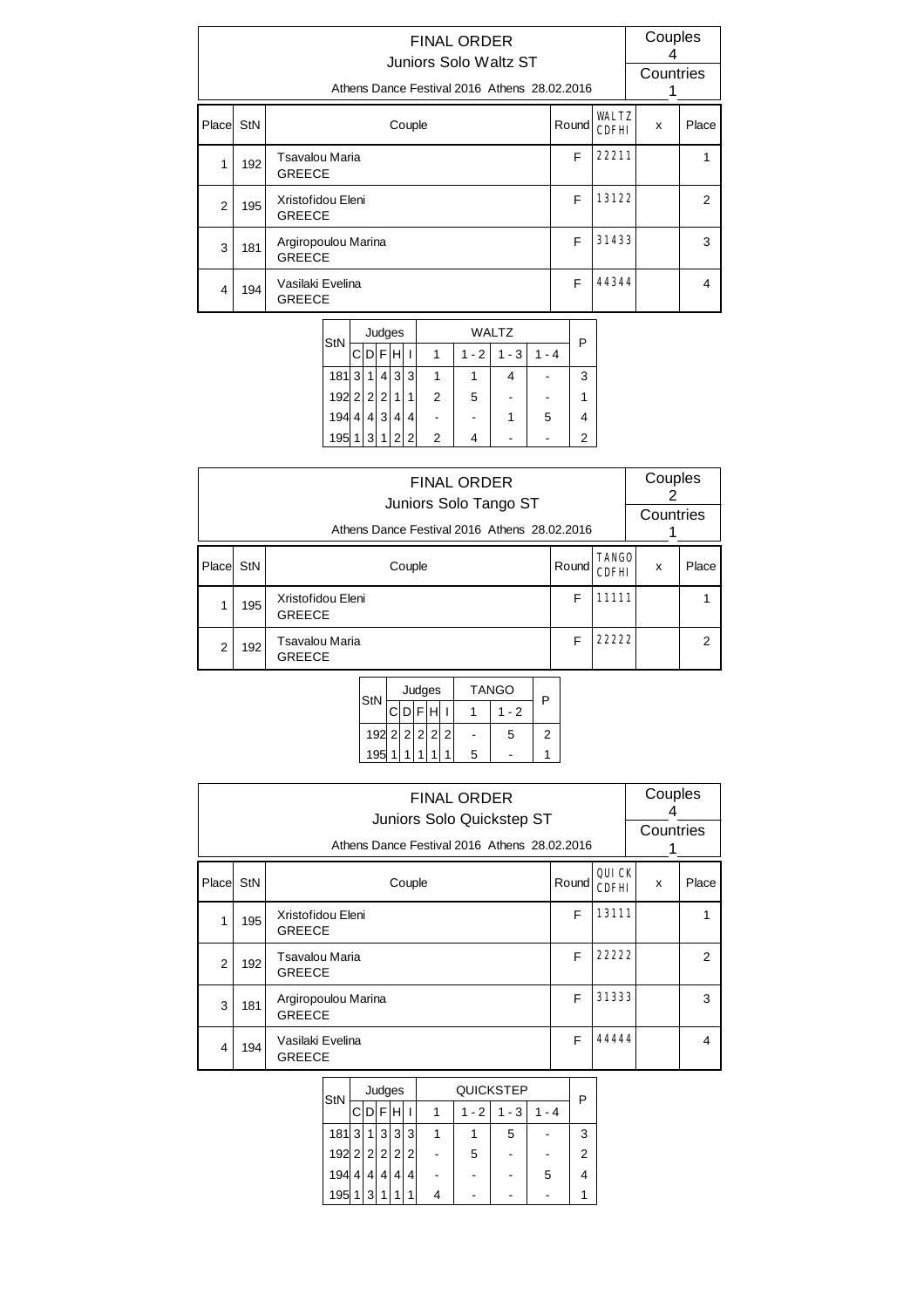# FINAL ORDER

## Juniors Solo Waltz ST

Athens Dance Festival 2016 Athens 28.02.2016

Couples 4

Countries 1

| Place | StN | Couple | Round | WALTZ CDFHI | x | Place |
|---|---|---|---|---|---|---|
| 1 | 192 | Tsavalou Maria GREECE | F | 22211 | | 1 |
| 2 | 195 | Xristofidou Eleni GREECE | F | 13122 | | 2 |
| 3 | 181 | Argiropoulou Marina GREECE | F | 31433 | | 3 |
| 4 | 194 | Vasilaki Evelina GREECE | F | 44344 | | 4 |

| StN | Judges | | | | | WALTZ | | | | P |
|---|---|---|---|---|---|---|---|---|---|---|
| | C | D | F | H | I | 1 | 1 - 2 | 1 - 3 | 1 - 4 | |
| 181 | 3 | 1 | 4 | 3 | 3 | 1 | 1 | 4 | - | 3 |
| 192 | 2 | 2 | 2 | 1 | 1 | 2 | 5 | - | - | 1 |
| 194 | 4 | 4 | 3 | 4 | 4 | - | - | 1 | 5 | 4 |
| 195 | 1 | 3 | 1 | 2 | 2 | 2 | 4 | - | - | 2 |

# FINAL ORDER

## Juniors Solo Tango ST

Athens Dance Festival 2016 Athens 28.02.2016

Couples 2

Countries 1

| Place | StN | Couple | Round | TANGO CDFHI | x | Place |
|---|---|---|---|---|---|---|
| 1 | 195 | Xristofidou Eleni GREECE | F | 11111 | | 1 |
| 2 | 192 | Tsavalou Maria GREECE | F | 22222 | | 2 |

| StN | Judges | | | | | TANGO | | P |
|---|---|---|---|---|---|---|---|---|
| | C | D | F | H | I | 1 | 1 - 2 | |
| 192 | 2 | 2 | 2 | 2 | 2 | - | 5 | 2 |
| 195 | 1 | 1 | 1 | 1 | 1 | 5 | - | 1 |

# FINAL ORDER

## Juniors Solo Quickstep ST

Athens Dance Festival 2016 Athens 28.02.2016

Couples 4

Countries 1

| Place | StN | Couple | Round | QUICK CDFHI | x | Place |
|---|---|---|---|---|---|---|
| 1 | 195 | Xristofidou Eleni GREECE | F | 13111 | | 1 |
| 2 | 192 | Tsavalou Maria GREECE | F | 22222 | | 2 |
| 3 | 181 | Argiropoulou Marina GREECE | F | 31333 | | 3 |
| 4 | 194 | Vasilaki Evelina GREECE | F | 44444 | | 4 |

| StN | Judges | | | | | QUICKSTEP | | | | P |
|---|---|---|---|---|---|---|---|---|---|---|
| | C | D | F | H | I | 1 | 1 - 2 | 1 - 3 | 1 - 4 | |
| 181 | 3 | 1 | 3 | 3 | 3 | 1 | 1 | 5 | - | 3 |
| 192 | 2 | 2 | 2 | 2 | 2 | - | 5 | - | - | 2 |
| 194 | 4 | 4 | 4 | 4 | 4 | - | - | - | 5 | 4 |
| 195 | 1 | 3 | 1 | 1 | 1 | 4 | - | - | - | 1 |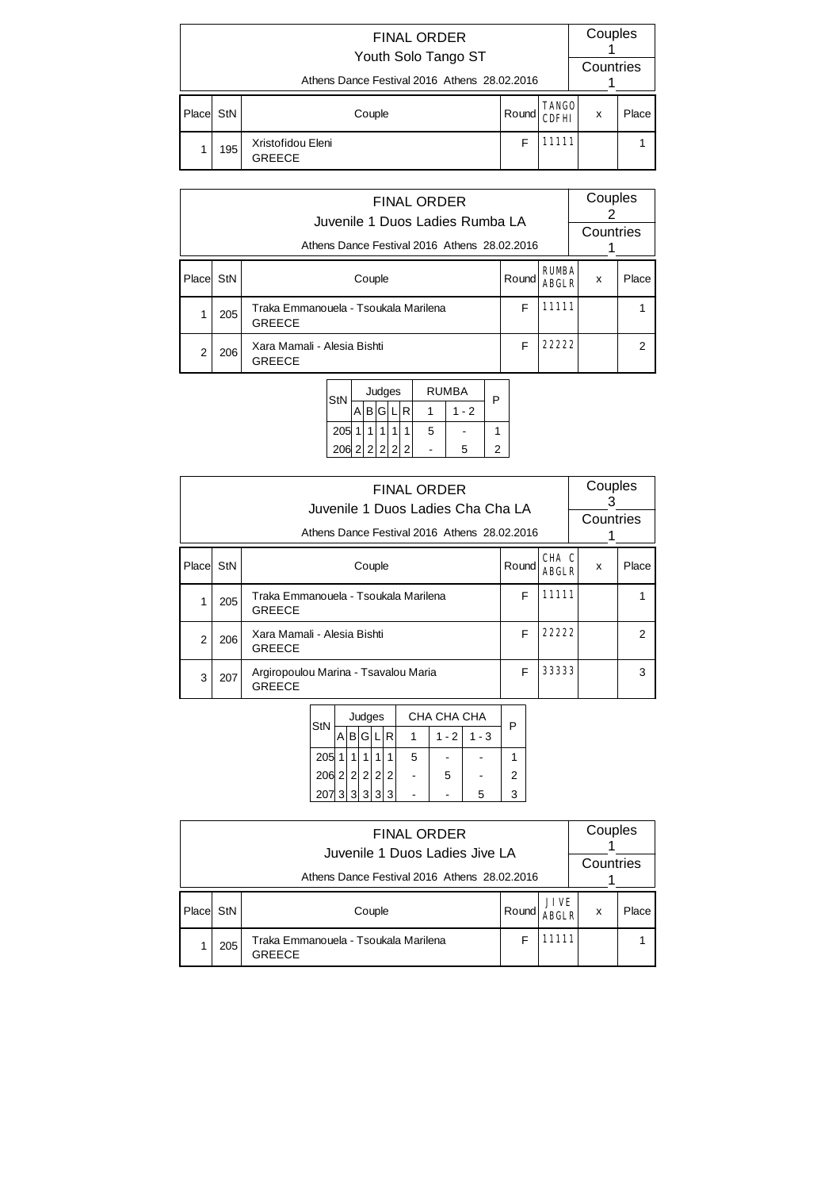## FINAL ORDER
### Youth Solo Tango ST

Athens Dance Festival 2016 Athens 28.02.2016

Couples: 1
Countries: 1

| Place | StN | Couple | Round | TANGO CDFHI | x | Place |
|---|---|---|---|---|---|---|
| 1 | 195 | Xristofidou Eleni<br>GREECE | F | 11111 | | 1 |

## FINAL ORDER
### Juvenile 1 Duos Ladies Rumba LA

Athens Dance Festival 2016 Athens 28.02.2016

Couples: 2
Countries: 1

| Place | StN | Couple | Round | RUMBA ABGLR | x | Place |
|---|---|---|---|---|---|---|
| 1 | 205 | Traka Emmanouela - Tsoukala Marilena<br>GREECE | F | 11111 | | 1 |
| 2 | 206 | Xara Mamali - Alesia Bishti<br>GREECE | F | 22222 | | 2 |

| StN | Judges | | | | | RUMBA | | P |
|---|---|---|---|---|---|---|---|---|
| | A | B | G | L | R | 1 | 1 - 2 | |
| 205 | 1 | 1 | 1 | 1 | 1 | 5 | - | 1 |
| 206 | 2 | 2 | 2 | 2 | 2 | - | 5 | 2 |

## FINAL ORDER
### Juvenile 1 Duos Ladies Cha Cha LA

Athens Dance Festival 2016 Athens 28.02.2016

Couples: 3
Countries: 1

| Place | StN | Couple | Round | CHA C ABGLR | x | Place |
|---|---|---|---|---|---|---|
| 1 | 205 | Traka Emmanouela - Tsoukala Marilena<br>GREECE | F | 11111 | | 1 |
| 2 | 206 | Xara Mamali - Alesia Bishti<br>GREECE | F | 22222 | | 2 |
| 3 | 207 | Argiropoulou Marina - Tsavalou Maria<br>GREECE | F | 33333 | | 3 |

| StN | Judges | | | | | CHA CHA CHA | | | P |
|---|---|---|---|---|---|---|---|---|---|
| | A | B | G | L | R | 1 | 1 - 2 | 1 - 3 | |
| 205 | 1 | 1 | 1 | 1 | 1 | 5 | - | - | 1 |
| 206 | 2 | 2 | 2 | 2 | 2 | - | 5 | - | 2 |
| 207 | 3 | 3 | 3 | 3 | 3 | - | - | 5 | 3 |

## FINAL ORDER
### Juvenile 1 Duos Ladies Jive LA

Athens Dance Festival 2016 Athens 28.02.2016

Couples: 1
Countries: 1

| Place | StN | Couple | Round | JIVE ABGLR | x | Place |
|---|---|---|---|---|---|---|
| 1 | 205 | Traka Emmanouela - Tsoukala Marilena<br>GREECE | F | 11111 | | 1 |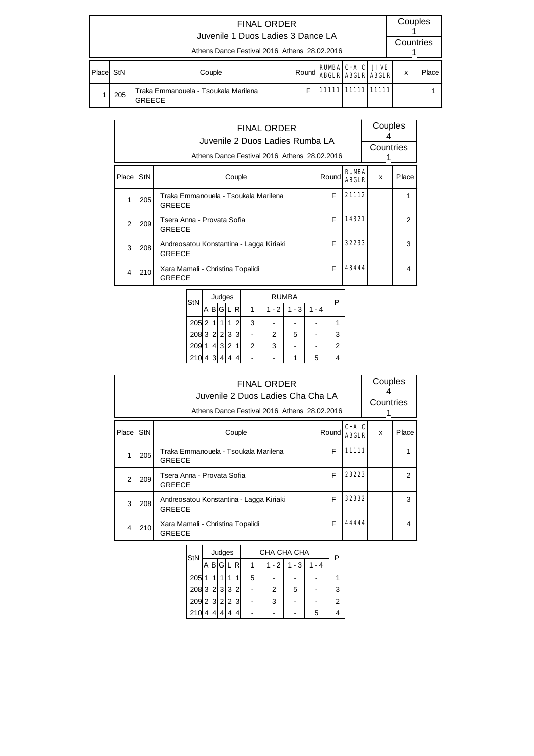## FINAL ORDER

### Juvenile 1 Duos Ladies 3 Dance LA

Athens Dance Festival 2016 Athens 28.02.2016

Couples 1

Countries 1

| Place | StN | Couple | Round | RUMBA ABGLR | CHA C ABGLR | JIVE ABGLR | x | Place |
|---|---|---|---|---|---|---|---|---|
| 1 | 205 | Traka Emmanouela - Tsoukala Marilena GREECE | F | 11111 | 11111 | 11111 | | 1 |

## FINAL ORDER

### Juvenile 2 Duos Ladies Rumba LA

Athens Dance Festival 2016 Athens 28.02.2016

Couples 4

Countries 1

| Place | StN | Couple | Round | RUMBA ABGLR | x | Place |
|---|---|---|---|---|---|---|
| 1 | 205 | Traka Emmanouela - Tsoukala Marilena GREECE | F | 21112 | | 1 |
| 2 | 209 | Tsera Anna - Provata Sofia GREECE | F | 14321 | | 2 |
| 3 | 208 | Andreosatou Konstantina - Lagga Kiriaki GREECE | F | 32233 | | 3 |
| 4 | 210 | Xara Mamali - Christina Topalidi GREECE | F | 43444 | | 4 |

| StN | Judges | | | | | RUMBA | | | | P |
|---|---|---|---|---|---|---|---|---|---|---|
| | A | B | G | L | R | 1 | 1 - 2 | 1 - 3 | 1 - 4 | |
| 205 | 2 | 1 | 1 | 1 | 2 | 3 | - | - | - | 1 |
| 208 | 3 | 2 | 2 | 3 | 3 | - | 2 | 5 | - | 3 |
| 209 | 1 | 4 | 3 | 2 | 1 | 2 | 3 | - | - | 2 |
| 210 | 4 | 3 | 4 | 4 | 4 | - | - | 1 | 5 | 4 |

## FINAL ORDER

### Juvenile 2 Duos Ladies Cha Cha LA

Athens Dance Festival 2016 Athens 28.02.2016

Couples 4

Countries 1

| Place | StN | Couple | Round | CHA C ABGLR | x | Place |
|---|---|---|---|---|---|---|
| 1 | 205 | Traka Emmanouela - Tsoukala Marilena GREECE | F | 11111 | | 1 |
| 2 | 209 | Tsera Anna - Provata Sofia GREECE | F | 23223 | | 2 |
| 3 | 208 | Andreosatou Konstantina - Lagga Kiriaki GREECE | F | 32332 | | 3 |
| 4 | 210 | Xara Mamali - Christina Topalidi GREECE | F | 44444 | | 4 |

| StN | Judges | | | | | CHA CHA CHA | | | | P |
|---|---|---|---|---|---|---|---|---|---|---|
| | A | B | G | L | R | 1 | 1 - 2 | 1 - 3 | 1 - 4 | |
| 205 | 1 | 1 | 1 | 1 | 1 | 5 | - | - | - | 1 |
| 208 | 3 | 2 | 3 | 3 | 2 | - | 2 | 5 | - | 3 |
| 209 | 2 | 3 | 2 | 2 | 3 | - | 3 | - | - | 2 |
| 210 | 4 | 4 | 4 | 4 | 4 | - | - | - | 5 | 4 |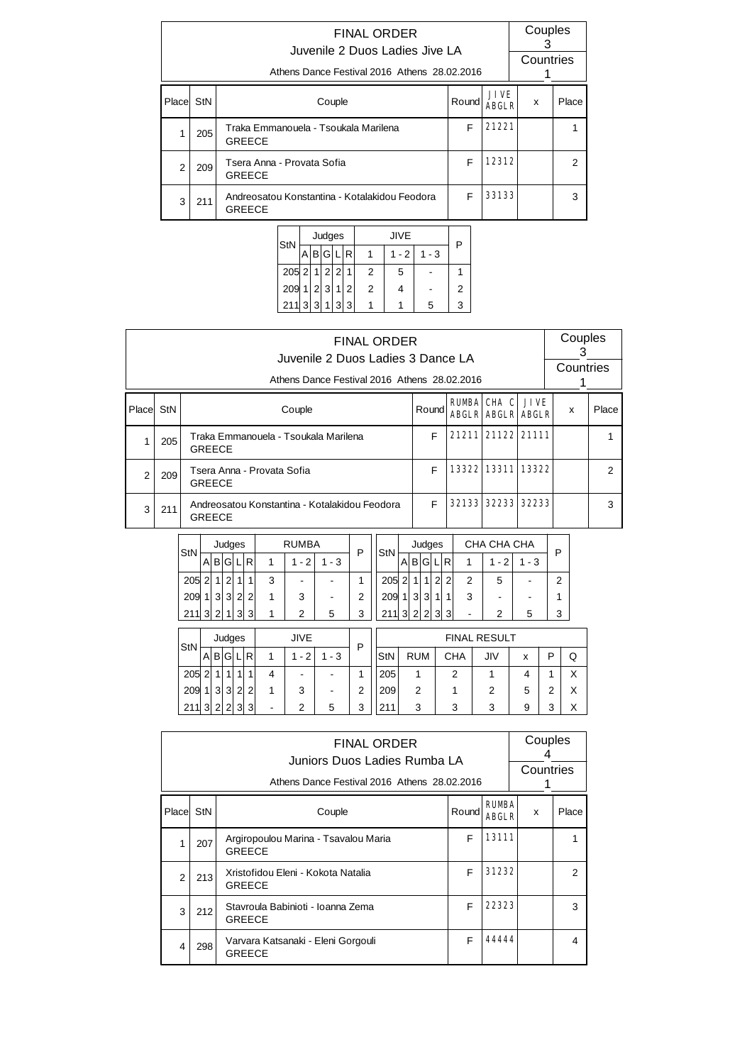## FINAL ORDER

### Juvenile 2 Duos Ladies Jive LA

Athens Dance Festival 2016 Athens 28.02.2016

Couples: 3 — Countries: 1

| Place | StN | Couple | Round | JIVE ABGLR | x | Place |
|---|---|---|---|---|---|---|
| 1 | 205 | Traka Emmanouela - Tsoukala Marilena<br>GREECE | F | 21221 | | 1 |
| 2 | 209 | Tsera Anna - Provata Sofia<br>GREECE | F | 12312 | | 2 |
| 3 | 211 | Andreosatou Konstantina - Kotalakidou Feodora<br>GREECE | F | 33133 | | 3 |

| StN | Judges | | | | | JIVE | | | P |
|---|---|---|---|---|---|---|---|---|---|
| | A | B | G | L | R | 1 | 1 - 2 | 1 - 3 | |
| 205 | 2 | 1 | 2 | 2 | 1 | 2 | 5 | - | 1 |
| 209 | 1 | 2 | 3 | 1 | 2 | 2 | 4 | - | 2 |
| 211 | 3 | 3 | 1 | 3 | 3 | 1 | 1 | 5 | 3 |

## FINAL ORDER

### Juvenile 2 Duos Ladies 3 Dance LA

Athens Dance Festival 2016 Athens 28.02.2016

Couples: 3 — Countries: 1

| Place | StN | Couple | Round | RUMBA ABGLR | CHA C ABGLR | JIVE ABGLR | x | Place |
|---|---|---|---|---|---|---|---|---|
| 1 | 205 | Traka Emmanouela - Tsoukala Marilena<br>GREECE | F | 21211 | 21122 | 21111 | | 1 |
| 2 | 209 | Tsera Anna - Provata Sofia<br>GREECE | F | 13322 | 13311 | 13322 | | 2 |
| 3 | 211 | Andreosatou Konstantina - Kotalakidou Feodora<br>GREECE | F | 32133 | 32233 | 32233 | | 3 |

| StN | Judges | | | | | RUMBA | | | P |
|---|---|---|---|---|---|---|---|---|---|
| | A | B | G | L | R | 1 | 1 - 2 | 1 - 3 | |
| 205 | 2 | 1 | 2 | 1 | 1 | 3 | - | - | 1 |
| 209 | 1 | 3 | 3 | 2 | 2 | 1 | 3 | - | 2 |
| 211 | 3 | 2 | 1 | 3 | 3 | 1 | 2 | 5 | 3 |

| StN | Judges | | | | | CHA CHA CHA | | | P |
|---|---|---|---|---|---|---|---|---|---|
| | A | B | G | L | R | 1 | 1 - 2 | 1 - 3 | |
| 205 | 2 | 1 | 1 | 2 | 2 | 2 | 5 | - | 2 |
| 209 | 1 | 3 | 3 | 1 | 1 | 3 | - | - | 1 |
| 211 | 3 | 2 | 2 | 3 | 3 | - | 2 | 5 | 3 |

| StN | Judges | | | | | JIVE | | | P |
|---|---|---|---|---|---|---|---|---|---|
| | A | B | G | L | R | 1 | 1 - 2 | 1 - 3 | |
| 205 | 2 | 1 | 1 | 1 | 1 | 4 | - | - | 1 |
| 209 | 1 | 3 | 3 | 2 | 2 | 1 | 3 | - | 2 |
| 211 | 3 | 2 | 2 | 3 | 3 | - | 2 | 5 | 3 |

| FINAL RESULT | | | | | | |
|---|---|---|---|---|---|---|
| StN | RUM | CHA | JIV | x | P | Q |
| 205 | 1 | 2 | 1 | 4 | 1 | X |
| 209 | 2 | 1 | 2 | 5 | 2 | X |
| 211 | 3 | 3 | 3 | 9 | 3 | X |

## FINAL ORDER

### Juniors Duos Ladies Rumba LA

Athens Dance Festival 2016 Athens 28.02.2016

Couples: 4 — Countries: 1

| Place | StN | Couple | Round | RUMBA ABGLR | x | Place |
|---|---|---|---|---|---|---|
| 1 | 207 | Argiropoulou Marina - Tsavalou Maria<br>GREECE | F | 13111 | | 1 |
| 2 | 213 | Xristofidou Eleni - Kokota Natalia<br>GREECE | F | 31232 | | 2 |
| 3 | 212 | Stavroula Babinioti - Ioanna Zema<br>GREECE | F | 22323 | | 3 |
| 4 | 298 | Varvara Katsanaki - Eleni Gorgouli<br>GREECE | F | 44444 | | 4 |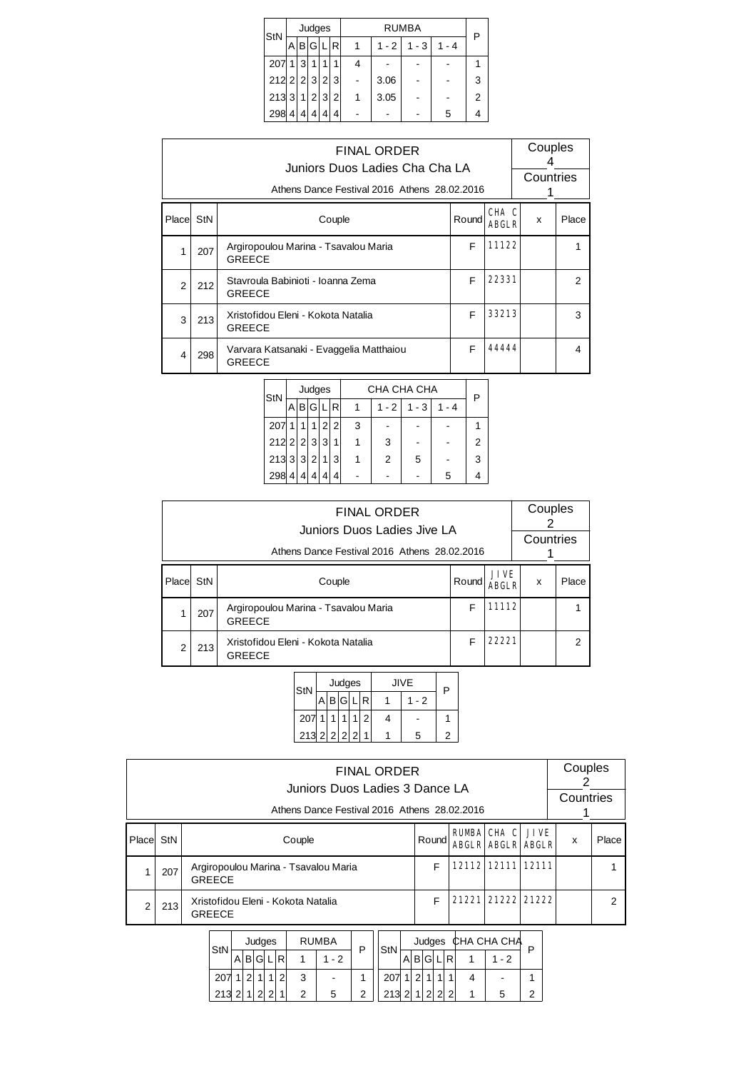| StN | Judges | | | | | RUMBA | | | | P |
|---|---|---|---|---|---|---|---|---|---|---|
| | A | B | G | L | R | 1 | 1 - 2 | 1 - 3 | 1 - 4 | |
| 207 | 1 | 3 | 1 | 1 | 1 | 4 | - | - | - | 1 |
| 212 | 2 | 2 | 3 | 2 | 3 | - | 3.06 | - | - | 3 |
| 213 | 3 | 1 | 2 | 3 | 2 | 1 | 3.05 | - | - | 2 |
| 298 | 4 | 4 | 4 | 4 | 4 | - | - | - | 5 | 4 |

## FINAL ORDER

Juniors Duos Ladies Cha Cha LA

Athens Dance Festival 2016 Athens 28.02.2016

Couples 4

Countries 1

| Place | StN | Couple | Round | CHA C ABGLR | x | Place |
|---|---|---|---|---|---|---|
| 1 | 207 | Argiropoulou Marina - Tsavalou Maria GREECE | F | 11122 | | 1 |
| 2 | 212 | Stavroula Babinioti - Ioanna Zema GREECE | F | 22331 | | 2 |
| 3 | 213 | Xristofidou Eleni - Kokota Natalia GREECE | F | 33213 | | 3 |
| 4 | 298 | Varvara Katsanaki - Evaggelia Matthaiou GREECE | F | 44444 | | 4 |

| StN | Judges | | | | | CHA CHA CHA | | | | P |
|---|---|---|---|---|---|---|---|---|---|---|
| | A | B | G | L | R | 1 | 1 - 2 | 1 - 3 | 1 - 4 | |
| 207 | 1 | 1 | 1 | 2 | 2 | 3 | - | - | - | 1 |
| 212 | 2 | 2 | 3 | 3 | 1 | 1 | 3 | - | - | 2 |
| 213 | 3 | 3 | 2 | 1 | 3 | 1 | 2 | 5 | - | 3 |
| 298 | 4 | 4 | 4 | 4 | 4 | - | - | - | 5 | 4 |

## FINAL ORDER

Juniors Duos Ladies Jive LA

Athens Dance Festival 2016 Athens 28.02.2016

Couples 2

Countries 1

| Place | StN | Couple | Round | JIVE ABGLR | x | Place |
|---|---|---|---|---|---|---|
| 1 | 207 | Argiropoulou Marina - Tsavalou Maria GREECE | F | 11112 | | 1 |
| 2 | 213 | Xristofidou Eleni - Kokota Natalia GREECE | F | 22221 | | 2 |

| StN | Judges | | | | | JIVE | | P |
|---|---|---|---|---|---|---|---|---|
| | A | B | G | L | R | 1 | 1 - 2 | |
| 207 | 1 | 1 | 1 | 1 | 2 | 4 | - | 1 |
| 213 | 2 | 2 | 2 | 2 | 1 | 1 | 5 | 2 |

## FINAL ORDER

Juniors Duos Ladies 3 Dance LA

Athens Dance Festival 2016 Athens 28.02.2016

Couples 2

Countries 1

| Place | StN | Couple | Round | RUMBA ABGLR | CHA C ABGLR | JIVE ABGLR | x | Place |
|---|---|---|---|---|---|---|---|---|
| 1 | 207 | Argiropoulou Marina - Tsavalou Maria GREECE | F | 12112 | 12111 | 12111 | | 1 |
| 2 | 213 | Xristofidou Eleni - Kokota Natalia GREECE | F | 21221 | 21222 | 21222 | | 2 |

| StN | Judges | | | | | RUMBA | | P |
|---|---|---|---|---|---|---|---|---|
| | A | B | G | L | R | 1 | 1 - 2 | |
| 207 | 1 | 2 | 1 | 1 | 2 | 3 | - | 1 |
| 213 | 2 | 1 | 2 | 2 | 1 | 2 | 5 | 2 |

| StN | Judges | | | | | CHA CHA CHA | | P |
|---|---|---|---|---|---|---|---|---|
| | A | B | G | L | R | 1 | 1 - 2 | |
| 207 | 1 | 2 | 1 | 1 | 1 | 4 | - | 1 |
| 213 | 2 | 1 | 2 | 2 | 2 | 1 | 5 | 2 |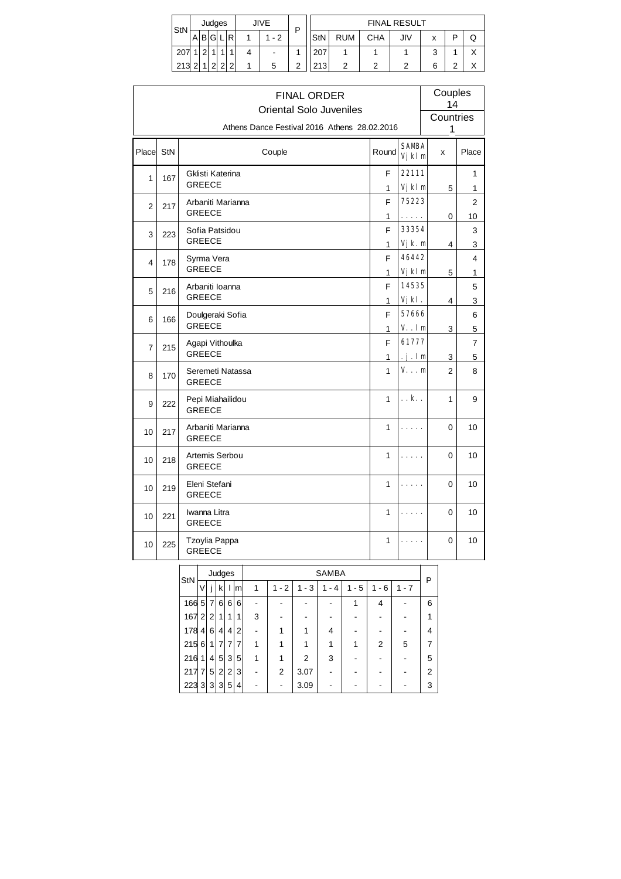| StN | Judges | | | | | JIVE | | P |
|---|---|---|---|---|---|---|---|---|
| | A | B | G | L | R | 1 | 1 - 2 | |
| 207 | 1 | 2 | 1 | 1 | 1 | 4 | - | 1 |
| 213 | 2 | 1 | 2 | 2 | 2 | 1 | 5 | 2 |

| FINAL RESULT | | | | | | |
|---|---|---|---|---|---|---|
| StN | RUM | CHA | JIV | x | P | Q |
| 207 | 1 | 1 | 1 | 3 | 1 | X |
| 213 | 2 | 2 | 2 | 6 | 2 | X |

# FINAL ORDER

## Oriental Solo Juveniles

Athens Dance Festival 2016 Athens 28.02.2016

Couples 14

Countries 1

| Place | StN | Couple | Round | SAMBA Vjklm | x | Place |
|---|---|---|---|---|---|---|
| 1 | 167 | Gklisti Katerina GREECE | F | 22111 | | 1 |
| | | | 1 | Vjklm | 5 | 1 |
| 2 | 217 | Arbaniti Marianna GREECE | F | 75223 | | 2 |
| | | | 1 | ..... | 0 | 10 |
| 3 | 223 | Sofia Patsidou GREECE | F | 33354 | | 3 |
| | | | 1 | Vjk.m | 4 | 3 |
| 4 | 178 | Syrma Vera GREECE | F | 46442 | | 4 |
| | | | 1 | Vjklm | 5 | 1 |
| 5 | 216 | Arbaniti Ioanna GREECE | F | 14535 | | 5 |
| | | | 1 | Vjkl. | 4 | 3 |
| 6 | 166 | Doulgeraki Sofia GREECE | F | 57666 | | 6 |
| | | | 1 | V..lm | 3 | 5 |
| 7 | 215 | Agapi Vithoulka GREECE | F | 61777 | | 7 |
| | | | 1 | .j.lm | 3 | 5 |
| 8 | 170 | Seremeti Natassa GREECE | 1 | V...m | 2 | 8 |
| 9 | 222 | Pepi Miahailidou GREECE | 1 | ..k.. | 1 | 9 |
| 10 | 217 | Arbaniti Marianna GREECE | 1 | ..... | 0 | 10 |
| 10 | 218 | Artemis Serbou GREECE | 1 | ..... | 0 | 10 |
| 10 | 219 | Eleni Stefani GREECE | 1 | ..... | 0 | 10 |
| 10 | 221 | Iwanna Litra GREECE | 1 | ..... | 0 | 10 |
| 10 | 225 | Tzoylia Pappa GREECE | 1 | ..... | 0 | 10 |

| StN | Judges | | | | | SAMBA | | | | | | | P |
|---|---|---|---|---|---|---|---|---|---|---|---|---|---|
| | V | j | k | l | m | 1 | 1 - 2 | 1 - 3 | 1 - 4 | 1 - 5 | 1 - 6 | 1 - 7 | |
| 166 | 5 | 7 | 6 | 6 | 6 | - | - | - | - | 1 | 4 | - | 6 |
| 167 | 2 | 2 | 1 | 1 | 1 | 3 | - | - | - | - | - | - | 1 |
| 178 | 4 | 6 | 4 | 4 | 2 | - | 1 | 1 | 4 | - | - | - | 4 |
| 215 | 6 | 1 | 7 | 7 | 7 | 1 | 1 | 1 | 1 | 1 | 2 | 5 | 7 |
| 216 | 1 | 4 | 5 | 3 | 5 | 1 | 1 | 2 | 3 | - | - | - | 5 |
| 217 | 7 | 5 | 2 | 2 | 3 | - | 2 | 3.07 | - | - | - | - | 2 |
| 223 | 3 | 3 | 3 | 5 | 4 | - | - | 3.09 | - | - | - | - | 3 |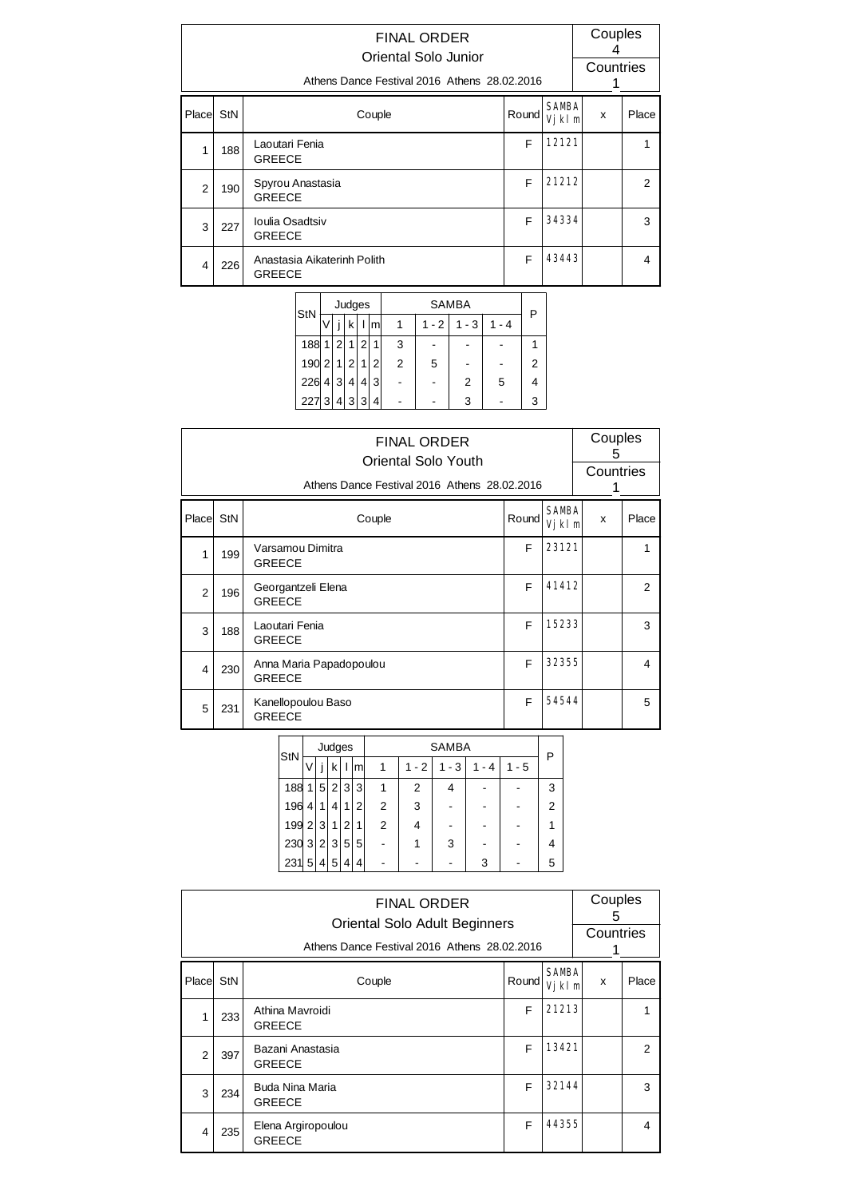## FINAL ORDER

### Oriental Solo Junior

Athens Dance Festival 2016 Athens 28.02.2016

Couples 4
Countries 1

| Place | StN | Couple | Round | SAMBA Vj kl m | x | Place |
|---|---|---|---|---|---|---|
| 1 | 188 | Laoutari Fenia GREECE | F | 12121 | | 1 |
| 2 | 190 | Spyrou Anastasia GREECE | F | 21212 | | 2 |
| 3 | 227 | Ioulia Osadtsiv GREECE | F | 34334 | | 3 |
| 4 | 226 | Anastasia Aikaterinh Polith GREECE | F | 43443 | | 4 |

| StN | Judges | | | | | SAMBA | | | | P |
|---|---|---|---|---|---|---|---|---|---|---|
| | V | j | k | l | m | 1 | 1 - 2 | 1 - 3 | 1 - 4 | |
| 188 | 1 | 2 | 1 | 2 | 1 | 3 | - | - | - | 1 |
| 190 | 2 | 1 | 2 | 1 | 2 | 2 | 5 | - | - | 2 |
| 226 | 4 | 3 | 4 | 4 | 3 | - | - | 2 | 5 | 4 |
| 227 | 3 | 4 | 3 | 3 | 4 | - | - | 3 | - | 3 |

## FINAL ORDER

### Oriental Solo Youth

Athens Dance Festival 2016 Athens 28.02.2016

Couples 5
Countries 1

| Place | StN | Couple | Round | SAMBA Vj kl m | x | Place |
|---|---|---|---|---|---|---|
| 1 | 199 | Varsamou Dimitra GREECE | F | 23121 | | 1 |
| 2 | 196 | Georgantzeli Elena GREECE | F | 41412 | | 2 |
| 3 | 188 | Laoutari Fenia GREECE | F | 15233 | | 3 |
| 4 | 230 | Anna Maria Papadopoulou GREECE | F | 32355 | | 4 |
| 5 | 231 | Kanellopoulou Baso GREECE | F | 54544 | | 5 |

| StN | Judges | | | | | SAMBA | | | | | P |
|---|---|---|---|---|---|---|---|---|---|---|---|
| | V | j | k | l | m | 1 | 1 - 2 | 1 - 3 | 1 - 4 | 1 - 5 | |
| 188 | 1 | 5 | 2 | 3 | 3 | 1 | 2 | 4 | - | - | 3 |
| 196 | 4 | 1 | 4 | 1 | 2 | 2 | 3 | - | - | - | 2 |
| 199 | 2 | 3 | 1 | 2 | 1 | 2 | 4 | - | - | - | 1 |
| 230 | 3 | 2 | 3 | 5 | 5 | - | 1 | 3 | - | - | 4 |
| 231 | 5 | 4 | 5 | 4 | 4 | - | - | - | 3 | - | 5 |

## FINAL ORDER

### Oriental Solo Adult Beginners

Athens Dance Festival 2016 Athens 28.02.2016

Couples 5
Countries 1

| Place | StN | Couple | Round | SAMBA Vj kl m | x | Place |
|---|---|---|---|---|---|---|
| 1 | 233 | Athina Mavroidi GREECE | F | 21213 | | 1 |
| 2 | 397 | Bazani Anastasia GREECE | F | 13421 | | 2 |
| 3 | 234 | Buda Nina Maria GREECE | F | 32144 | | 3 |
| 4 | 235 | Elena Argiropoulou GREECE | F | 44355 | | 4 |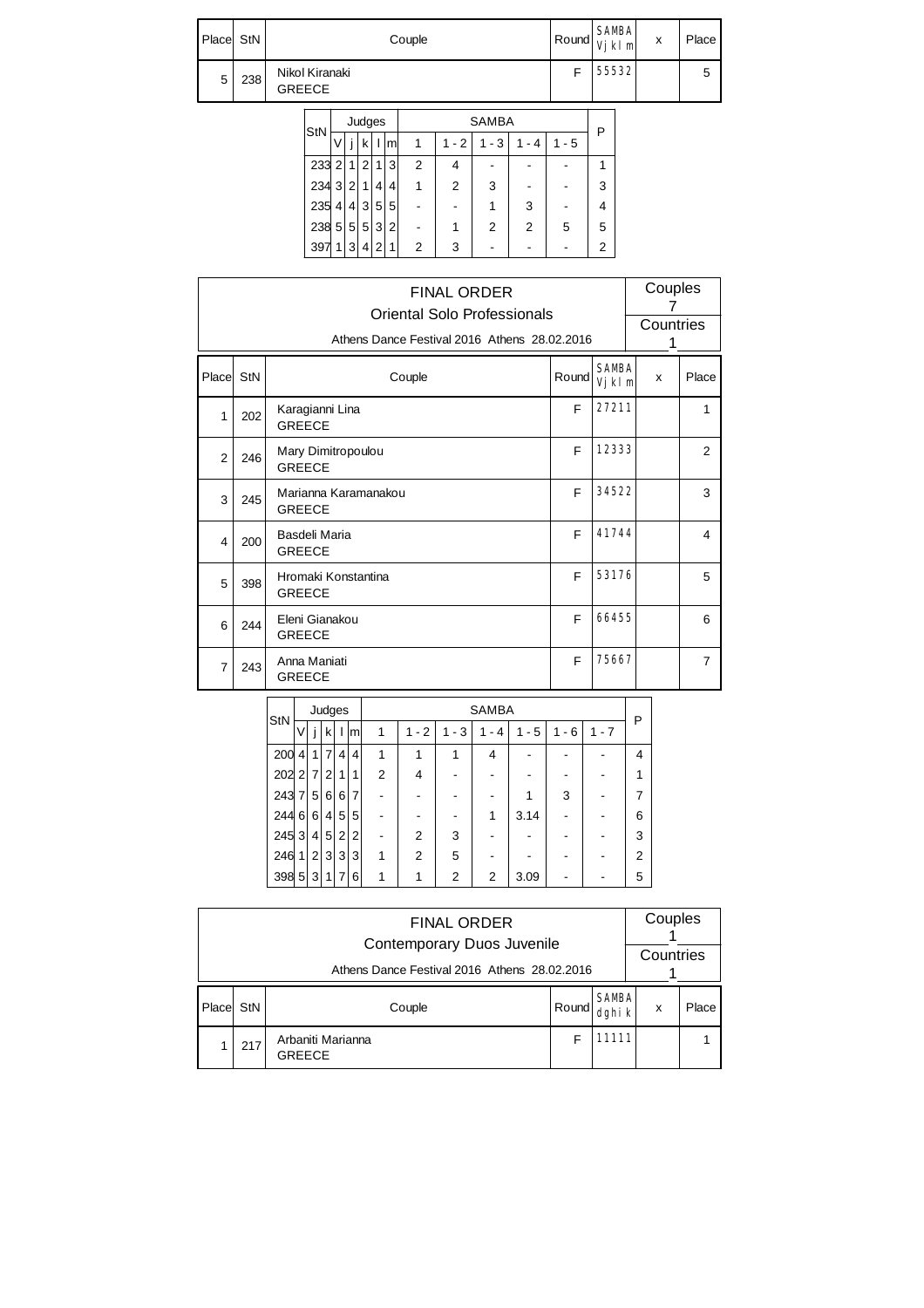| Place | StN | Couple | Round | SAMBA Vj k l m | x | Place |
|---|---|---|---|---|---|---|
| 5 | 238 | Nikol Kiranaki GREECE | F | 5 5 5 3 2 | | 5 |

| StN | Judges | | | | | SAMBA | | | | | P |
|---|---|---|---|---|---|---|---|---|---|---|---|
| | V | j | k | l | m | 1 | 1 - 2 | 1 - 3 | 1 - 4 | 1 - 5 | |
| 233 | 2 | 1 | 2 | 1 | 3 | 2 | 4 | - | - | - | 1 |
| 234 | 3 | 2 | 1 | 4 | 4 | 1 | 2 | 3 | - | - | 3 |
| 235 | 4 | 4 | 3 | 5 | 5 | - | - | 1 | 3 | - | 4 |
| 238 | 5 | 5 | 5 | 3 | 2 | - | 1 | 2 | 2 | 5 | 5 |
| 397 | 1 | 3 | 4 | 2 | 1 | 2 | 3 | - | - | - | 2 |

# FINAL ORDER

## Oriental Solo Professionals

Athens Dance Festival 2016 Athens 28.02.2016

Couples 7

Countries 1

| Place | StN | Couple | Round | SAMBA Vj k l m | x | Place |
|---|---|---|---|---|---|---|
| 1 | 202 | Karagianni Lina GREECE | F | 2 7 2 1 1 | | 1 |
| 2 | 246 | Mary Dimitropoulou GREECE | F | 1 2 3 3 3 | | 2 |
| 3 | 245 | Marianna Karamanakou GREECE | F | 3 4 5 2 2 | | 3 |
| 4 | 200 | Basdeli Maria GREECE | F | 4 1 7 4 4 | | 4 |
| 5 | 398 | Hromaki Konstantina GREECE | F | 5 3 1 7 6 | | 5 |
| 6 | 244 | Eleni Gianakou GREECE | F | 6 6 4 5 5 | | 6 |
| 7 | 243 | Anna Maniati GREECE | F | 7 5 6 6 7 | | 7 |

| StN | Judges | | | | | SAMBA | | | | | | | P |
|---|---|---|---|---|---|---|---|---|---|---|---|---|---|
| | V | j | k | l | m | 1 | 1 - 2 | 1 - 3 | 1 - 4 | 1 - 5 | 1 - 6 | 1 - 7 | |
| 200 | 4 | 1 | 7 | 4 | 4 | 1 | 1 | 1 | 4 | - | - | - | 4 |
| 202 | 2 | 7 | 2 | 1 | 1 | 2 | 4 | - | - | - | - | - | 1 |
| 243 | 7 | 5 | 6 | 6 | 7 | - | - | - | - | 1 | 3 | - | 7 |
| 244 | 6 | 6 | 4 | 5 | 5 | - | - | - | 1 | 3.14 | - | - | 6 |
| 245 | 3 | 4 | 5 | 2 | 2 | - | 2 | 3 | - | - | - | - | 3 |
| 246 | 1 | 2 | 3 | 3 | 3 | 1 | 2 | 5 | - | - | - | - | 2 |
| 398 | 5 | 3 | 1 | 7 | 6 | 1 | 1 | 2 | 2 | 3.09 | - | - | 5 |

# FINAL ORDER

## Contemporary Duos Juvenile

Athens Dance Festival 2016 Athens 28.02.2016

Couples 1

Countries 1

| Place | StN | Couple | Round | SAMBA dghi k | x | Place |
|---|---|---|---|---|---|---|
| 1 | 217 | Arbaniti Marianna GREECE | F | 1 1 1 1 1 | | 1 |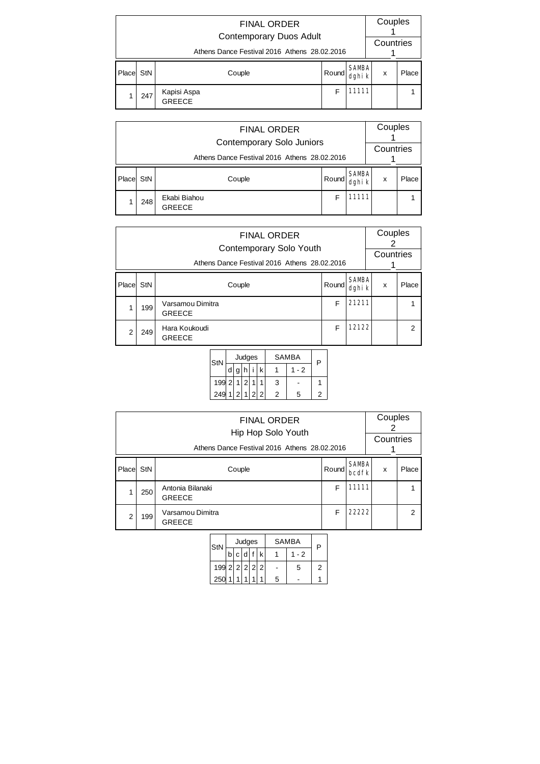## FINAL ORDER

### Contemporary Duos Adult

Athens Dance Festival 2016 Athens 28.02.2016

Couples: 1
Countries: 1

| Place | StN | Couple | Round | SAMBA dghik | x | Place |
|---|---|---|---|---|---|---|
| 1 | 247 | Kapisi Aspa GREECE | F | 11111 | | 1 |

## FINAL ORDER

### Contemporary Solo Juniors

Athens Dance Festival 2016 Athens 28.02.2016

Couples: 1
Countries: 1

| Place | StN | Couple | Round | SAMBA dghik | x | Place |
|---|---|---|---|---|---|---|
| 1 | 248 | Ekabi Biahou GREECE | F | 11111 | | 1 |

## FINAL ORDER

### Contemporary Solo Youth

Athens Dance Festival 2016 Athens 28.02.2016

Couples: 2
Countries: 1

| Place | StN | Couple | Round | SAMBA dghik | x | Place |
|---|---|---|---|---|---|---|
| 1 | 199 | Varsamou Dimitra GREECE | F | 21211 | | 1 |
| 2 | 249 | Hara Koukoudi GREECE | F | 12122 | | 2 |

| StN | Judges | | | | | SAMBA | | P |
|---|---|---|---|---|---|---|---|---|
| | d | g | h | i | k | 1 | 1 - 2 | |
| 199 | 2 | 1 | 2 | 1 | 1 | 3 | - | 1 |
| 249 | 1 | 2 | 1 | 2 | 2 | 2 | 5 | 2 |

## FINAL ORDER

### Hip Hop Solo Youth

Athens Dance Festival 2016 Athens 28.02.2016

Couples: 2
Countries: 1

| Place | StN | Couple | Round | SAMBA bcdfk | x | Place |
|---|---|---|---|---|---|---|
| 1 | 250 | Antonia Bilanaki GREECE | F | 11111 | | 1 |
| 2 | 199 | Varsamou Dimitra GREECE | F | 22222 | | 2 |

| StN | Judges | | | | | SAMBA | | P |
|---|---|---|---|---|---|---|---|---|
| | b | c | d | f | k | 1 | 1 - 2 | |
| 199 | 2 | 2 | 2 | 2 | 2 | - | 5 | 2 |
| 250 | 1 | 1 | 1 | 1 | 1 | 5 | - | 1 |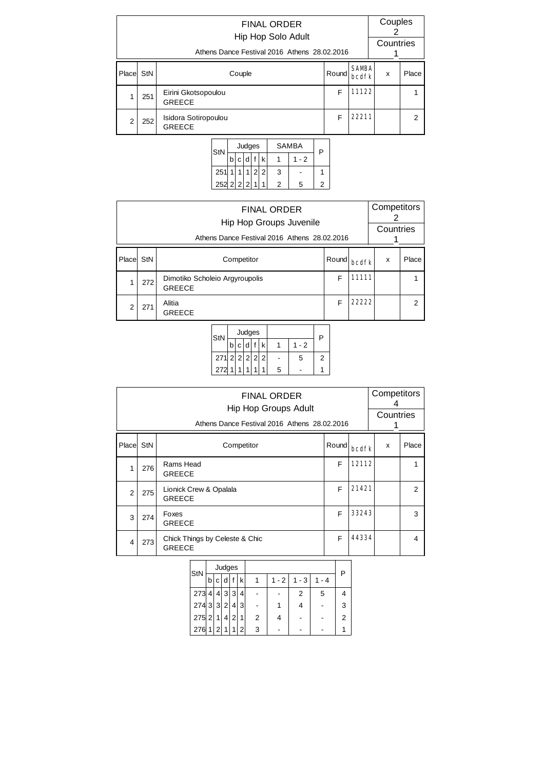## FINAL ORDER
### Hip Hop Solo Adult
Athens Dance Festival 2016 Athens 28.02.2016

Couples 2
Countries 1

| Place | StN | Couple | Round | SAMBA bcdfk | x | Place |
|---|---|---|---|---|---|---|
| 1 | 251 | Eirini Gkotsopoulou GREECE | F | 11122 | | 1 |
| 2 | 252 | Isidora Sotiropoulou GREECE | F | 22211 | | 2 |

| StN | Judges | | | | | SAMBA | | P |
|---|---|---|---|---|---|---|---|---|
| | b | c | d | f | k | 1 | 1 - 2 | |
| 251 | 1 | 1 | 1 | 2 | 2 | 3 | - | 1 |
| 252 | 2 | 2 | 2 | 1 | 1 | 2 | 5 | 2 |

## FINAL ORDER
### Hip Hop Groups Juvenile
Athens Dance Festival 2016 Athens 28.02.2016

Competitors 2
Countries 1

| Place | StN | Competitor | Round | bcdfk | x | Place |
|---|---|---|---|---|---|---|
| 1 | 272 | Dimotiko Scholeio Argyroupolis GREECE | F | 11111 | | 1 |
| 2 | 271 | Alitia GREECE | F | 22222 | | 2 |

| StN | Judges | | | | | | | P |
|---|---|---|---|---|---|---|---|---|
| | b | c | d | f | k | 1 | 1 - 2 | |
| 271 | 2 | 2 | 2 | 2 | 2 | - | 5 | 2 |
| 272 | 1 | 1 | 1 | 1 | 1 | 5 | - | 1 |

## FINAL ORDER
### Hip Hop Groups Adult
Athens Dance Festival 2016 Athens 28.02.2016

Competitors 4
Countries 1

| Place | StN | Competitor | Round | bcdfk | x | Place |
|---|---|---|---|---|---|---|
| 1 | 276 | Rams Head GREECE | F | 12112 | | 1 |
| 2 | 275 | Lionick Crew & Opalala GREECE | F | 21421 | | 2 |
| 3 | 274 | Foxes GREECE | F | 33243 | | 3 |
| 4 | 273 | Chick Things by Celeste & Chic GREECE | F | 44334 | | 4 |

| StN | Judges | | | | | | | | | P |
|---|---|---|---|---|---|---|---|---|---|---|
| | b | c | d | f | k | 1 | 1 - 2 | 1 - 3 | 1 - 4 | |
| 273 | 4 | 4 | 3 | 3 | 4 | - | - | 2 | 5 | 4 |
| 274 | 3 | 3 | 2 | 4 | 3 | - | 1 | 4 | - | 3 |
| 275 | 2 | 1 | 4 | 2 | 1 | 2 | 4 | - | - | 2 |
| 276 | 1 | 2 | 1 | 1 | 2 | 3 | - | - | - | 1 |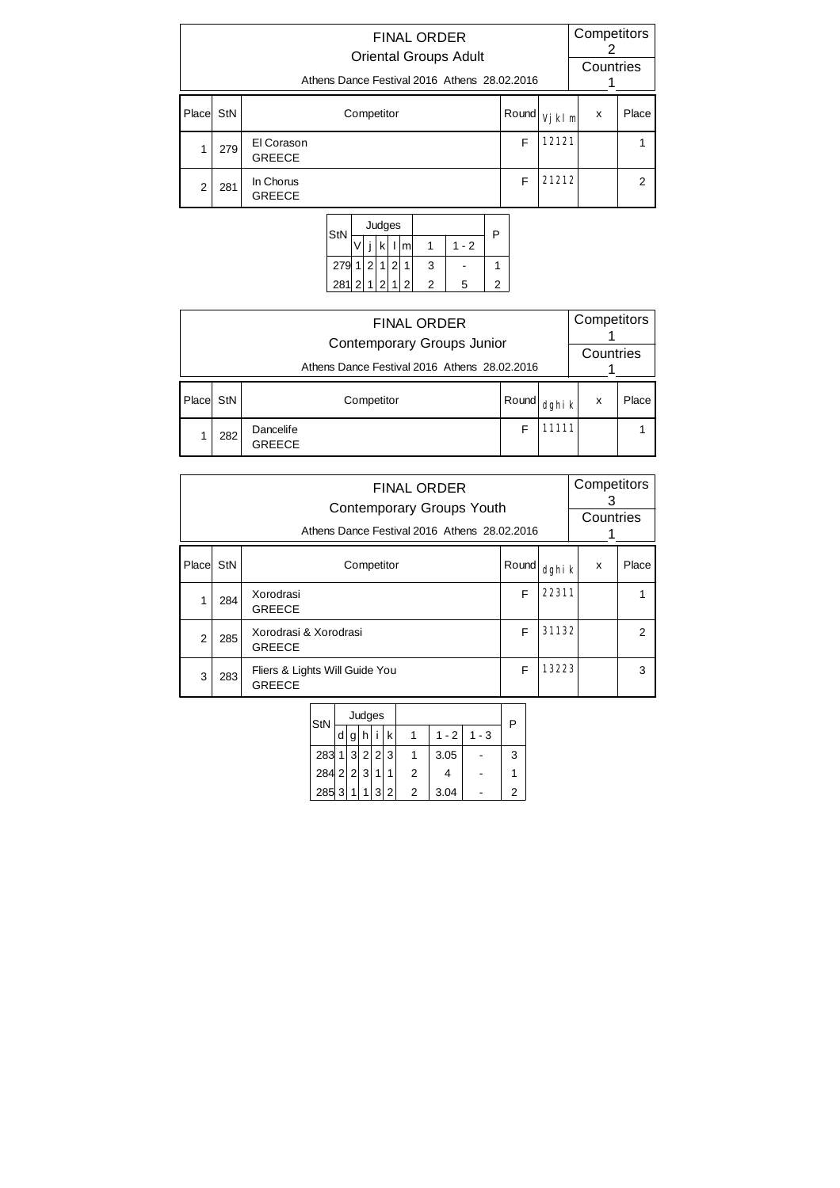## FINAL ORDER

### Oriental Groups Adult

Athens Dance Festival 2016 Athens 28.02.2016

Competitors: 2
Countries: 1

| Place | StN | Competitor | Round | Vjklm | x | Place |
|---|---|---|---|---|---|---|
| 1 | 279 | El Corason GREECE | F | 12121 | | 1 |
| 2 | 281 | In Chorus GREECE | F | 21212 | | 2 |

| StN | Judges | | | | | | | P |
|---|---|---|---|---|---|---|---|---|
| | V | j | k | l | m | 1 | 1 - 2 | |
| 279 | 1 | 2 | 1 | 2 | 1 | 3 | - | 1 |
| 281 | 2 | 1 | 2 | 1 | 2 | 2 | 5 | 2 |

## FINAL ORDER

### Contemporary Groups Junior

Athens Dance Festival 2016 Athens 28.02.2016

Competitors: 1
Countries: 1

| Place | StN | Competitor | Round | dghik | x | Place |
|---|---|---|---|---|---|---|
| 1 | 282 | Dancelife GREECE | F | 11111 | | 1 |

## FINAL ORDER

### Contemporary Groups Youth

Athens Dance Festival 2016 Athens 28.02.2016

Competitors: 3
Countries: 1

| Place | StN | Competitor | Round | dghik | x | Place |
|---|---|---|---|---|---|---|
| 1 | 284 | Xorodrasi GREECE | F | 22311 | | 1 |
| 2 | 285 | Xorodrasi & Xorodrasi GREECE | F | 31132 | | 2 |
| 3 | 283 | Fliers & Lights Will Guide You GREECE | F | 13223 | | 3 |

| StN | Judges | | | | | | | | P |
|---|---|---|---|---|---|---|---|---|---|
| | d | g | h | i | k | 1 | 1 - 2 | 1 - 3 | |
| 283 | 1 | 3 | 2 | 2 | 3 | 1 | 3.05 | - | 3 |
| 284 | 2 | 2 | 3 | 1 | 1 | 2 | 4 | - | 1 |
| 285 | 3 | 1 | 1 | 3 | 2 | 2 | 3.04 | - | 2 |